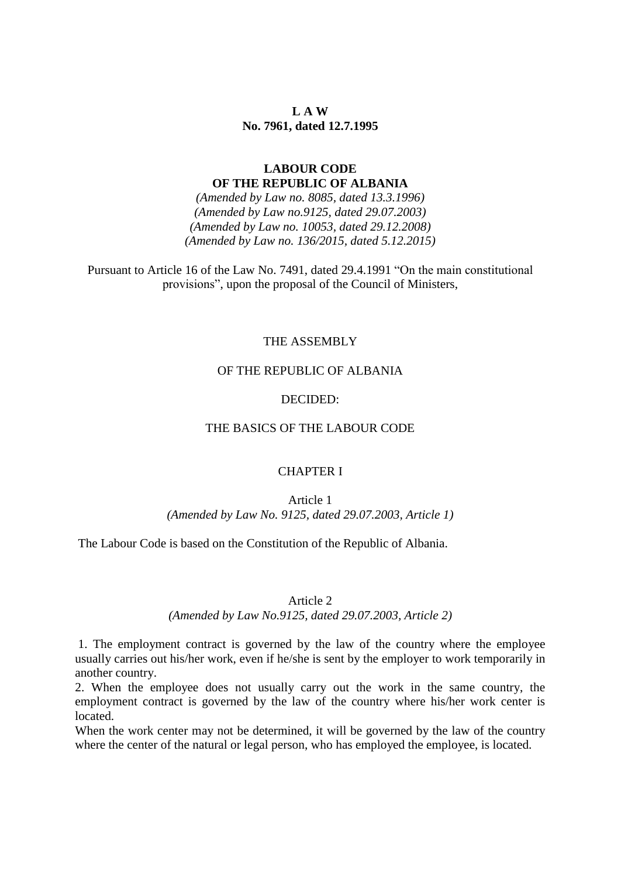# L A W
# No. 7961, dated 12.7.1995

## LABOUR CODE
## OF THE REPUBLIC OF ALBANIA

*(Amended by Law no. 8085, dated 13.3.1996)*
*(Amended by Law no.9125, dated 29.07.2003)*
*(Amended by Law no. 10053, dated 29.12.2008)*
*(Amended by Law no. 136/2015, dated 5.12.2015)*

Pursuant to Article 16 of the Law No. 7491, dated 29.4.1991 “On the main constitutional provisions”, upon the proposal of the Council of Ministers,

THE ASSEMBLY

OF THE REPUBLIC OF ALBANIA

DECIDED:

THE BASICS OF THE LABOUR CODE

### CHAPTER I

#### Article 1
*(Amended by Law No. 9125, dated 29.07.2003, Article 1)*

The Labour Code is based on the Constitution of the Republic of Albania.

#### Article 2
*(Amended by Law No.9125, dated 29.07.2003, Article 2)*

1. The employment contract is governed by the law of the country where the employee usually carries out his/her work, even if he/she is sent by the employer to work temporarily in another country.
2. When the employee does not usually carry out the work in the same country, the employment contract is governed by the law of the country where his/her work center is located.

When the work center may not be determined, it will be governed by the law of the country where the center of the natural or legal person, who has employed the employee, is located.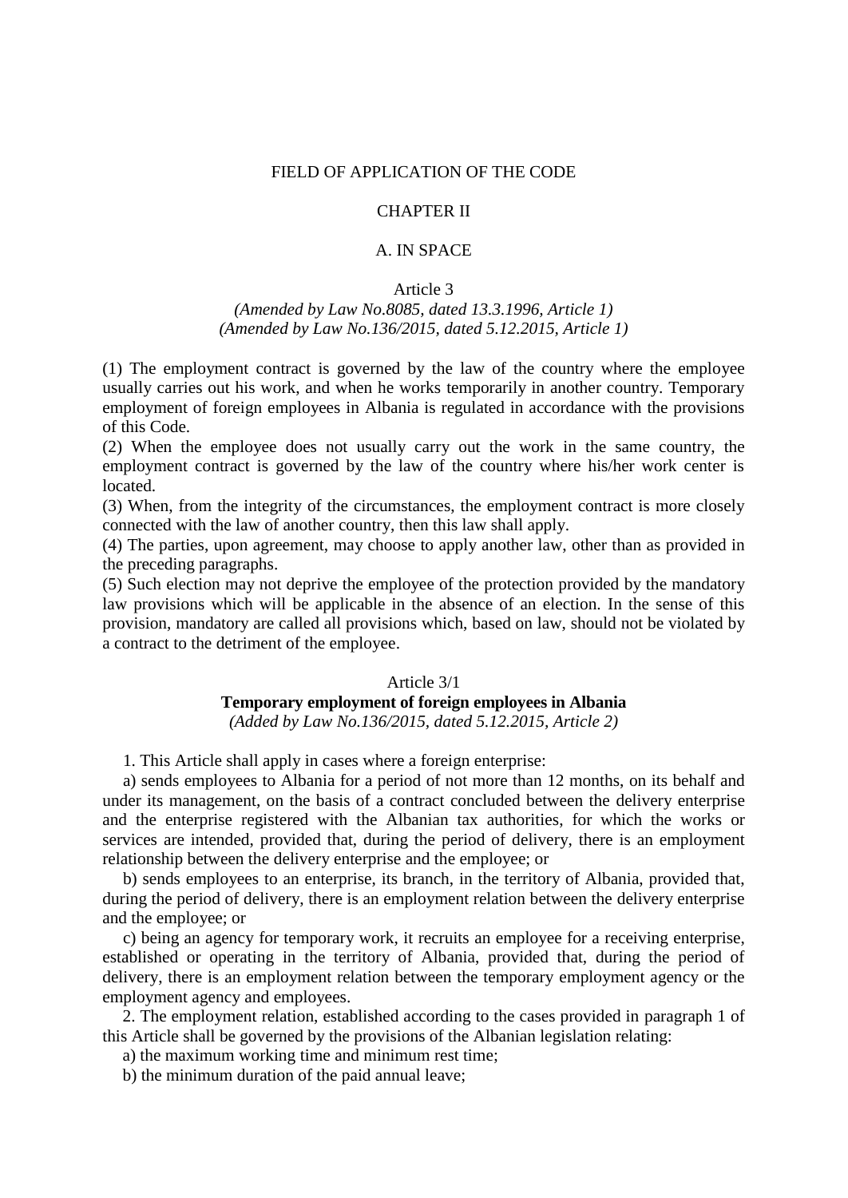FIELD OF APPLICATION OF THE CODE

## CHAPTER II

### A. IN SPACE

#### Article 3

*(Amended by Law No.8085, dated 13.3.1996, Article 1)*
*(Amended by Law No.136/2015, dated 5.12.2015, Article 1)*

(1) The employment contract is governed by the law of the country where the employee usually carries out his work, and when he works temporarily in another country. Temporary employment of foreign employees in Albania is regulated in accordance with the provisions of this Code.
(2) When the employee does not usually carry out the work in the same country, the employment contract is governed by the law of the country where his/her work center is located.
(3) When, from the integrity of the circumstances, the employment contract is more closely connected with the law of another country, then this law shall apply.
(4) The parties, upon agreement, may choose to apply another law, other than as provided in the preceding paragraphs.
(5) Such election may not deprive the employee of the protection provided by the mandatory law provisions which will be applicable in the absence of an election. In the sense of this provision, mandatory are called all provisions which, based on law, should not be violated by a contract to the detriment of the employee.

#### Article 3/1

**Temporary employment of foreign employees in Albania**

*(Added by Law No.136/2015, dated 5.12.2015, Article 2)*

1. This Article shall apply in cases where a foreign enterprise:

a) sends employees to Albania for a period of not more than 12 months, on its behalf and under its management, on the basis of a contract concluded between the delivery enterprise and the enterprise registered with the Albanian tax authorities, for which the works or services are intended, provided that, during the period of delivery, there is an employment relationship between the delivery enterprise and the employee; or

b) sends employees to an enterprise, its branch, in the territory of Albania, provided that, during the period of delivery, there is an employment relation between the delivery enterprise and the employee; or

c) being an agency for temporary work, it recruits an employee for a receiving enterprise, established or operating in the territory of Albania, provided that, during the period of delivery, there is an employment relation between the temporary employment agency or the employment agency and employees.

2. The employment relation, established according to the cases provided in paragraph 1 of this Article shall be governed by the provisions of the Albanian legislation relating:

a) the maximum working time and minimum rest time;

b) the minimum duration of the paid annual leave;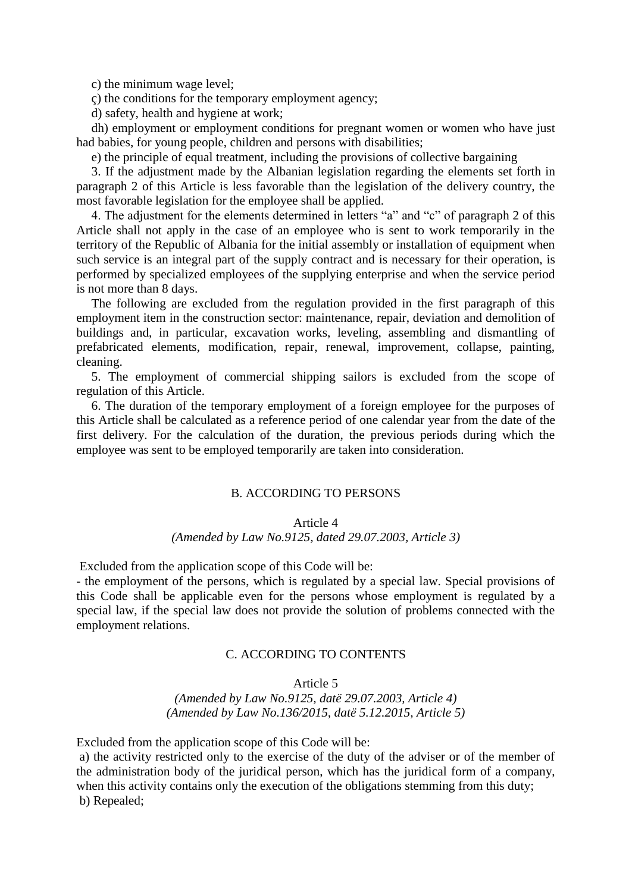c) the minimum wage level;

ç) the conditions for the temporary employment agency;

d) safety, health and hygiene at work;

dh) employment or employment conditions for pregnant women or women who have just had babies, for young people, children and persons with disabilities;

e) the principle of equal treatment, including the provisions of collective bargaining

3. If the adjustment made by the Albanian legislation regarding the elements set forth in paragraph 2 of this Article is less favorable than the legislation of the delivery country, the most favorable legislation for the employee shall be applied.

4. The adjustment for the elements determined in letters "a" and "c" of paragraph 2 of this Article shall not apply in the case of an employee who is sent to work temporarily in the territory of the Republic of Albania for the initial assembly or installation of equipment when such service is an integral part of the supply contract and is necessary for their operation, is performed by specialized employees of the supplying enterprise and when the service period is not more than 8 days.

The following are excluded from the regulation provided in the first paragraph of this employment item in the construction sector: maintenance, repair, deviation and demolition of buildings and, in particular, excavation works, leveling, assembling and dismantling of prefabricated elements, modification, repair, renewal, improvement, collapse, painting, cleaning.

5. The employment of commercial shipping sailors is excluded from the scope of regulation of this Article.

6. The duration of the temporary employment of a foreign employee for the purposes of this Article shall be calculated as a reference period of one calendar year from the date of the first delivery. For the calculation of the duration, the previous periods during which the employee was sent to be employed temporarily are taken into consideration.

## B. ACCORDING TO PERSONS

### Article 4

*(Amended by Law No.9125, dated 29.07.2003, Article 3)*

Excluded from the application scope of this Code will be:

- the employment of the persons, which is regulated by a special law. Special provisions of this Code shall be applicable even for the persons whose employment is regulated by a special law, if the special law does not provide the solution of problems connected with the employment relations.

## C. ACCORDING TO CONTENTS

### Article 5

*(Amended by Law No.9125, datë 29.07.2003, Article 4)*
*(Amended by Law No.136/2015, datë 5.12.2015, Article 5)*

Excluded from the application scope of this Code will be:

a) the activity restricted only to the exercise of the duty of the adviser or of the member of the administration body of the juridical person, which has the juridical form of a company, when this activity contains only the execution of the obligations stemming from this duty;

b) Repealed;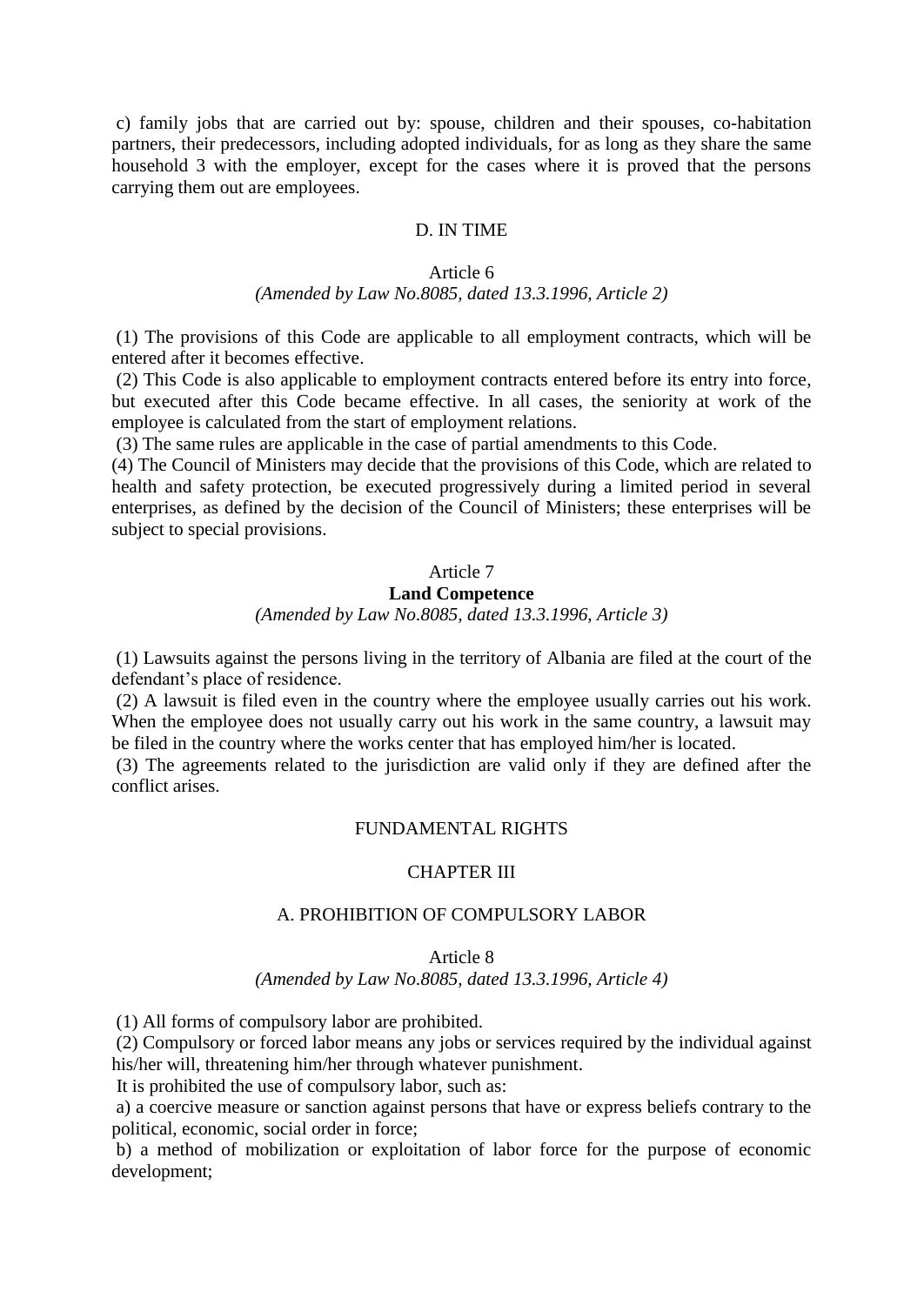c) family jobs that are carried out by: spouse, children and their spouses, co-habitation partners, their predecessors, including adopted individuals, for as long as they share the same household 3 with the employer, except for the cases where it is proved that the persons carrying them out are employees.

### D. IN TIME

### Article 6

*(Amended by Law No.8085, dated 13.3.1996, Article 2)*

(1) The provisions of this Code are applicable to all employment contracts, which will be entered after it becomes effective.

(2) This Code is also applicable to employment contracts entered before its entry into force, but executed after this Code became effective. In all cases, the seniority at work of the employee is calculated from the start of employment relations.

(3) The same rules are applicable in the case of partial amendments to this Code.

(4) The Council of Ministers may decide that the provisions of this Code, which are related to health and safety protection, be executed progressively during a limited period in several enterprises, as defined by the decision of the Council of Ministers; these enterprises will be subject to special provisions.

### Article 7

**Land Competence**

*(Amended by Law No.8085, dated 13.3.1996, Article 3)*

(1) Lawsuits against the persons living in the territory of Albania are filed at the court of the defendant's place of residence.

(2) A lawsuit is filed even in the country where the employee usually carries out his work. When the employee does not usually carry out his work in the same country, a lawsuit may be filed in the country where the works center that has employed him/her is located.

(3) The agreements related to the jurisdiction are valid only if they are defined after the conflict arises.

## FUNDAMENTAL RIGHTS

## CHAPTER III

### A. PROHIBITION OF COMPULSORY LABOR

### Article 8

*(Amended by Law No.8085, dated 13.3.1996, Article 4)*

(1) All forms of compulsory labor are prohibited.

(2) Compulsory or forced labor means any jobs or services required by the individual against his/her will, threatening him/her through whatever punishment.

It is prohibited the use of compulsory labor, such as:

a) a coercive measure or sanction against persons that have or express beliefs contrary to the political, economic, social order in force;

b) a method of mobilization or exploitation of labor force for the purpose of economic development;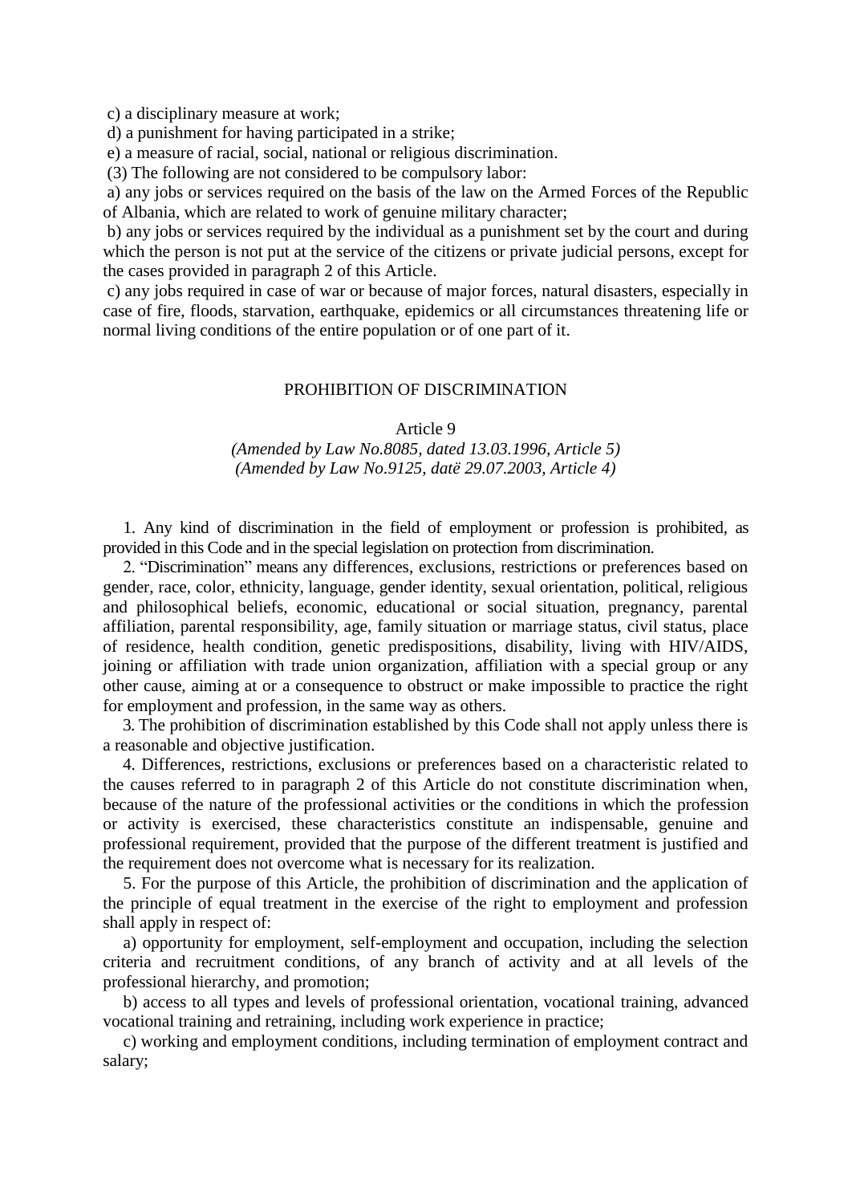c) a disciplinary measure at work;

d) a punishment for having participated in a strike;

e) a measure of racial, social, national or religious discrimination.

(3) The following are not considered to be compulsory labor:

a) any jobs or services required on the basis of the law on the Armed Forces of the Republic of Albania, which are related to work of genuine military character;

b) any jobs or services required by the individual as a punishment set by the court and during which the person is not put at the service of the citizens or private judicial persons, except for the cases provided in paragraph 2 of this Article.

c) any jobs required in case of war or because of major forces, natural disasters, especially in case of fire, floods, starvation, earthquake, epidemics or all circumstances threatening life or normal living conditions of the entire population or of one part of it.

## PROHIBITION OF DISCRIMINATION

### Article 9

*(Amended by Law No.8085, dated 13.03.1996, Article 5)*
*(Amended by Law No.9125, datë 29.07.2003, Article 4)*

1. Any kind of discrimination in the field of employment or profession is prohibited, as provided in this Code and in the special legislation on protection from discrimination.

2. "Discrimination" means any differences, exclusions, restrictions or preferences based on gender, race, color, ethnicity, language, gender identity, sexual orientation, political, religious and philosophical beliefs, economic, educational or social situation, pregnancy, parental affiliation, parental responsibility, age, family situation or marriage status, civil status, place of residence, health condition, genetic predispositions, disability, living with HIV/AIDS, joining or affiliation with trade union organization, affiliation with a special group or any other cause, aiming at or a consequence to obstruct or make impossible to practice the right for employment and profession, in the same way as others.

3. The prohibition of discrimination established by this Code shall not apply unless there is a reasonable and objective justification.

4. Differences, restrictions, exclusions or preferences based on a characteristic related to the causes referred to in paragraph 2 of this Article do not constitute discrimination when, because of the nature of the professional activities or the conditions in which the profession or activity is exercised, these characteristics constitute an indispensable, genuine and professional requirement, provided that the purpose of the different treatment is justified and the requirement does not overcome what is necessary for its realization.

5. For the purpose of this Article, the prohibition of discrimination and the application of the principle of equal treatment in the exercise of the right to employment and profession shall apply in respect of:

a) opportunity for employment, self-employment and occupation, including the selection criteria and recruitment conditions, of any branch of activity and at all levels of the professional hierarchy, and promotion;

b) access to all types and levels of professional orientation, vocational training, advanced vocational training and retraining, including work experience in practice;

c) working and employment conditions, including termination of employment contract and salary;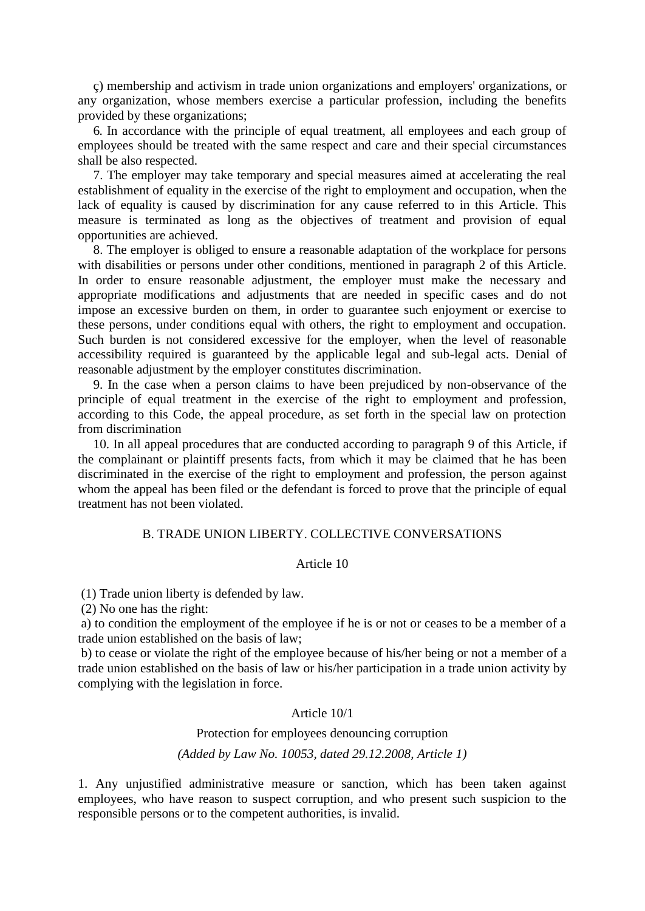ç) membership and activism in trade union organizations and employers' organizations, or any organization, whose members exercise a particular profession, including the benefits provided by these organizations;

6. In accordance with the principle of equal treatment, all employees and each group of employees should be treated with the same respect and care and their special circumstances shall be also respected.

7. The employer may take temporary and special measures aimed at accelerating the real establishment of equality in the exercise of the right to employment and occupation, when the lack of equality is caused by discrimination for any cause referred to in this Article. This measure is terminated as long as the objectives of treatment and provision of equal opportunities are achieved.

8. The employer is obliged to ensure a reasonable adaptation of the workplace for persons with disabilities or persons under other conditions, mentioned in paragraph 2 of this Article. In order to ensure reasonable adjustment, the employer must make the necessary and appropriate modifications and adjustments that are needed in specific cases and do not impose an excessive burden on them, in order to guarantee such enjoyment or exercise to these persons, under conditions equal with others, the right to employment and occupation. Such burden is not considered excessive for the employer, when the level of reasonable accessibility required is guaranteed by the applicable legal and sub-legal acts. Denial of reasonable adjustment by the employer constitutes discrimination.

9. In the case when a person claims to have been prejudiced by non-observance of the principle of equal treatment in the exercise of the right to employment and profession, according to this Code, the appeal procedure, as set forth in the special law on protection from discrimination

10. In all appeal procedures that are conducted according to paragraph 9 of this Article, if the complainant or plaintiff presents facts, from which it may be claimed that he has been discriminated in the exercise of the right to employment and profession, the person against whom the appeal has been filed or the defendant is forced to prove that the principle of equal treatment has not been violated.

## B. TRADE UNION LIBERTY. COLLECTIVE CONVERSATIONS

### Article 10

(1) Trade union liberty is defended by law.

(2) No one has the right:

a) to condition the employment of the employee if he is or not or ceases to be a member of a trade union established on the basis of law;

b) to cease or violate the right of the employee because of his/her being or not a member of a trade union established on the basis of law or his/her participation in a trade union activity by complying with the legislation in force.

### Article 10/1

### Protection for employees denouncing corruption

*(Added by Law No. 10053, dated 29.12.2008, Article 1)*

1. Any unjustified administrative measure or sanction, which has been taken against employees, who have reason to suspect corruption, and who present such suspicion to the responsible persons or to the competent authorities, is invalid.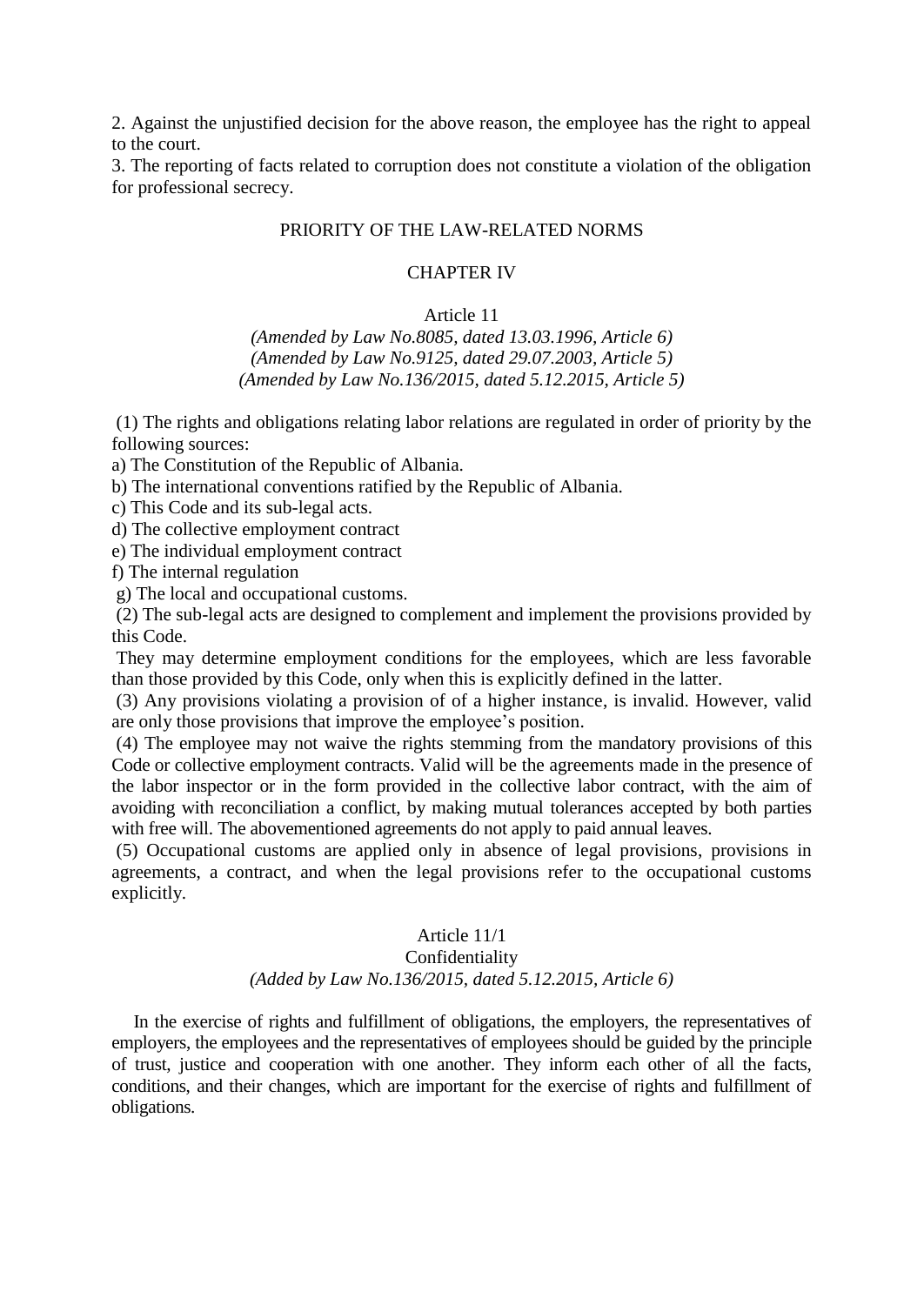2. Against the unjustified decision for the above reason, the employee has the right to appeal to the court.

3. The reporting of facts related to corruption does not constitute a violation of the obligation for professional secrecy.

## PRIORITY OF THE LAW-RELATED NORMS

## CHAPTER IV

### Article 11

*(Amended by Law No.8085, dated 13.03.1996, Article 6)*
*(Amended by Law No.9125, dated 29.07.2003, Article 5)*
*(Amended by Law No.136/2015, dated 5.12.2015, Article 5)*

(1) The rights and obligations relating labor relations are regulated in order of priority by the following sources:

a) The Constitution of the Republic of Albania.

b) The international conventions ratified by the Republic of Albania.

c) This Code and its sub-legal acts.

d) The collective employment contract

e) The individual employment contract

f) The internal regulation

g) The local and occupational customs.

(2) The sub-legal acts are designed to complement and implement the provisions provided by this Code.

They may determine employment conditions for the employees, which are less favorable than those provided by this Code, only when this is explicitly defined in the latter.

(3) Any provisions violating a provision of of a higher instance, is invalid. However, valid are only those provisions that improve the employee's position.

(4) The employee may not waive the rights stemming from the mandatory provisions of this Code or collective employment contracts. Valid will be the agreements made in the presence of the labor inspector or in the form provided in the collective labor contract, with the aim of avoiding with reconciliation a conflict, by making mutual tolerances accepted by both parties with free will. The abovementioned agreements do not apply to paid annual leaves.

(5) Occupational customs are applied only in absence of legal provisions, provisions in agreements, a contract, and when the legal provisions refer to the occupational customs explicitly.

### Article 11/1
### Confidentiality

*(Added by Law No.136/2015, dated 5.12.2015, Article 6)*

In the exercise of rights and fulfillment of obligations, the employers, the representatives of employers, the employees and the representatives of employees should be guided by the principle of trust, justice and cooperation with one another. They inform each other of all the facts, conditions, and their changes, which are important for the exercise of rights and fulfillment of obligations.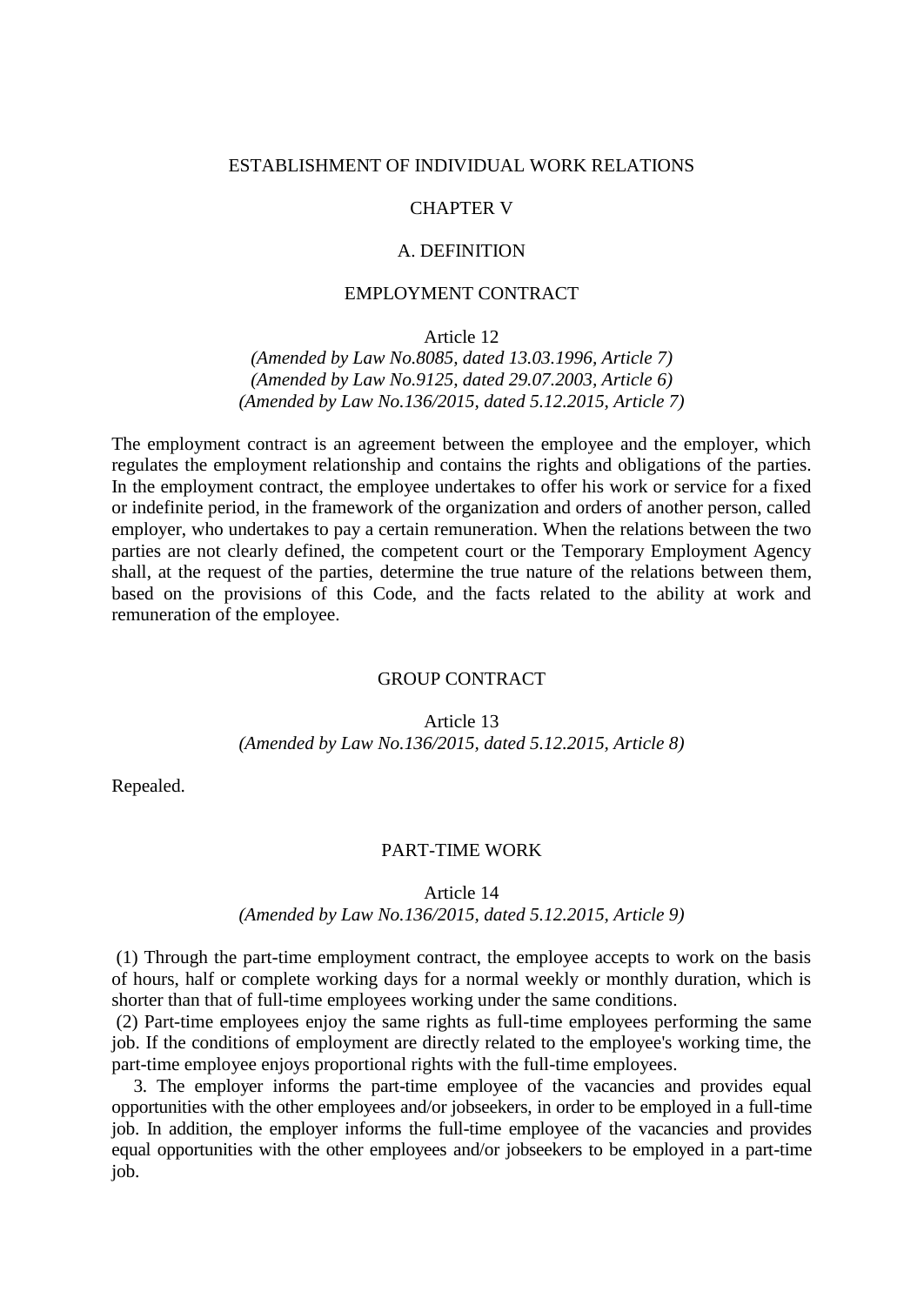## ESTABLISHMENT OF INDIVIDUAL WORK RELATIONS

## CHAPTER V

### A. DEFINITION

### EMPLOYMENT CONTRACT

#### Article 12

*(Amended by Law No.8085, dated 13.03.1996, Article 7)*
*(Amended by Law No.9125, dated 29.07.2003, Article 6)*
*(Amended by Law No.136/2015, dated 5.12.2015, Article 7)*

The employment contract is an agreement between the employee and the employer, which regulates the employment relationship and contains the rights and obligations of the parties. In the employment contract, the employee undertakes to offer his work or service for a fixed or indefinite period, in the framework of the organization and orders of another person, called employer, who undertakes to pay a certain remuneration. When the relations between the two parties are not clearly defined, the competent court or the Temporary Employment Agency shall, at the request of the parties, determine the true nature of the relations between them, based on the provisions of this Code, and the facts related to the ability at work and remuneration of the employee.

### GROUP CONTRACT

#### Article 13

*(Amended by Law No.136/2015, dated 5.12.2015, Article 8)*

Repealed.

### PART-TIME WORK

#### Article 14

*(Amended by Law No.136/2015, dated 5.12.2015, Article 9)*

(1) Through the part-time employment contract, the employee accepts to work on the basis of hours, half or complete working days for a normal weekly or monthly duration, which is shorter than that of full-time employees working under the same conditions.
(2) Part-time employees enjoy the same rights as full-time employees performing the same job. If the conditions of employment are directly related to the employee's working time, the part-time employee enjoys proportional rights with the full-time employees.
3. The employer informs the part-time employee of the vacancies and provides equal opportunities with the other employees and/or jobseekers, in order to be employed in a full-time job. In addition, the employer informs the full-time employee of the vacancies and provides equal opportunities with the other employees and/or jobseekers to be employed in a part-time job.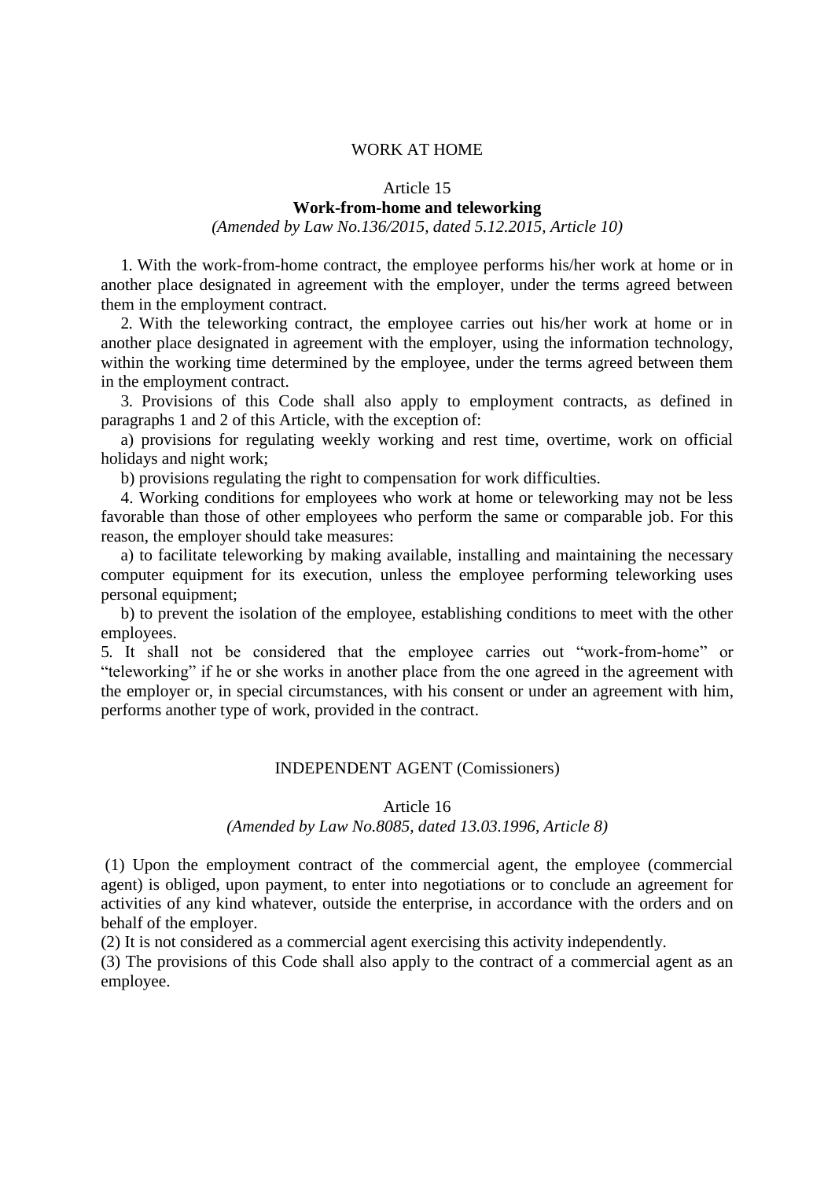## WORK AT HOME

### Article 15

**Work-from-home and teleworking**

*(Amended by Law No.136/2015, dated 5.12.2015, Article 10)*

1. With the work-from-home contract, the employee performs his/her work at home or in another place designated in agreement with the employer, under the terms agreed between them in the employment contract.

2. With the teleworking contract, the employee carries out his/her work at home or in another place designated in agreement with the employer, using the information technology, within the working time determined by the employee, under the terms agreed between them in the employment contract.

3. Provisions of this Code shall also apply to employment contracts, as defined in paragraphs 1 and 2 of this Article, with the exception of:

a) provisions for regulating weekly working and rest time, overtime, work on official holidays and night work;

b) provisions regulating the right to compensation for work difficulties.

4. Working conditions for employees who work at home or teleworking may not be less favorable than those of other employees who perform the same or comparable job. For this reason, the employer should take measures:

a) to facilitate teleworking by making available, installing and maintaining the necessary computer equipment for its execution, unless the employee performing teleworking uses personal equipment;

b) to prevent the isolation of the employee, establishing conditions to meet with the other employees.

5. It shall not be considered that the employee carries out "work-from-home" or "teleworking" if he or she works in another place from the one agreed in the agreement with the employer or, in special circumstances, with his consent or under an agreement with him, performs another type of work, provided in the contract.

## INDEPENDENT AGENT (Comissioners)

### Article 16

*(Amended by Law No.8085, dated 13.03.1996, Article 8)*

(1) Upon the employment contract of the commercial agent, the employee (commercial agent) is obliged, upon payment, to enter into negotiations or to conclude an agreement for activities of any kind whatever, outside the enterprise, in accordance with the orders and on behalf of the employer.

(2) It is not considered as a commercial agent exercising this activity independently.

(3) The provisions of this Code shall also apply to the contract of a commercial agent as an employee.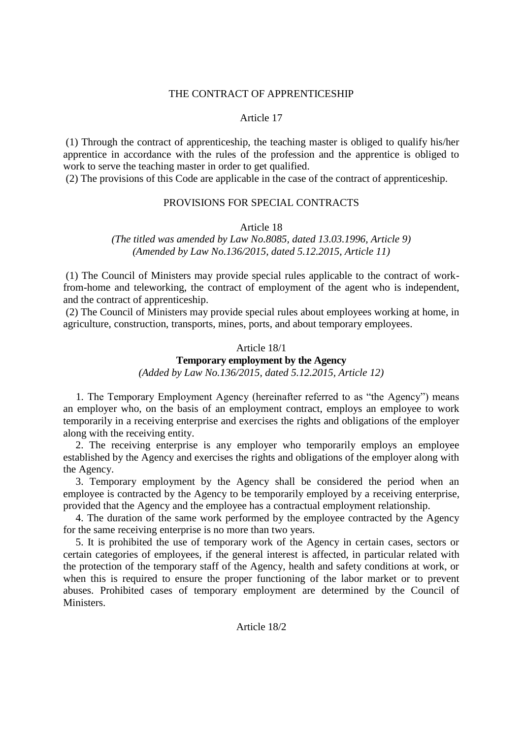## THE CONTRACT OF APPRENTICESHIP

### Article 17

(1) Through the contract of apprenticeship, the teaching master is obliged to qualify his/her apprentice in accordance with the rules of the profession and the apprentice is obliged to work to serve the teaching master in order to get qualified.
(2) The provisions of this Code are applicable in the case of the contract of apprenticeship.

## PROVISIONS FOR SPECIAL CONTRACTS

### Article 18

*(The titled was amended by Law No.8085, dated 13.03.1996, Article 9)*
*(Amended by Law No.136/2015, dated 5.12.2015, Article 11)*

(1) The Council of Ministers may provide special rules applicable to the contract of work-from-home and teleworking, the contract of employment of the agent who is independent, and the contract of apprenticeship.
(2) The Council of Ministers may provide special rules about employees working at home, in agriculture, construction, transports, mines, ports, and about temporary employees.

### Article 18/1

**Temporary employment by the Agency**

*(Added by Law No.136/2015, dated 5.12.2015, Article 12)*

1. The Temporary Employment Agency (hereinafter referred to as "the Agency") means an employer who, on the basis of an employment contract, employs an employee to work temporarily in a receiving enterprise and exercises the rights and obligations of the employer along with the receiving entity.
2. The receiving enterprise is any employer who temporarily employs an employee established by the Agency and exercises the rights and obligations of the employer along with the Agency.
3. Temporary employment by the Agency shall be considered the period when an employee is contracted by the Agency to be temporarily employed by a receiving enterprise, provided that the Agency and the employee has a contractual employment relationship.
4. The duration of the same work performed by the employee contracted by the Agency for the same receiving enterprise is no more than two years.
5. It is prohibited the use of temporary work of the Agency in certain cases, sectors or certain categories of employees, if the general interest is affected, in particular related with the protection of the temporary staff of the Agency, health and safety conditions at work, or when this is required to ensure the proper functioning of the labor market or to prevent abuses. Prohibited cases of temporary employment are determined by the Council of Ministers.

### Article 18/2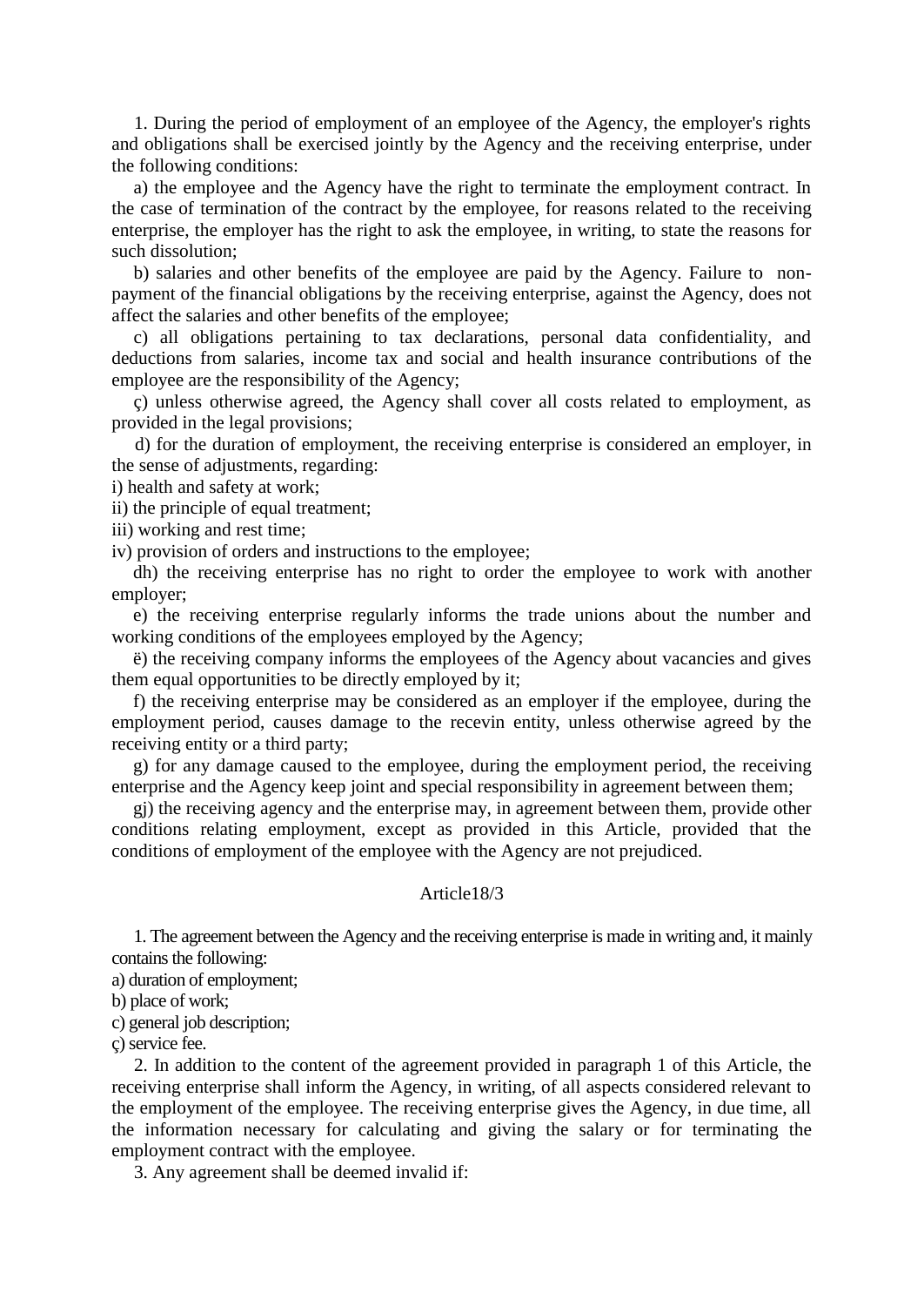1. During the period of employment of an employee of the Agency, the employer's rights and obligations shall be exercised jointly by the Agency and the receiving enterprise, under the following conditions:

a) the employee and the Agency have the right to terminate the employment contract. In the case of termination of the contract by the employee, for reasons related to the receiving enterprise, the employer has the right to ask the employee, in writing, to state the reasons for such dissolution;

b) salaries and other benefits of the employee are paid by the Agency. Failure to non-payment of the financial obligations by the receiving enterprise, against the Agency, does not affect the salaries and other benefits of the employee;

c) all obligations pertaining to tax declarations, personal data confidentiality, and deductions from salaries, income tax and social and health insurance contributions of the employee are the responsibility of the Agency;

ç) unless otherwise agreed, the Agency shall cover all costs related to employment, as provided in the legal provisions;

d) for the duration of employment, the receiving enterprise is considered an employer, in the sense of adjustments, regarding:

i) health and safety at work;

ii) the principle of equal treatment;

iii) working and rest time;

iv) provision of orders and instructions to the employee;

dh) the receiving enterprise has no right to order the employee to work with another employer;

e) the receiving enterprise regularly informs the trade unions about the number and working conditions of the employees employed by the Agency;

ë) the receiving company informs the employees of the Agency about vacancies and gives them equal opportunities to be directly employed by it;

f) the receiving enterprise may be considered as an employer if the employee, during the employment period, causes damage to the recevin entity, unless otherwise agreed by the receiving entity or a third party;

g) for any damage caused to the employee, during the employment period, the receiving enterprise and the Agency keep joint and special responsibility in agreement between them;

gj) the receiving agency and the enterprise may, in agreement between them, provide other conditions relating employment, except as provided in this Article, provided that the conditions of employment of the employee with the Agency are not prejudiced.

Article18/3

1. The agreement between the Agency and the receiving enterprise is made in writing and, it mainly contains the following:

a) duration of employment;

b) place of work;

c) general job description;

ç) service fee.

2. In addition to the content of the agreement provided in paragraph 1 of this Article, the receiving enterprise shall inform the Agency, in writing, of all aspects considered relevant to the employment of the employee. The receiving enterprise gives the Agency, in due time, all the information necessary for calculating and giving the salary or for terminating the employment contract with the employee.

3. Any agreement shall be deemed invalid if: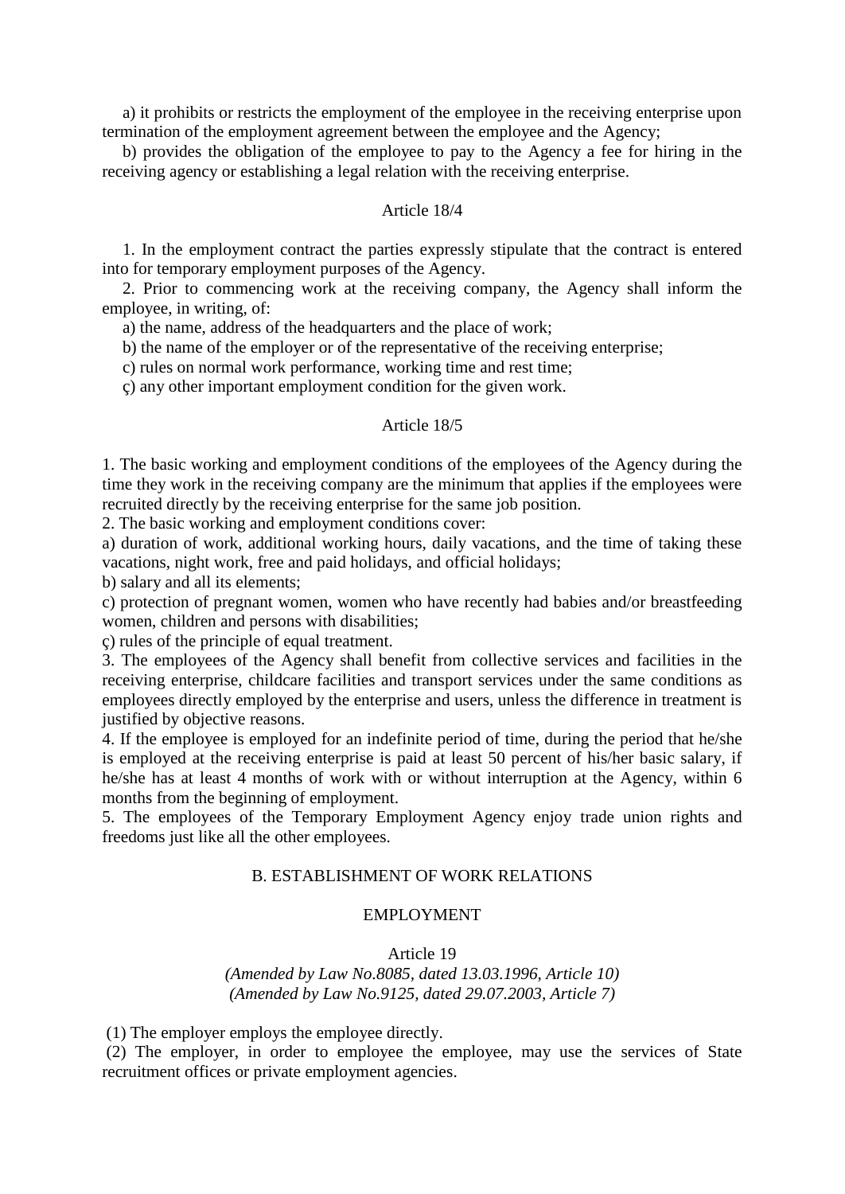a) it prohibits or restricts the employment of the employee in the receiving enterprise upon termination of the employment agreement between the employee and the Agency;

b) provides the obligation of the employee to pay to the Agency a fee for hiring in the receiving agency or establishing a legal relation with the receiving enterprise.

### Article 18/4

1. In the employment contract the parties expressly stipulate that the contract is entered into for temporary employment purposes of the Agency.

2. Prior to commencing work at the receiving company, the Agency shall inform the employee, in writing, of:

a) the name, address of the headquarters and the place of work;

b) the name of the employer or of the representative of the receiving enterprise;

c) rules on normal work performance, working time and rest time;

ç) any other important employment condition for the given work.

### Article 18/5

1. The basic working and employment conditions of the employees of the Agency during the time they work in the receiving company are the minimum that applies if the employees were recruited directly by the receiving enterprise for the same job position.

2. The basic working and employment conditions cover:

a) duration of work, additional working hours, daily vacations, and the time of taking these vacations, night work, free and paid holidays, and official holidays;

b) salary and all its elements;

c) protection of pregnant women, women who have recently had babies and/or breastfeeding women, children and persons with disabilities;

ç) rules of the principle of equal treatment.

3. The employees of the Agency shall benefit from collective services and facilities in the receiving enterprise, childcare facilities and transport services under the same conditions as employees directly employed by the enterprise and users, unless the difference in treatment is justified by objective reasons.

4. If the employee is employed for an indefinite period of time, during the period that he/she is employed at the receiving enterprise is paid at least 50 percent of his/her basic salary, if he/she has at least 4 months of work with or without interruption at the Agency, within 6 months from the beginning of employment.

5. The employees of the Temporary Employment Agency enjoy trade union rights and freedoms just like all the other employees.

## B. ESTABLISHMENT OF WORK RELATIONS

### EMPLOYMENT

### Article 19

*(Amended by Law No.8085, dated 13.03.1996, Article 10)*
*(Amended by Law No.9125, dated 29.07.2003, Article 7)*

(1) The employer employs the employee directly.

(2) The employer, in order to employee the employee, may use the services of State recruitment offices or private employment agencies.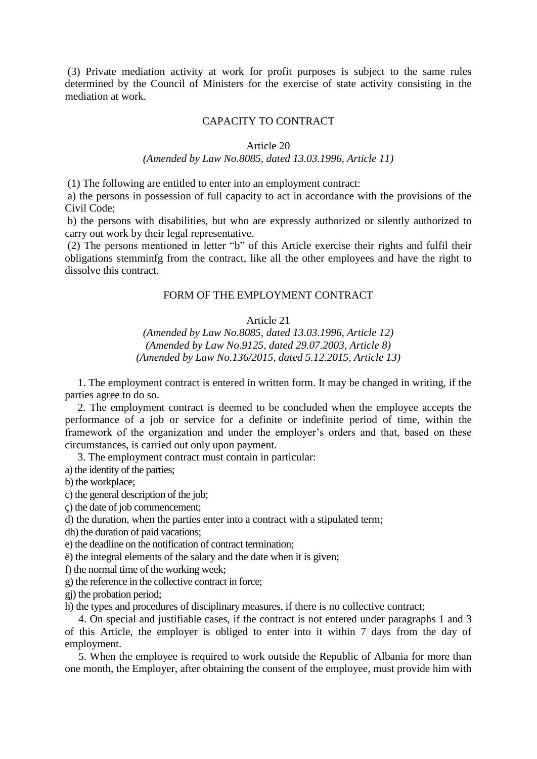(3) Private mediation activity at work for profit purposes is subject to the same rules determined by the Council of Ministers for the exercise of state activity consisting in the mediation at work.

## CAPACITY TO CONTRACT

### Article 20

*(Amended by Law No.8085, dated 13.03.1996, Article 11)*

(1) The following are entitled to enter into an employment contract:

a) the persons in possession of full capacity to act in accordance with the provisions of the Civil Code;

b) the persons with disabilities, but who are expressly authorized or silently authorized to carry out work by their legal representative.

(2) The persons mentioned in letter "b" of this Article exercise their rights and fulfil their obligations stemminfg from the contract, like all the other employees and have the right to dissolve this contract.

## FORM OF THE EMPLOYMENT CONTRACT

### Article 21

*(Amended by Law No.8085, dated 13.03.1996, Article 12)*
*(Amended by Law No.9125, dated 29.07.2003, Article 8)*
*(Amended by Law No.136/2015, dated 5.12.2015, Article 13)*

1. The employment contract is entered in written form. It may be changed in writing, if the parties agree to do so.

2. The employment contract is deemed to be concluded when the employee accepts the performance of a job or service for a definite or indefinite period of time, within the framework of the organization and under the employer's orders and that, based on these circumstances, is carried out only upon payment.

3. The employment contract must contain in particular:

a) the identity of the parties;

b) the workplace;

c) the general description of the job;

ç) the date of job commencement;

d) the duration, when the parties enter into a contract with a stipulated term;

dh) the duration of paid vacations;

e) the deadline on the notification of contract termination;

ë) the integral elements of the salary and the date when it is given;

f) the normal time of the working week;

g) the reference in the collective contract in force;

gj) the probation period;

h) the types and procedures of disciplinary measures, if there is no collective contract;

4. On special and justifiable cases, if the contract is not entered under paragraphs 1 and 3 of this Article, the employer is obliged to enter into it within 7 days from the day of employment.

5. When the employee is required to work outside the Republic of Albania for more than one month, the Employer, after obtaining the consent of the employee, must provide him with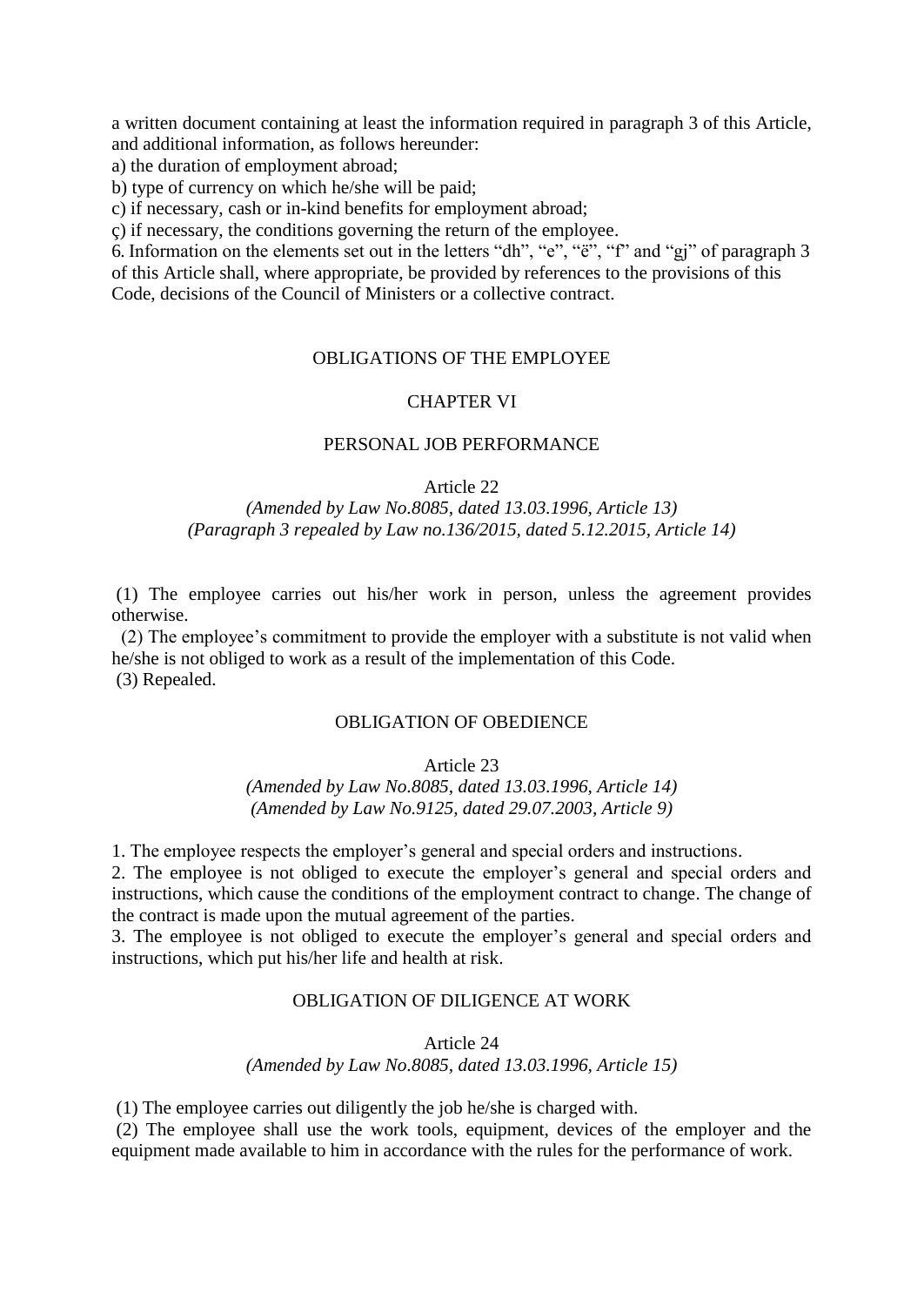a written document containing at least the information required in paragraph 3 of this Article, and additional information, as follows hereunder:

a) the duration of employment abroad;

b) type of currency on which he/she will be paid;

c) if necessary, cash or in-kind benefits for employment abroad;

ç) if necessary, the conditions governing the return of the employee.

6. Information on the elements set out in the letters "dh", "e", "ë", "f" and "gj" of paragraph 3 of this Article shall, where appropriate, be provided by references to the provisions of this Code, decisions of the Council of Ministers or a collective contract.

## OBLIGATIONS OF THE EMPLOYEE

## CHAPTER VI

### PERSONAL JOB PERFORMANCE

#### Article 22

*(Amended by Law No.8085, dated 13.03.1996, Article 13)*
*(Paragraph 3 repealed by Law no.136/2015, dated 5.12.2015, Article 14)*

(1) The employee carries out his/her work in person, unless the agreement provides otherwise.

(2) The employee's commitment to provide the employer with a substitute is not valid when he/she is not obliged to work as a result of the implementation of this Code.

(3) Repealed.

### OBLIGATION OF OBEDIENCE

#### Article 23

*(Amended by Law No.8085, dated 13.03.1996, Article 14)*
*(Amended by Law No.9125, dated 29.07.2003, Article 9)*

1. The employee respects the employer's general and special orders and instructions.

2. The employee is not obliged to execute the employer's general and special orders and instructions, which cause the conditions of the employment contract to change. The change of the contract is made upon the mutual agreement of the parties.

3. The employee is not obliged to execute the employer's general and special orders and instructions, which put his/her life and health at risk.

### OBLIGATION OF DILIGENCE AT WORK

#### Article 24

*(Amended by Law No.8085, dated 13.03.1996, Article 15)*

(1) The employee carries out diligently the job he/she is charged with.

(2) The employee shall use the work tools, equipment, devices of the employer and the equipment made available to him in accordance with the rules for the performance of work.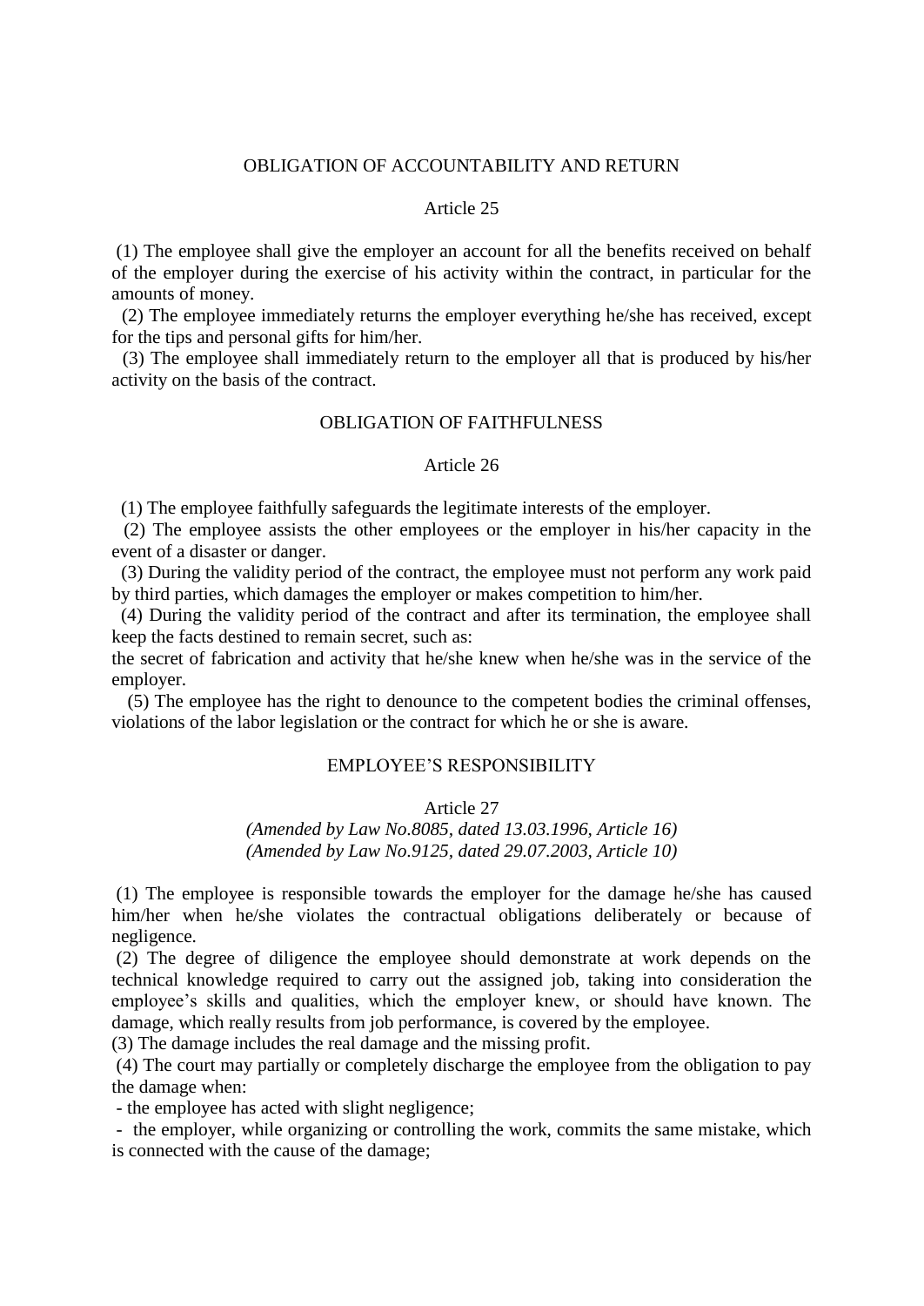## OBLIGATION OF ACCOUNTABILITY AND RETURN

### Article 25

(1) The employee shall give the employer an account for all the benefits received on behalf of the employer during the exercise of his activity within the contract, in particular for the amounts of money.

(2) The employee immediately returns the employer everything he/she has received, except for the tips and personal gifts for him/her.

(3) The employee shall immediately return to the employer all that is produced by his/her activity on the basis of the contract.

## OBLIGATION OF FAITHFULNESS

### Article 26

(1) The employee faithfully safeguards the legitimate interests of the employer.

(2) The employee assists the other employees or the employer in his/her capacity in the event of a disaster or danger.

(3) During the validity period of the contract, the employee must not perform any work paid by third parties, which damages the employer or makes competition to him/her.

(4) During the validity period of the contract and after its termination, the employee shall keep the facts destined to remain secret, such as:
the secret of fabrication and activity that he/she knew when he/she was in the service of the employer.

(5) The employee has the right to denounce to the competent bodies the criminal offenses, violations of the labor legislation or the contract for which he or she is aware.

## EMPLOYEE'S RESPONSIBILITY

### Article 27

*(Amended by Law No.8085, dated 13.03.1996, Article 16)*
*(Amended by Law No.9125, dated 29.07.2003, Article 10)*

(1) The employee is responsible towards the employer for the damage he/she has caused him/her when he/she violates the contractual obligations deliberately or because of negligence.

(2) The degree of diligence the employee should demonstrate at work depends on the technical knowledge required to carry out the assigned job, taking into consideration the employee's skills and qualities, which the employer knew, or should have known. The damage, which really results from job performance, is covered by the employee.

(3) The damage includes the real damage and the missing profit.

(4) The court may partially or completely discharge the employee from the obligation to pay the damage when:

- the employee has acted with slight negligence;
- the employer, while organizing or controlling the work, commits the same mistake, which is connected with the cause of the damage;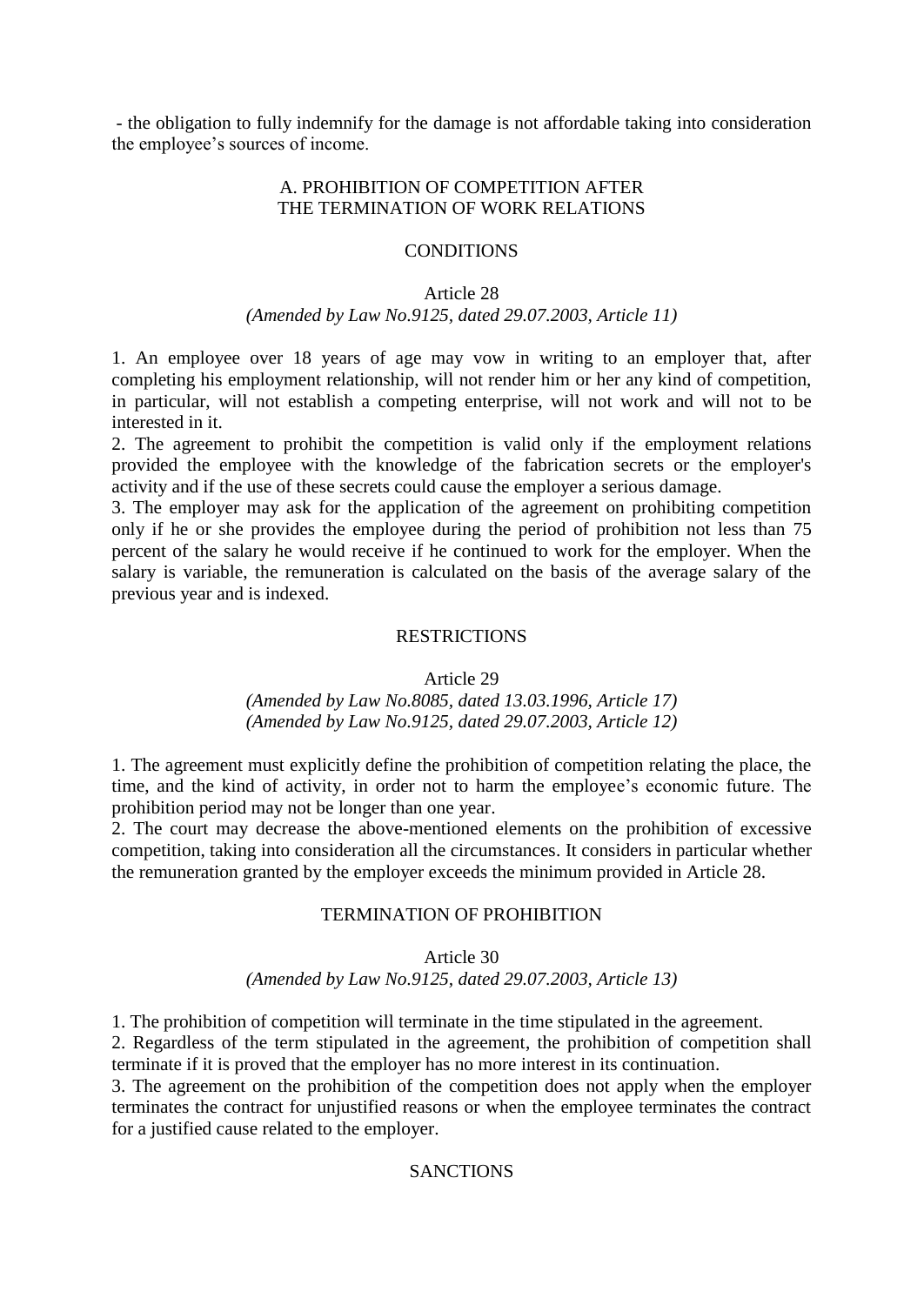- the obligation to fully indemnify for the damage is not affordable taking into consideration the employee's sources of income.

## A. PROHIBITION OF COMPETITION AFTER THE TERMINATION OF WORK RELATIONS

### CONDITIONS

#### Article 28

*(Amended by Law No.9125, dated 29.07.2003, Article 11)*

1. An employee over 18 years of age may vow in writing to an employer that, after completing his employment relationship, will not render him or her any kind of competition, in particular, will not establish a competing enterprise, will not work and will not to be interested in it.
2. The agreement to prohibit the competition is valid only if the employment relations provided the employee with the knowledge of the fabrication secrets or the employer's activity and if the use of these secrets could cause the employer a serious damage.
3. The employer may ask for the application of the agreement on prohibiting competition only if he or she provides the employee during the period of prohibition not less than 75 percent of the salary he would receive if he continued to work for the employer. When the salary is variable, the remuneration is calculated on the basis of the average salary of the previous year and is indexed.

### RESTRICTIONS

#### Article 29

*(Amended by Law No.8085, dated 13.03.1996, Article 17)*
*(Amended by Law No.9125, dated 29.07.2003, Article 12)*

1. The agreement must explicitly define the prohibition of competition relating the place, the time, and the kind of activity, in order not to harm the employee's economic future. The prohibition period may not be longer than one year.
2. The court may decrease the above-mentioned elements on the prohibition of excessive competition, taking into consideration all the circumstances. It considers in particular whether the remuneration granted by the employer exceeds the minimum provided in Article 28.

### TERMINATION OF PROHIBITION

#### Article 30

*(Amended by Law No.9125, dated 29.07.2003, Article 13)*

1. The prohibition of competition will terminate in the time stipulated in the agreement.
2. Regardless of the term stipulated in the agreement, the prohibition of competition shall terminate if it is proved that the employer has no more interest in its continuation.
3. The agreement on the prohibition of the competition does not apply when the employer terminates the contract for unjustified reasons or when the employee terminates the contract for a justified cause related to the employer.

### SANCTIONS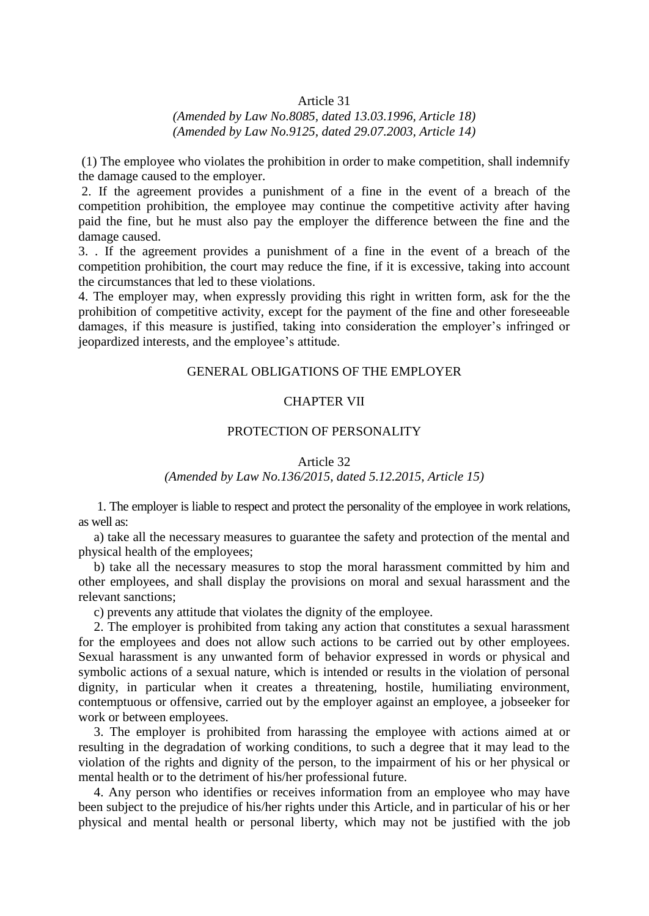Article 31

*(Amended by Law No.8085, dated 13.03.1996, Article 18)*
*(Amended by Law No.9125, dated 29.07.2003, Article 14)*

(1) The employee who violates the prohibition in order to make competition, shall indemnify the damage caused to the employer.

2. If the agreement provides a punishment of a fine in the event of a breach of the competition prohibition, the employee may continue the competitive activity after having paid the fine, but he must also pay the employer the difference between the fine and the damage caused.

3. . If the agreement provides a punishment of a fine in the event of a breach of the competition prohibition, the court may reduce the fine, if it is excessive, taking into account the circumstances that led to these violations.

4. The employer may, when expressly providing this right in written form, ask for the the prohibition of competitive activity, except for the payment of the fine and other foreseeable damages, if this measure is justified, taking into consideration the employer's infringed or jeopardized interests, and the employee's attitude.

GENERAL OBLIGATIONS OF THE EMPLOYER

CHAPTER VII

PROTECTION OF PERSONALITY

Article 32

*(Amended by Law No.136/2015, dated 5.12.2015, Article 15)*

1. The employer is liable to respect and protect the personality of the employee in work relations, as well as:

a) take all the necessary measures to guarantee the safety and protection of the mental and physical health of the employees;

b) take all the necessary measures to stop the moral harassment committed by him and other employees, and shall display the provisions on moral and sexual harassment and the relevant sanctions;

c) prevents any attitude that violates the dignity of the employee.

2. The employer is prohibited from taking any action that constitutes a sexual harassment for the employees and does not allow such actions to be carried out by other employees. Sexual harassment is any unwanted form of behavior expressed in words or physical and symbolic actions of a sexual nature, which is intended or results in the violation of personal dignity, in particular when it creates a threatening, hostile, humiliating environment, contemptuous or offensive, carried out by the employer against an employee, a jobseeker for work or between employees.

3. The employer is prohibited from harassing the employee with actions aimed at or resulting in the degradation of working conditions, to such a degree that it may lead to the violation of the rights and dignity of the person, to the impairment of his or her physical or mental health or to the detriment of his/her professional future.

4. Any person who identifies or receives information from an employee who may have been subject to the prejudice of his/her rights under this Article, and in particular of his or her physical and mental health or personal liberty, which may not be justified with the job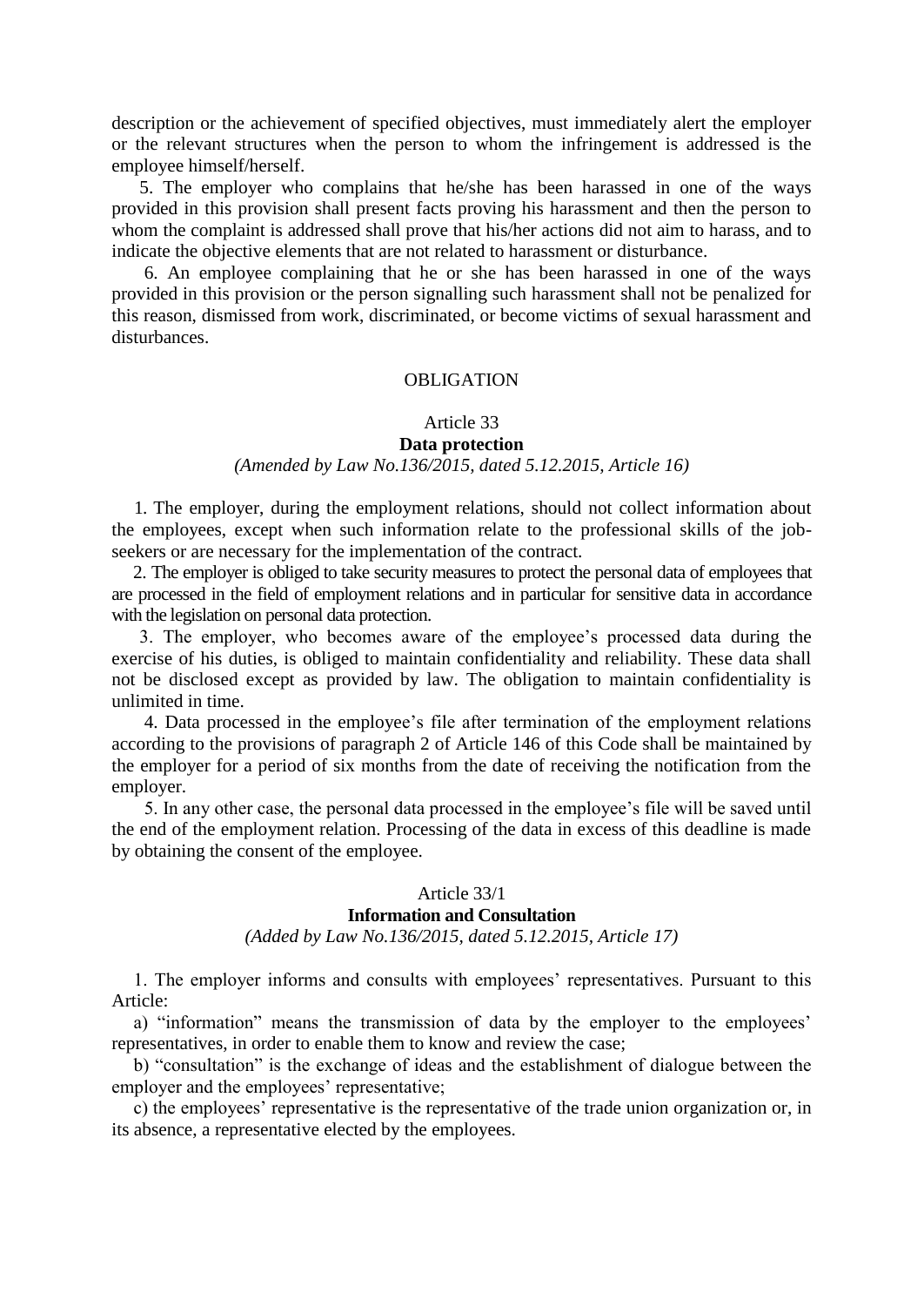description or the achievement of specified objectives, must immediately alert the employer or the relevant structures when the person to whom the infringement is addressed is the employee himself/herself.

5. The employer who complains that he/she has been harassed in one of the ways provided in this provision shall present facts proving his harassment and then the person to whom the complaint is addressed shall prove that his/her actions did not aim to harass, and to indicate the objective elements that are not related to harassment or disturbance.

6. An employee complaining that he or she has been harassed in one of the ways provided in this provision or the person signalling such harassment shall not be penalized for this reason, dismissed from work, discriminated, or become victims of sexual harassment and disturbances.

## OBLIGATION

### Article 33
### **Data protection**
*(Amended by Law No.136/2015, dated 5.12.2015, Article 16)*

1. The employer, during the employment relations, should not collect information about the employees, except when such information relate to the professional skills of the job-seekers or are necessary for the implementation of the contract.

2. The employer is obliged to take security measures to protect the personal data of employees that are processed in the field of employment relations and in particular for sensitive data in accordance with the legislation on personal data protection.

3. The employer, who becomes aware of the employee's processed data during the exercise of his duties, is obliged to maintain confidentiality and reliability. These data shall not be disclosed except as provided by law. The obligation to maintain confidentiality is unlimited in time.

4. Data processed in the employee's file after termination of the employment relations according to the provisions of paragraph 2 of Article 146 of this Code shall be maintained by the employer for a period of six months from the date of receiving the notification from the employer.

5. In any other case, the personal data processed in the employee's file will be saved until the end of the employment relation. Processing of the data in excess of this deadline is made by obtaining the consent of the employee.

### Article 33/1
### **Information and Consultation**
*(Added by Law No.136/2015, dated 5.12.2015, Article 17)*

1. The employer informs and consults with employees' representatives. Pursuant to this Article:

a) "information" means the transmission of data by the employer to the employees' representatives, in order to enable them to know and review the case;

b) "consultation" is the exchange of ideas and the establishment of dialogue between the employer and the employees' representative;

c) the employees' representative is the representative of the trade union organization or, in its absence, a representative elected by the employees.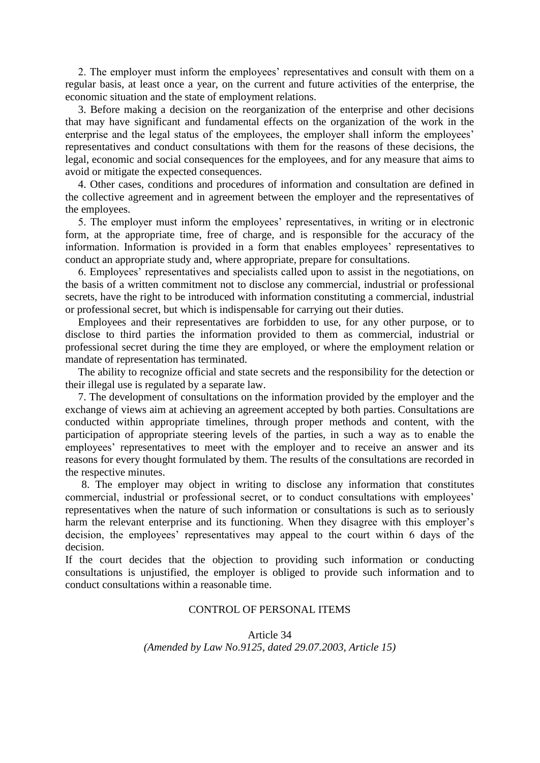2. The employer must inform the employees' representatives and consult with them on a regular basis, at least once a year, on the current and future activities of the enterprise, the economic situation and the state of employment relations.

3. Before making a decision on the reorganization of the enterprise and other decisions that may have significant and fundamental effects on the organization of the work in the enterprise and the legal status of the employees, the employer shall inform the employees' representatives and conduct consultations with them for the reasons of these decisions, the legal, economic and social consequences for the employees, and for any measure that aims to avoid or mitigate the expected consequences.

4. Other cases, conditions and procedures of information and consultation are defined in the collective agreement and in agreement between the employer and the representatives of the employees.

5. The employer must inform the employees' representatives, in writing or in electronic form, at the appropriate time, free of charge, and is responsible for the accuracy of the information. Information is provided in a form that enables employees' representatives to conduct an appropriate study and, where appropriate, prepare for consultations.

6. Employees' representatives and specialists called upon to assist in the negotiations, on the basis of a written commitment not to disclose any commercial, industrial or professional secrets, have the right to be introduced with information constituting a commercial, industrial or professional secret, but which is indispensable for carrying out their duties.

Employees and their representatives are forbidden to use, for any other purpose, or to disclose to third parties the information provided to them as commercial, industrial or professional secret during the time they are employed, or where the employment relation or mandate of representation has terminated.

The ability to recognize official and state secrets and the responsibility for the detection or their illegal use is regulated by a separate law.

7. The development of consultations on the information provided by the employer and the exchange of views aim at achieving an agreement accepted by both parties. Consultations are conducted within appropriate timelines, through proper methods and content, with the participation of appropriate steering levels of the parties, in such a way as to enable the employees' representatives to meet with the employer and to receive an answer and its reasons for every thought formulated by them. The results of the consultations are recorded in the respective minutes.

8. The employer may object in writing to disclose any information that constitutes commercial, industrial or professional secret, or to conduct consultations with employees' representatives when the nature of such information or consultations is such as to seriously harm the relevant enterprise and its functioning. When they disagree with this employer's decision, the employees' representatives may appeal to the court within 6 days of the decision.

If the court decides that the objection to providing such information or conducting consultations is unjustified, the employer is obliged to provide such information and to conduct consultations within a reasonable time.

## CONTROL OF PERSONAL ITEMS

### Article 34

*(Amended by Law No.9125, dated 29.07.2003, Article 15)*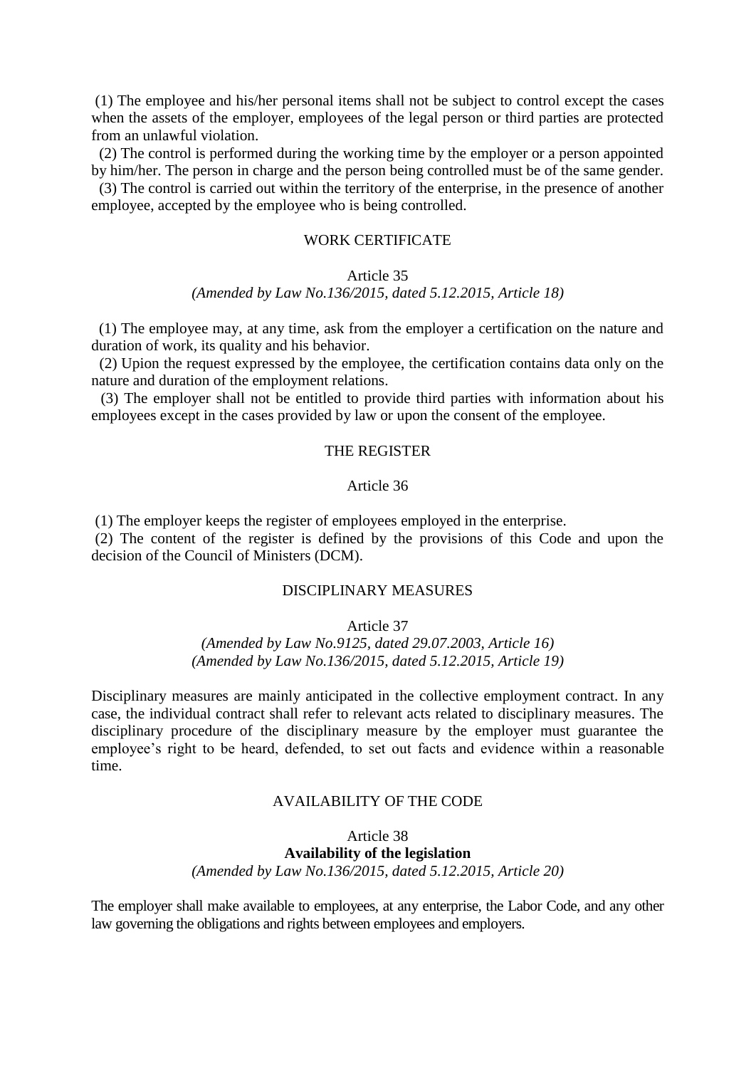(1) The employee and his/her personal items shall not be subject to control except the cases when the assets of the employer, employees of the legal person or third parties are protected from an unlawful violation.

(2) The control is performed during the working time by the employer or a person appointed by him/her. The person in charge and the person being controlled must be of the same gender.

(3) The control is carried out within the territory of the enterprise, in the presence of another employee, accepted by the employee who is being controlled.

## WORK CERTIFICATE

### Article 35

*(Amended by Law No.136/2015, dated 5.12.2015, Article 18)*

(1) The employee may, at any time, ask from the employer a certification on the nature and duration of work, its quality and his behavior.

(2) Upon the request expressed by the employee, the certification contains data only on the nature and duration of the employment relations.

(3) The employer shall not be entitled to provide third parties with information about his employees except in the cases provided by law or upon the consent of the employee.

## THE REGISTER

### Article 36

(1) The employer keeps the register of employees employed in the enterprise.

(2) The content of the register is defined by the provisions of this Code and upon the decision of the Council of Ministers (DCM).

## DISCIPLINARY MEASURES

### Article 37

*(Amended by Law No.9125, dated 29.07.2003, Article 16)*
*(Amended by Law No.136/2015, dated 5.12.2015, Article 19)*

Disciplinary measures are mainly anticipated in the collective employment contract. In any case, the individual contract shall refer to relevant acts related to disciplinary measures. The disciplinary procedure of the disciplinary measure by the employer must guarantee the employee's right to be heard, defended, to set out facts and evidence within a reasonable time.

## AVAILABILITY OF THE CODE

### Article 38

**Availability of the legislation**

*(Amended by Law No.136/2015, dated 5.12.2015, Article 20)*

The employer shall make available to employees, at any enterprise, the Labor Code, and any other law governing the obligations and rights between employees and employers.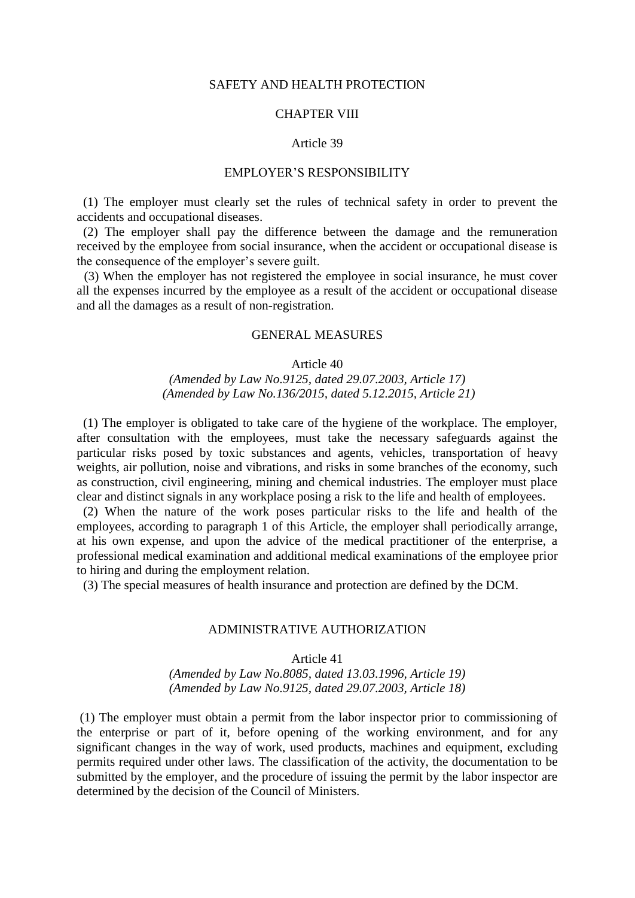## SAFETY AND HEALTH PROTECTION

## CHAPTER VIII

### Article 39

### EMPLOYER'S RESPONSIBILITY

(1) The employer must clearly set the rules of technical safety in order to prevent the accidents and occupational diseases.

(2) The employer shall pay the difference between the damage and the remuneration received by the employee from social insurance, when the accident or occupational disease is the consequence of the employer's severe guilt.

(3) When the employer has not registered the employee in social insurance, he must cover all the expenses incurred by the employee as a result of the accident or occupational disease and all the damages as a result of non-registration.

### GENERAL MEASURES

### Article 40

*(Amended by Law No.9125, dated 29.07.2003, Article 17)*
*(Amended by Law No.136/2015, dated 5.12.2015, Article 21)*

(1) The employer is obligated to take care of the hygiene of the workplace. The employer, after consultation with the employees, must take the necessary safeguards against the particular risks posed by toxic substances and agents, vehicles, transportation of heavy weights, air pollution, noise and vibrations, and risks in some branches of the economy, such as construction, civil engineering, mining and chemical industries. The employer must place clear and distinct signals in any workplace posing a risk to the life and health of employees.

(2) When the nature of the work poses particular risks to the life and health of the employees, according to paragraph 1 of this Article, the employer shall periodically arrange, at his own expense, and upon the advice of the medical practitioner of the enterprise, a professional medical examination and additional medical examinations of the employee prior to hiring and during the employment relation.

(3) The special measures of health insurance and protection are defined by the DCM.

### ADMINISTRATIVE AUTHORIZATION

### Article 41

*(Amended by Law No.8085, dated 13.03.1996, Article 19)*
*(Amended by Law No.9125, dated 29.07.2003, Article 18)*

(1) The employer must obtain a permit from the labor inspector prior to commissioning of the enterprise or part of it, before opening of the working environment, and for any significant changes in the way of work, used products, machines and equipment, excluding permits required under other laws. The classification of the activity, the documentation to be submitted by the employer, and the procedure of issuing the permit by the labor inspector are determined by the decision of the Council of Ministers.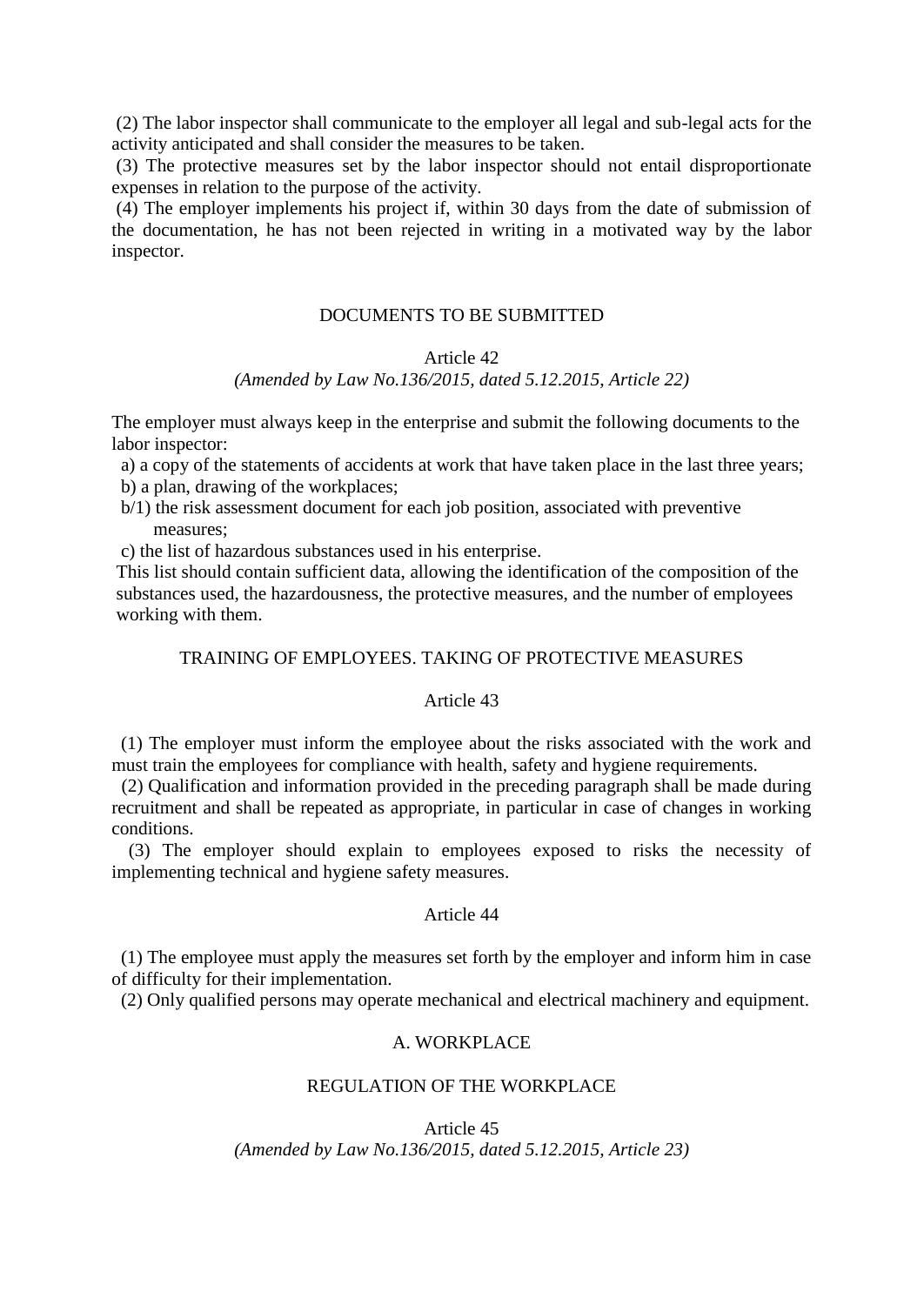(2) The labor inspector shall communicate to the employer all legal and sub-legal acts for the activity anticipated and shall consider the measures to be taken.

(3) The protective measures set by the labor inspector should not entail disproportionate expenses in relation to the purpose of the activity.

(4) The employer implements his project if, within 30 days from the date of submission of the documentation, he has not been rejected in writing in a motivated way by the labor inspector.

### DOCUMENTS TO BE SUBMITTED

#### Article 42

*(Amended by Law No.136/2015, dated 5.12.2015, Article 22)*

The employer must always keep in the enterprise and submit the following documents to the labor inspector:

a) a copy of the statements of accidents at work that have taken place in the last three years;

b) a plan, drawing of the workplaces;

b/1) the risk assessment document for each job position, associated with preventive measures;

c) the list of hazardous substances used in his enterprise.

This list should contain sufficient data, allowing the identification of the composition of the substances used, the hazardousness, the protective measures, and the number of employees working with them.

### TRAINING OF EMPLOYEES. TAKING OF PROTECTIVE MEASURES

#### Article 43

(1) The employer must inform the employee about the risks associated with the work and must train the employees for compliance with health, safety and hygiene requirements.

(2) Qualification and information provided in the preceding paragraph shall be made during recruitment and shall be repeated as appropriate, in particular in case of changes in working conditions.

(3) The employer should explain to employees exposed to risks the necessity of implementing technical and hygiene safety measures.

#### Article 44

(1) The employee must apply the measures set forth by the employer and inform him in case of difficulty for their implementation.

(2) Only qualified persons may operate mechanical and electrical machinery and equipment.

### A. WORKPLACE

### REGULATION OF THE WORKPLACE

#### Article 45

*(Amended by Law No.136/2015, dated 5.12.2015, Article 23)*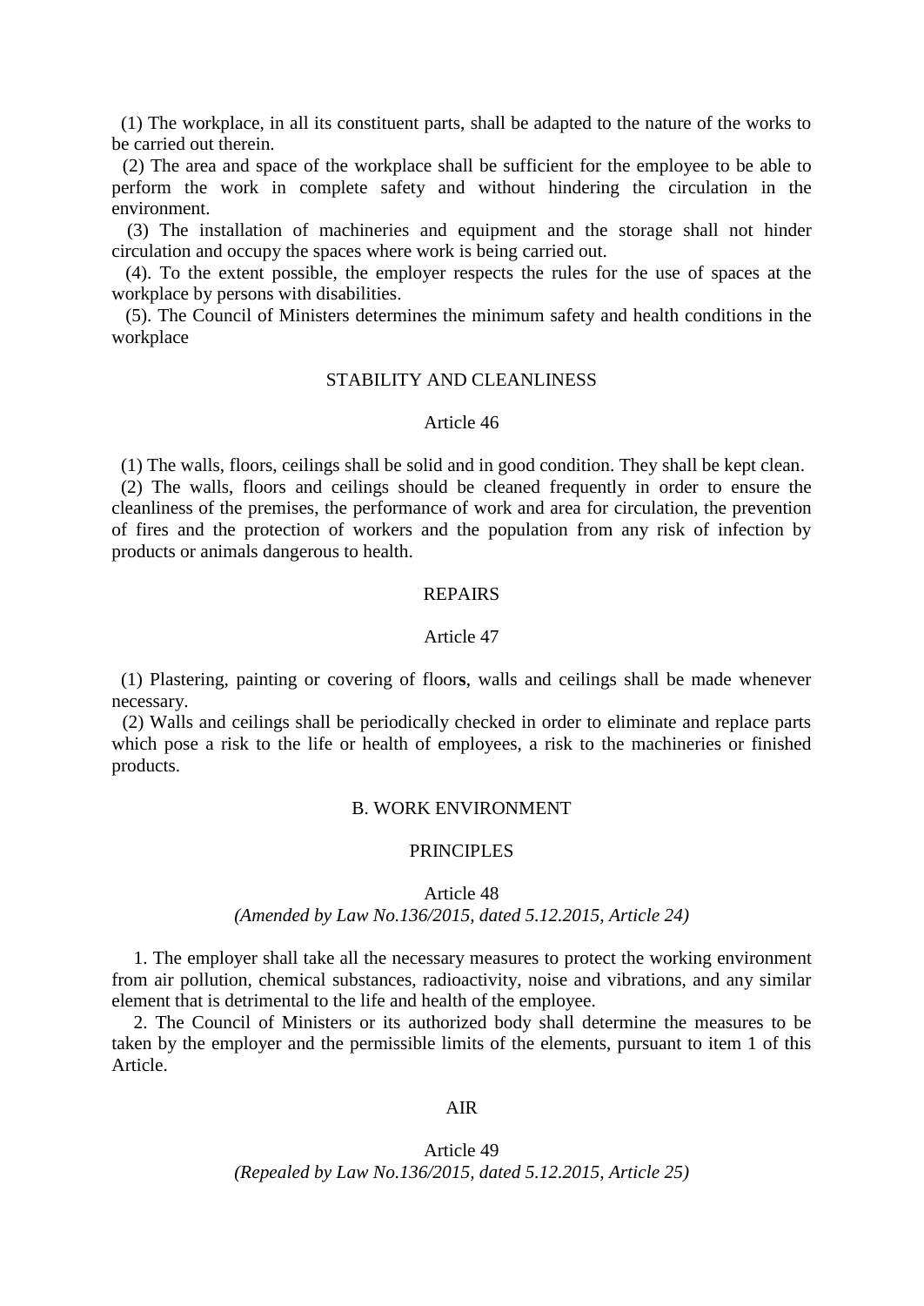(1) The workplace, in all its constituent parts, shall be adapted to the nature of the works to be carried out therein.

(2) The area and space of the workplace shall be sufficient for the employee to be able to perform the work in complete safety and without hindering the circulation in the environment.

(3) The installation of machineries and equipment and the storage shall not hinder circulation and occupy the spaces where work is being carried out.

(4). To the extent possible, the employer respects the rules for the use of spaces at the workplace by persons with disabilities.

(5). The Council of Ministers determines the minimum safety and health conditions in the workplace

### STABILITY AND CLEANLINESS

#### Article 46

(1) The walls, floors, ceilings shall be solid and in good condition. They shall be kept clean.

(2) The walls, floors and ceilings should be cleaned frequently in order to ensure the cleanliness of the premises, the performance of work and area for circulation, the prevention of fires and the protection of workers and the population from any risk of infection by products or animals dangerous to health.

### REPAIRS

#### Article 47

(1) Plastering, painting or covering of floor**s**, walls and ceilings shall be made whenever necessary.

(2) Walls and ceilings shall be periodically checked in order to eliminate and replace parts which pose a risk to the life or health of employees, a risk to the machineries or finished products.

## B. WORK ENVIRONMENT

### PRINCIPLES

#### Article 48

*(Amended by Law No.136/2015, dated 5.12.2015, Article 24)*

1. The employer shall take all the necessary measures to protect the working environment from air pollution, chemical substances, radioactivity, noise and vibrations, and any similar element that is detrimental to the life and health of the employee.
2. The Council of Ministers or its authorized body shall determine the measures to be taken by the employer and the permissible limits of the elements, pursuant to item 1 of this Article.

### AIR

#### Article 49

*(Repealed by Law No.136/2015, dated 5.12.2015, Article 25)*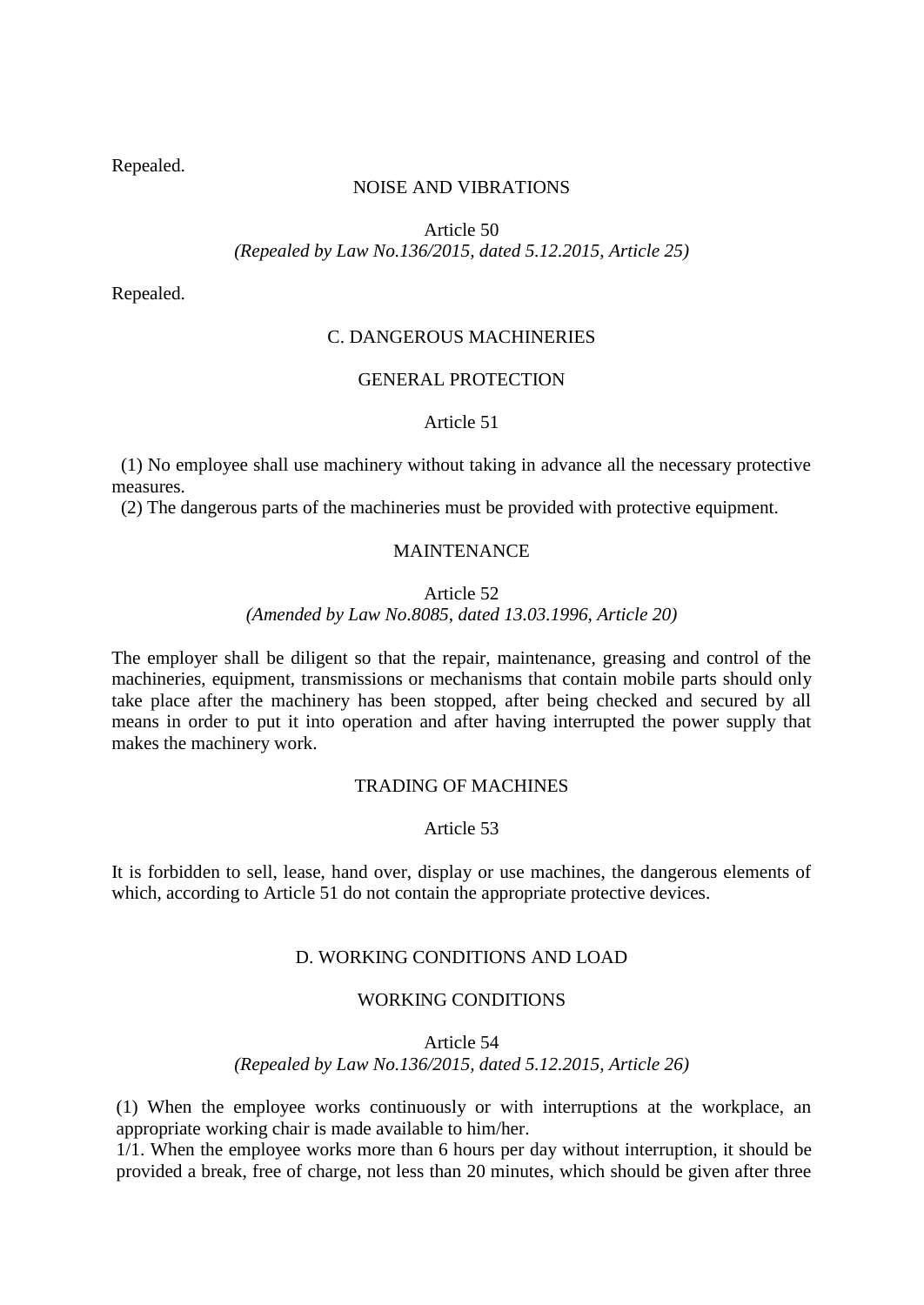Repealed.

NOISE AND VIBRATIONS

Article 50
*(Repealed by Law No.136/2015, dated 5.12.2015, Article 25)*

Repealed.

C. DANGEROUS MACHINERIES

GENERAL PROTECTION

Article 51

(1) No employee shall use machinery without taking in advance all the necessary protective measures.
(2) The dangerous parts of the machineries must be provided with protective equipment.

MAINTENANCE

Article 52
*(Amended by Law No.8085, dated 13.03.1996, Article 20)*

The employer shall be diligent so that the repair, maintenance, greasing and control of the machineries, equipment, transmissions or mechanisms that contain mobile parts should only take place after the machinery has been stopped, after being checked and secured by all means in order to put it into operation and after having interrupted the power supply that makes the machinery work.

TRADING OF MACHINES

Article 53

It is forbidden to sell, lease, hand over, display or use machines, the dangerous elements of which, according to Article 51 do not contain the appropriate protective devices.

D. WORKING CONDITIONS AND LOAD

WORKING CONDITIONS

Article 54
*(Repealed by Law No.136/2015, dated 5.12.2015, Article 26)*

(1) When the employee works continuously or with interruptions at the workplace, an appropriate working chair is made available to him/her.
1/1. When the employee works more than 6 hours per day without interruption, it should be provided a break, free of charge, not less than 20 minutes, which should be given after three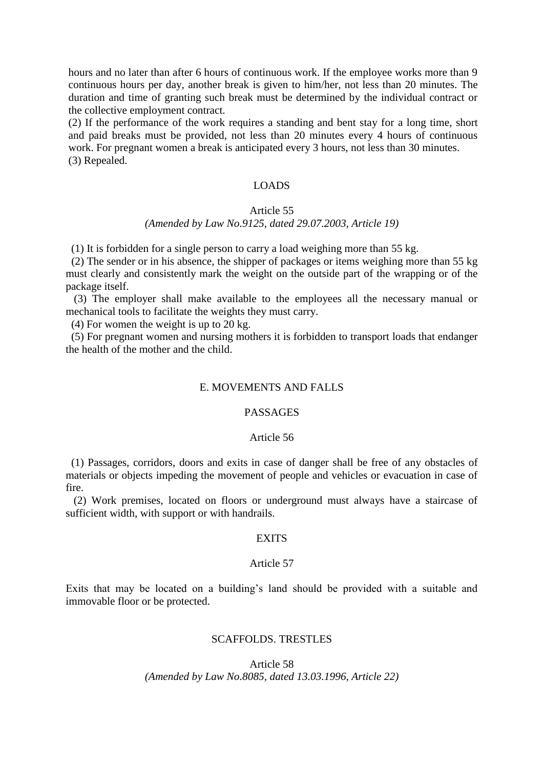hours and no later than after 6 hours of continuous work. If the employee works more than 9 continuous hours per day, another break is given to him/her, not less than 20 minutes. The duration and time of granting such break must be determined by the individual contract or the collective employment contract.

(2) If the performance of the work requires a standing and bent stay for a long time, short and paid breaks must be provided, not less than 20 minutes every 4 hours of continuous work. For pregnant women a break is anticipated every 3 hours, not less than 30 minutes.

(3) Repealed.

### LOADS

#### Article 55

*(Amended by Law No.9125, dated 29.07.2003, Article 19)*

(1) It is forbidden for a single person to carry a load weighing more than 55 kg.

(2) The sender or in his absence, the shipper of packages or items weighing more than 55 kg must clearly and consistently mark the weight on the outside part of the wrapping or of the package itself.

(3) The employer shall make available to the employees all the necessary manual or mechanical tools to facilitate the weights they must carry.

(4) For women the weight is up to 20 kg.

(5) For pregnant women and nursing mothers it is forbidden to transport loads that endanger the health of the mother and the child.

## E. MOVEMENTS AND FALLS

### PASSAGES

#### Article 56

(1) Passages, corridors, doors and exits in case of danger shall be free of any obstacles of materials or objects impeding the movement of people and vehicles or evacuation in case of fire.

(2) Work premises, located on floors or underground must always have a staircase of sufficient width, with support or with handrails.

### EXITS

#### Article 57

Exits that may be located on a building's land should be provided with a suitable and immovable floor or be protected.

### SCAFFOLDS. TRESTLES

#### Article 58

*(Amended by Law No.8085, dated 13.03.1996, Article 22)*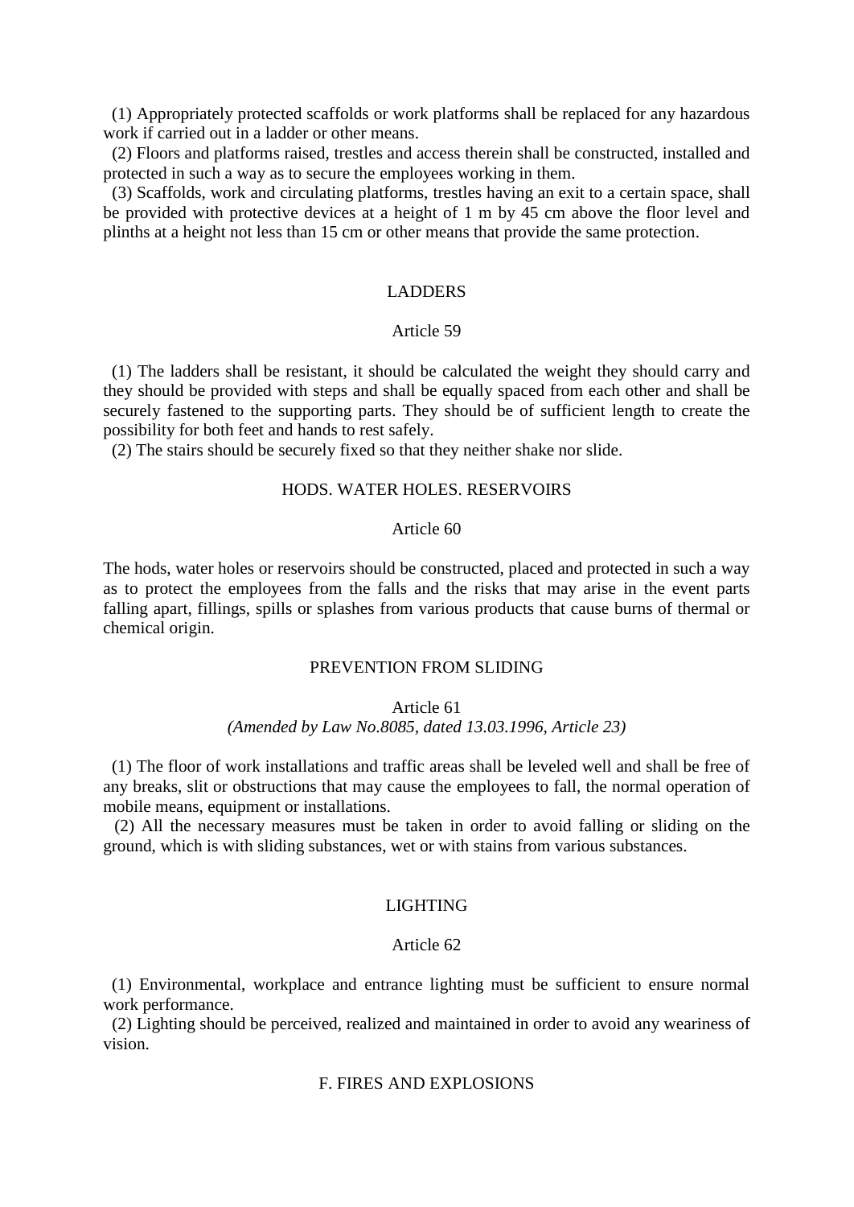(1) Appropriately protected scaffolds or work platforms shall be replaced for any hazardous work if carried out in a ladder or other means.

(2) Floors and platforms raised, trestles and access therein shall be constructed, installed and protected in such a way as to secure the employees working in them.

(3) Scaffolds, work and circulating platforms, trestles having an exit to a certain space, shall be provided with protective devices at a height of 1 m by 45 cm above the floor level and plinths at a height not less than 15 cm or other means that provide the same protection.

### LADDERS

#### Article 59

(1) The ladders shall be resistant, it should be calculated the weight they should carry and they should be provided with steps and shall be equally spaced from each other and shall be securely fastened to the supporting parts. They should be of sufficient length to create the possibility for both feet and hands to rest safely.

(2) The stairs should be securely fixed so that they neither shake nor slide.

### HODS. WATER HOLES. RESERVOIRS

#### Article 60

The hods, water holes or reservoirs should be constructed, placed and protected in such a way as to protect the employees from the falls and the risks that may arise in the event parts falling apart, fillings, spills or splashes from various products that cause burns of thermal or chemical origin.

### PREVENTION FROM SLIDING

#### Article 61

*(Amended by Law No.8085, dated 13.03.1996, Article 23)*

(1) The floor of work installations and traffic areas shall be leveled well and shall be free of any breaks, slit or obstructions that may cause the employees to fall, the normal operation of mobile means, equipment or installations.

(2) All the necessary measures must be taken in order to avoid falling or sliding on the ground, which is with sliding substances, wet or with stains from various substances.

### LIGHTING

#### Article 62

(1) Environmental, workplace and entrance lighting must be sufficient to ensure normal work performance.

(2) Lighting should be perceived, realized and maintained in order to avoid any weariness of vision.

## F. FIRES AND EXPLOSIONS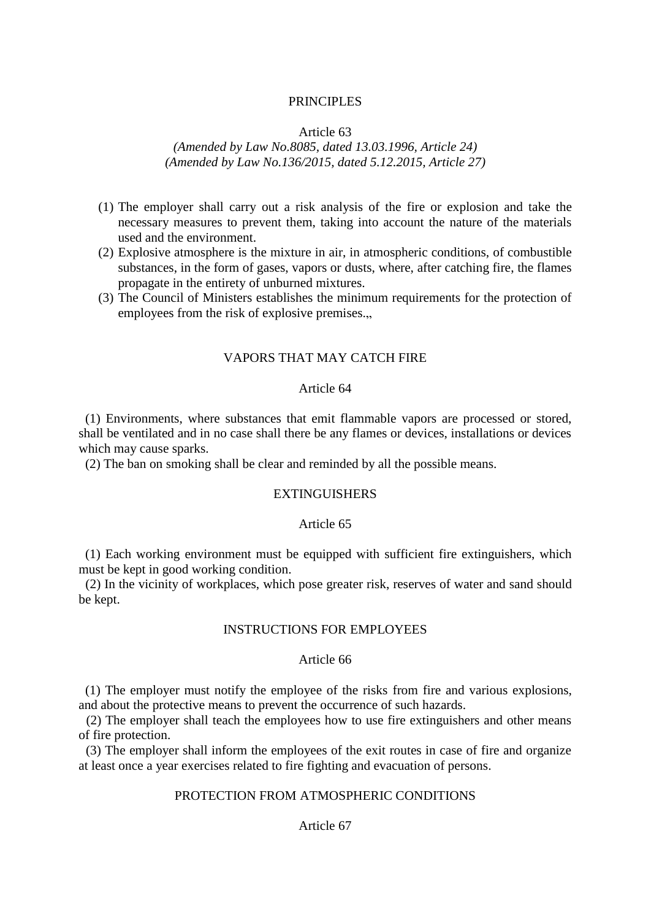## PRINCIPLES

### Article 63

*(Amended by Law No.8085, dated 13.03.1996, Article 24)*
*(Amended by Law No.136/2015, dated 5.12.2015, Article 27)*

(1) The employer shall carry out a risk analysis of the fire or explosion and take the necessary measures to prevent them, taking into account the nature of the materials used and the environment.
(2) Explosive atmosphere is the mixture in air, in atmospheric conditions, of combustible substances, in the form of gases, vapors or dusts, where, after catching fire, the flames propagate in the entirety of unburned mixtures.
(3) The Council of Ministers establishes the minimum requirements for the protection of employees from the risk of explosive premises.„

## VAPORS THAT MAY CATCH FIRE

### Article 64

(1) Environments, where substances that emit flammable vapors are processed or stored, shall be ventilated and in no case shall there be any flames or devices, installations or devices which may cause sparks.
(2) The ban on smoking shall be clear and reminded by all the possible means.

## EXTINGUISHERS

### Article 65

(1) Each working environment must be equipped with sufficient fire extinguishers, which must be kept in good working condition.
(2) In the vicinity of workplaces, which pose greater risk, reserves of water and sand should be kept.

## INSTRUCTIONS FOR EMPLOYEES

### Article 66

(1) The employer must notify the employee of the risks from fire and various explosions, and about the protective means to prevent the occurrence of such hazards.
(2) The employer shall teach the employees how to use fire extinguishers and other means of fire protection.
(3) The employer shall inform the employees of the exit routes in case of fire and organize at least once a year exercises related to fire fighting and evacuation of persons.

## PROTECTION FROM ATMOSPHERIC CONDITIONS

### Article 67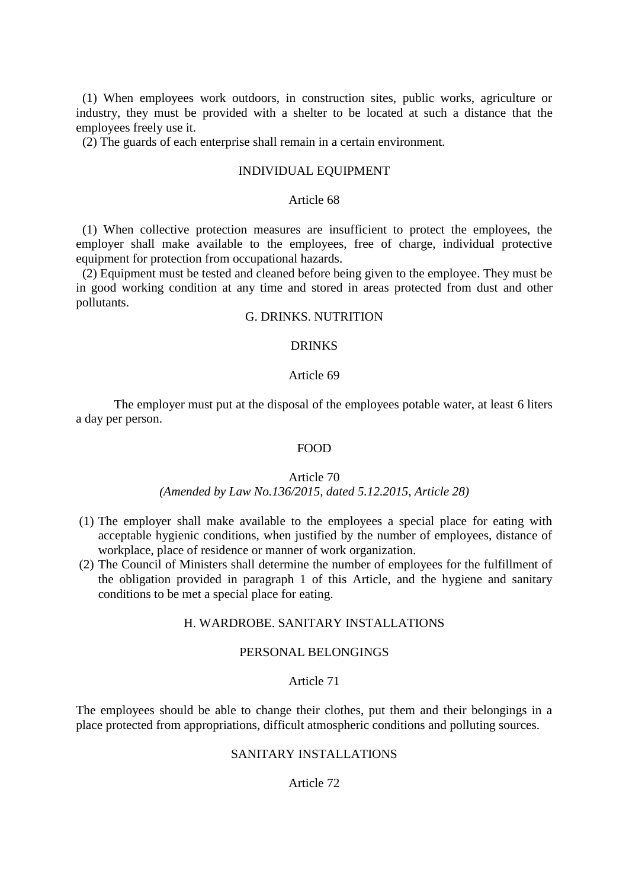(1) When employees work outdoors, in construction sites, public works, agriculture or industry, they must be provided with a shelter to be located at such a distance that the employees freely use it.

(2) The guards of each enterprise shall remain in a certain environment.

INDIVIDUAL EQUIPMENT

Article 68

(1) When collective protection measures are insufficient to protect the employees, the employer shall make available to the employees, free of charge, individual protective equipment for protection from occupational hazards.

(2) Equipment must be tested and cleaned before being given to the employee. They must be in good working condition at any time and stored in areas protected from dust and other pollutants.

## G. DRINKS. NUTRITION

DRINKS

Article 69

The employer must put at the disposal of the employees potable water, at least 6 liters a day per person.

FOOD

Article 70

*(Amended by Law No.136/2015, dated 5.12.2015, Article 28)*

(1) The employer shall make available to the employees a special place for eating with acceptable hygienic conditions, when justified by the number of employees, distance of workplace, place of residence or manner of work organization.

(2) The Council of Ministers shall determine the number of employees for the fulfillment of the obligation provided in paragraph 1 of this Article, and the hygiene and sanitary conditions to be met a special place for eating.

## H. WARDROBE. SANITARY INSTALLATIONS

PERSONAL BELONGINGS

Article 71

The employees should be able to change their clothes, put them and their belongings in a place protected from appropriations, difficult atmospheric conditions and polluting sources.

SANITARY INSTALLATIONS

Article 72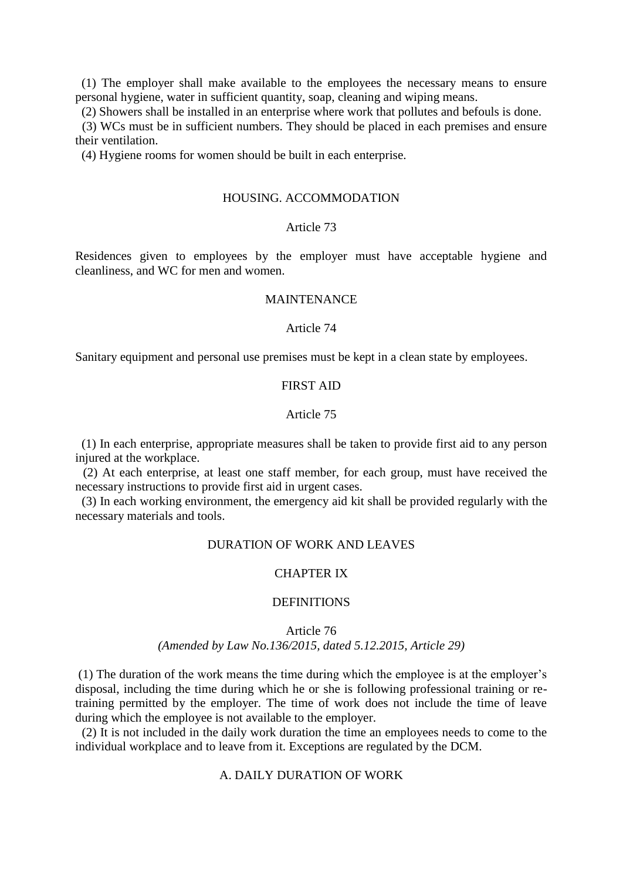(1) The employer shall make available to the employees the necessary means to ensure personal hygiene, water in sufficient quantity, soap, cleaning and wiping means.

(2) Showers shall be installed in an enterprise where work that pollutes and befouls is done.

(3) WCs must be in sufficient numbers. They should be placed in each premises and ensure their ventilation.

(4) Hygiene rooms for women should be built in each enterprise.

## HOUSING. ACCOMMODATION

### Article 73

Residences given to employees by the employer must have acceptable hygiene and cleanliness, and WC for men and women.

## MAINTENANCE

### Article 74

Sanitary equipment and personal use premises must be kept in a clean state by employees.

## FIRST AID

### Article 75

(1) In each enterprise, appropriate measures shall be taken to provide first aid to any person injured at the workplace.

(2) At each enterprise, at least one staff member, for each group, must have received the necessary instructions to provide first aid in urgent cases.

(3) In each working environment, the emergency aid kit shall be provided regularly with the necessary materials and tools.

## DURATION OF WORK AND LEAVES

## CHAPTER IX

## DEFINITIONS

### Article 76

*(Amended by Law No.136/2015, dated 5.12.2015, Article 29)*

(1) The duration of the work means the time during which the employee is at the employer's disposal, including the time during which he or she is following professional training or re-training permitted by the employer. The time of work does not include the time of leave during which the employee is not available to the employer.

(2) It is not included in the daily work duration the time an employees needs to come to the individual workplace and to leave from it. Exceptions are regulated by the DCM.

## A. DAILY DURATION OF WORK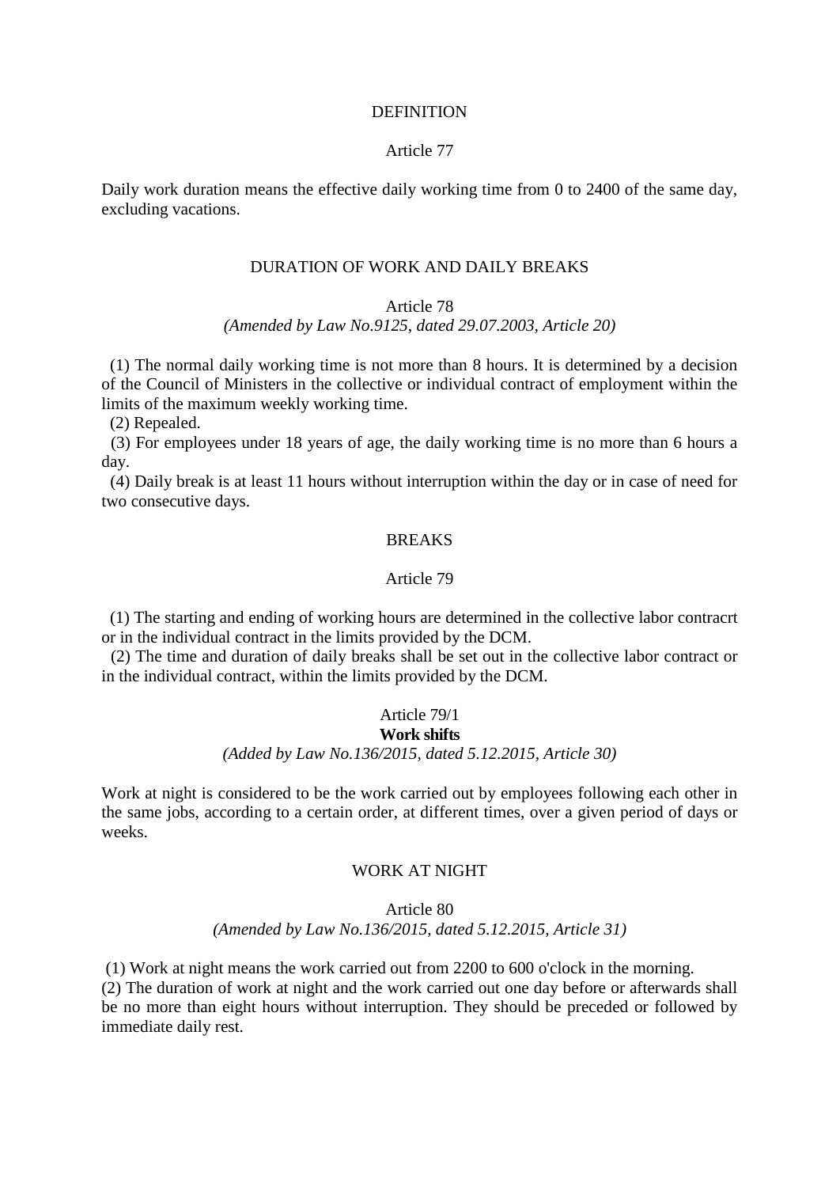### DEFINITION

### Article 77

Daily work duration means the effective daily working time from 0 to 2400 of the same day, excluding vacations.

### DURATION OF WORK AND DAILY BREAKS

### Article 78

*(Amended by Law No.9125, dated 29.07.2003, Article 20)*

(1) The normal daily working time is not more than 8 hours. It is determined by a decision of the Council of Ministers in the collective or individual contract of employment within the limits of the maximum weekly working time.

(2) Repealed.

(3) For employees under 18 years of age, the daily working time is no more than 6 hours a day.

(4) Daily break is at least 11 hours without interruption within the day or in case of need for two consecutive days.

### BREAKS

### Article 79

(1) The starting and ending of working hours are determined in the collective labor contracrt or in the individual contract in the limits provided by the DCM.

(2) The time and duration of daily breaks shall be set out in the collective labor contract or in the individual contract, within the limits provided by the DCM.

### Article 79/1

**Work shifts**

*(Added by Law No.136/2015, dated 5.12.2015, Article 30)*

Work at night is considered to be the work carried out by employees following each other in the same jobs, according to a certain order, at different times, over a given period of days or weeks.

### WORK AT NIGHT

### Article 80

*(Amended by Law No.136/2015, dated 5.12.2015, Article 31)*

(1) Work at night means the work carried out from 2200 to 600 o'clock in the morning.

(2) The duration of work at night and the work carried out one day before or afterwards shall be no more than eight hours without interruption. They should be preceded or followed by immediate daily rest.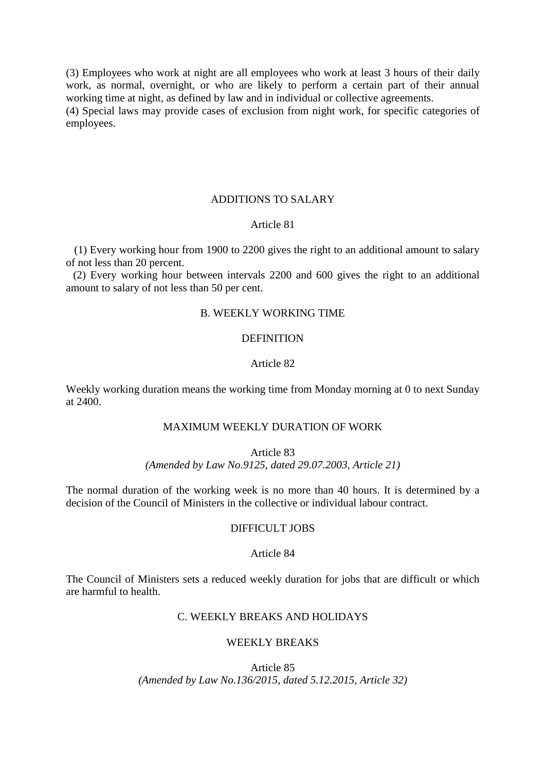(3) Employees who work at night are all employees who work at least 3 hours of their daily work, as normal, overnight, or who are likely to perform a certain part of their annual working time at night, as defined by law and in individual or collective agreements.
(4) Special laws may provide cases of exclusion from night work, for specific categories of employees.

### ADDITIONS TO SALARY

#### Article 81

(1) Every working hour from 1900 to 2200 gives the right to an additional amount to salary of not less than 20 percent.
(2) Every working hour between intervals 2200 and 600 gives the right to an additional amount to salary of not less than 50 per cent.

## B. WEEKLY WORKING TIME

### DEFINITION

#### Article 82

Weekly working duration means the working time from Monday morning at 0 to next Sunday at 2400.

### MAXIMUM WEEKLY DURATION OF WORK

#### Article 83

*(Amended by Law No.9125, dated 29.07.2003, Article 21)*

The normal duration of the working week is no more than 40 hours. It is determined by a decision of the Council of Ministers in the collective or individual labour contract.

### DIFFICULT JOBS

#### Article 84

The Council of Ministers sets a reduced weekly duration for jobs that are difficult or which are harmful to health.

## C. WEEKLY BREAKS AND HOLIDAYS

### WEEKLY BREAKS

#### Article 85

*(Amended by Law No.136/2015, dated 5.12.2015, Article 32)*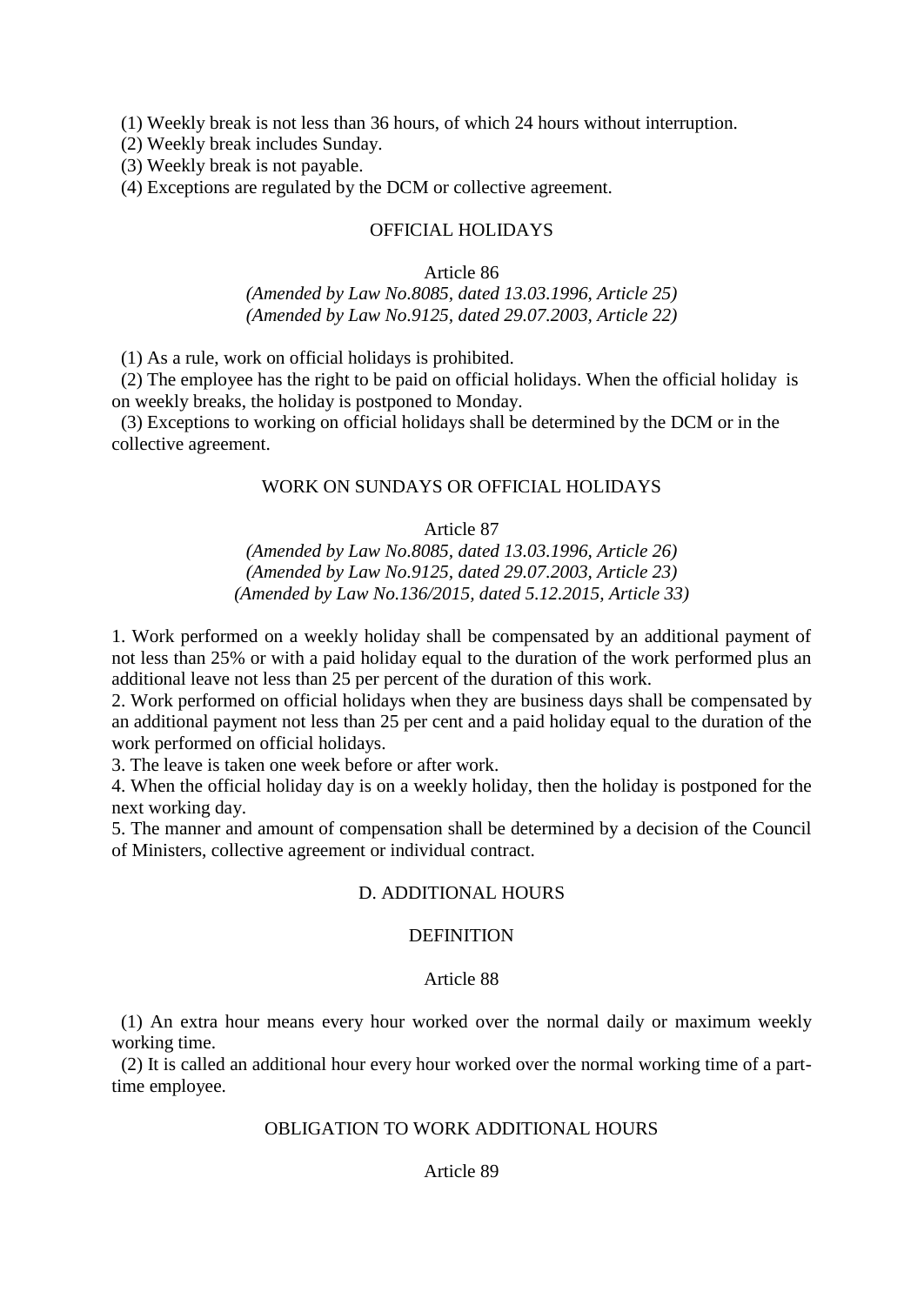(1) Weekly break is not less than 36 hours, of which 24 hours without interruption.
(2) Weekly break includes Sunday.
(3) Weekly break is not payable.
(4) Exceptions are regulated by the DCM or collective agreement.

### OFFICIAL HOLIDAYS

Article 86

*(Amended by Law No.8085, dated 13.03.1996, Article 25)*
*(Amended by Law No.9125, dated 29.07.2003, Article 22)*

(1) As a rule, work on official holidays is prohibited.
(2) The employee has the right to be paid on official holidays. When the official holiday is on weekly breaks, the holiday is postponed to Monday.
(3) Exceptions to working on official holidays shall be determined by the DCM or in the collective agreement.

### WORK ON SUNDAYS OR OFFICIAL HOLIDAYS

Article 87

*(Amended by Law No.8085, dated 13.03.1996, Article 26)*
*(Amended by Law No.9125, dated 29.07.2003, Article 23)*
*(Amended by Law No.136/2015, dated 5.12.2015, Article 33)*

1. Work performed on a weekly holiday shall be compensated by an additional payment of not less than 25% or with a paid holiday equal to the duration of the work performed plus an additional leave not less than 25 per percent of the duration of this work.
2. Work performed on official holidays when they are business days shall be compensated by an additional payment not less than 25 per cent and a paid holiday equal to the duration of the work performed on official holidays.
3. The leave is taken one week before or after work.
4. When the official holiday day is on a weekly holiday, then the holiday is postponed for the next working day.
5. The manner and amount of compensation shall be determined by a decision of the Council of Ministers, collective agreement or individual contract.

## D. ADDITIONAL HOURS

### DEFINITION

Article 88

(1) An extra hour means every hour worked over the normal daily or maximum weekly working time.
(2) It is called an additional hour every hour worked over the normal working time of a part-time employee.

### OBLIGATION TO WORK ADDITIONAL HOURS

Article 89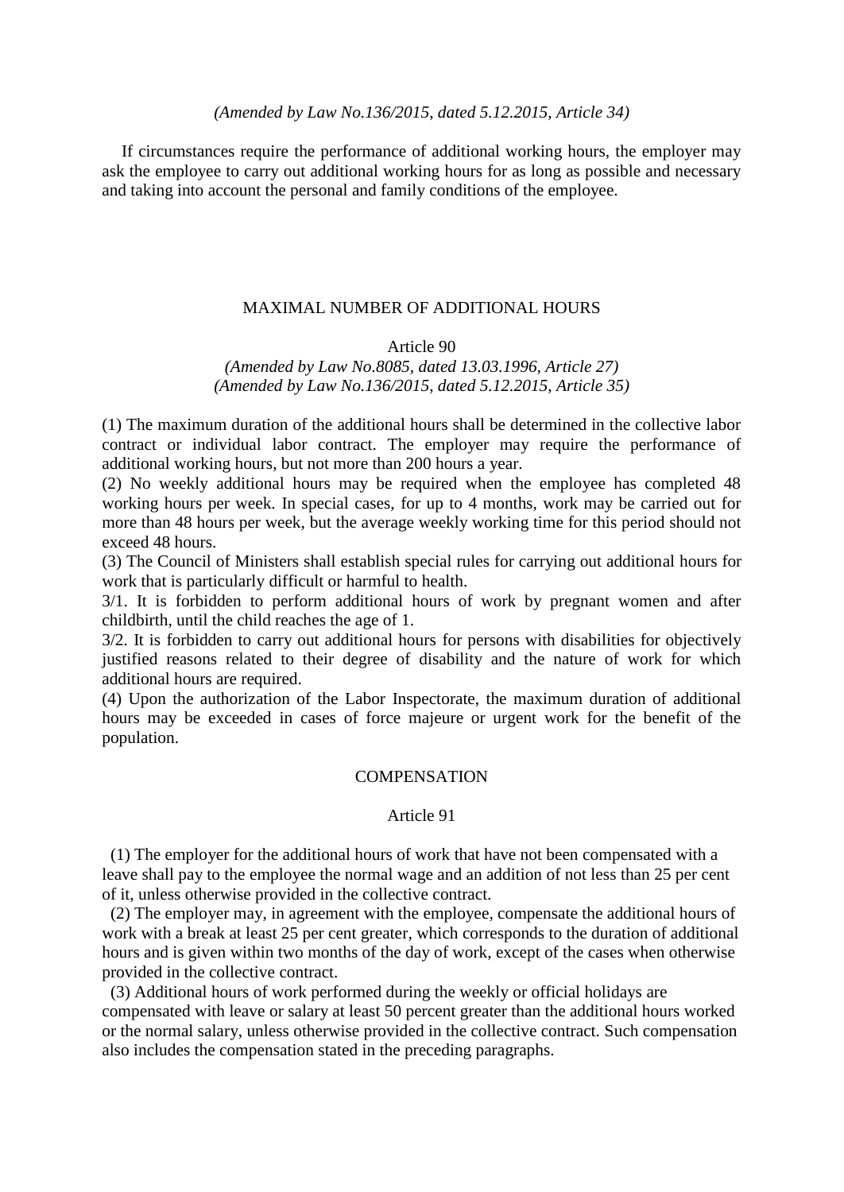*(Amended by Law No.136/2015, dated 5.12.2015, Article 34)*

If circumstances require the performance of additional working hours, the employer may ask the employee to carry out additional working hours for as long as possible and necessary and taking into account the personal and family conditions of the employee.

## MAXIMAL NUMBER OF ADDITIONAL HOURS

### Article 90

*(Amended by Law No.8085, dated 13.03.1996, Article 27)*
*(Amended by Law No.136/2015, dated 5.12.2015, Article 35)*

(1) The maximum duration of the additional hours shall be determined in the collective labor contract or individual labor contract. The employer may require the performance of additional working hours, but not more than 200 hours a year.
(2) No weekly additional hours may be required when the employee has completed 48 working hours per week. In special cases, for up to 4 months, work may be carried out for more than 48 hours per week, but the average weekly working time for this period should not exceed 48 hours.
(3) The Council of Ministers shall establish special rules for carrying out additional hours for work that is particularly difficult or harmful to health.
3/1. It is forbidden to perform additional hours of work by pregnant women and after childbirth, until the child reaches the age of 1.
3/2. It is forbidden to carry out additional hours for persons with disabilities for objectively justified reasons related to their degree of disability and the nature of work for which additional hours are required.
(4) Upon the authorization of the Labor Inspectorate, the maximum duration of additional hours may be exceeded in cases of force majeure or urgent work for the benefit of the population.

## COMPENSATION

### Article 91

(1) The employer for the additional hours of work that have not been compensated with a leave shall pay to the employee the normal wage and an addition of not less than 25 per cent of it, unless otherwise provided in the collective contract.
(2) The employer may, in agreement with the employee, compensate the additional hours of work with a break at least 25 per cent greater, which corresponds to the duration of additional hours and is given within two months of the day of work, except of the cases when otherwise provided in the collective contract.
(3) Additional hours of work performed during the weekly or official holidays are compensated with leave or salary at least 50 percent greater than the additional hours worked or the normal salary, unless otherwise provided in the collective contract. Such compensation also includes the compensation stated in the preceding paragraphs.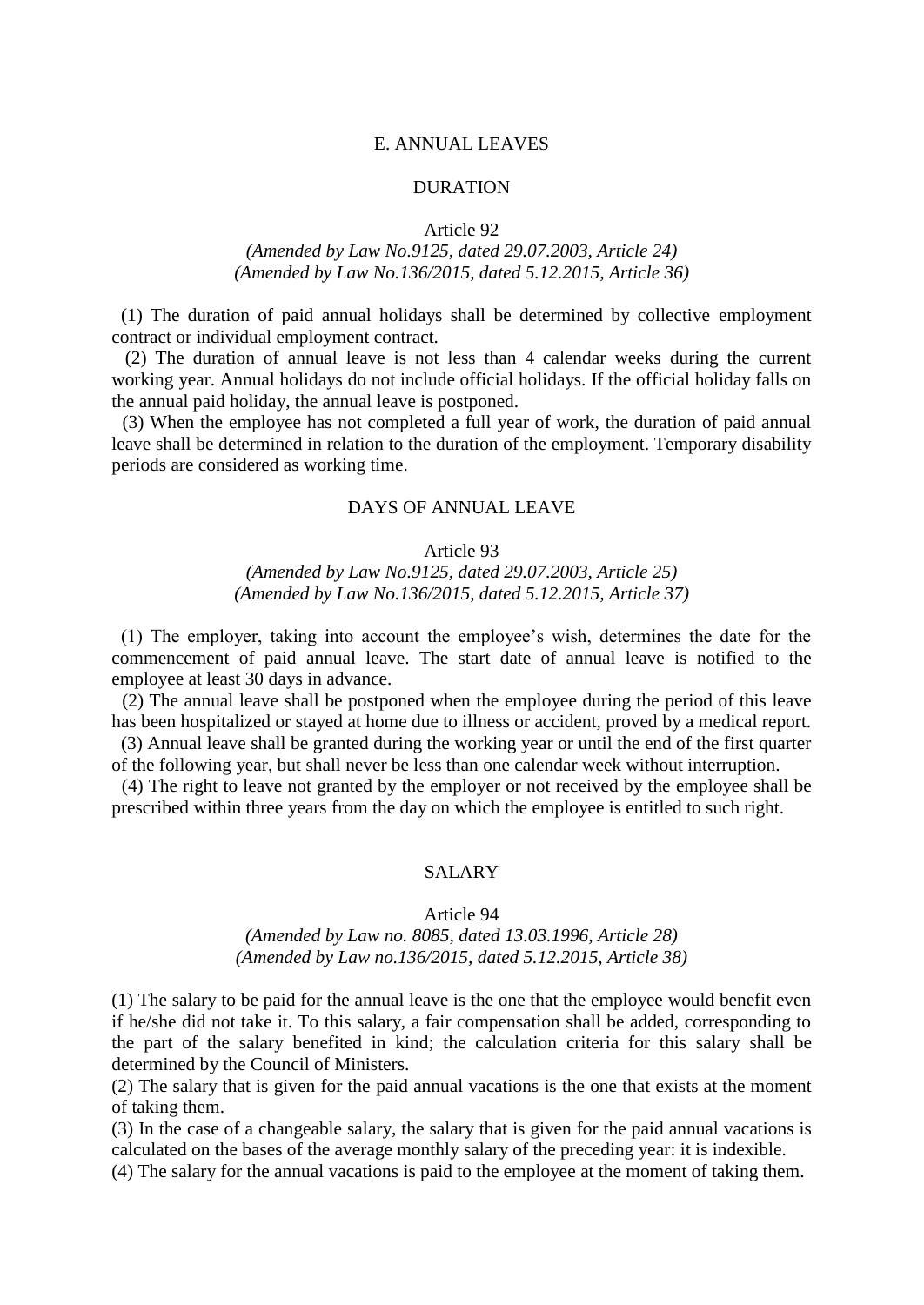## E. ANNUAL LEAVES

### DURATION

#### Article 92

*(Amended by Law No.9125, dated 29.07.2003, Article 24)*
*(Amended by Law No.136/2015, dated 5.12.2015, Article 36)*

(1) The duration of paid annual holidays shall be determined by collective employment contract or individual employment contract.

(2) The duration of annual leave is not less than 4 calendar weeks during the current working year. Annual holidays do not include official holidays. If the official holiday falls on the annual paid holiday, the annual leave is postponed.

(3) When the employee has not completed a full year of work, the duration of paid annual leave shall be determined in relation to the duration of the employment. Temporary disability periods are considered as working time.

### DAYS OF ANNUAL LEAVE

#### Article 93

*(Amended by Law No.9125, dated 29.07.2003, Article 25)*
*(Amended by Law No.136/2015, dated 5.12.2015, Article 37)*

(1) The employer, taking into account the employee's wish, determines the date for the commencement of paid annual leave. The start date of annual leave is notified to the employee at least 30 days in advance.

(2) The annual leave shall be postponed when the employee during the period of this leave has been hospitalized or stayed at home due to illness or accident, proved by a medical report.

(3) Annual leave shall be granted during the working year or until the end of the first quarter of the following year, but shall never be less than one calendar week without interruption.

(4) The right to leave not granted by the employer or not received by the employee shall be prescribed within three years from the day on which the employee is entitled to such right.

### SALARY

#### Article 94

*(Amended by Law no. 8085, dated 13.03.1996, Article 28)*
*(Amended by Law no.136/2015, dated 5.12.2015, Article 38)*

(1) The salary to be paid for the annual leave is the one that the employee would benefit even if he/she did not take it. To this salary, a fair compensation shall be added, corresponding to the part of the salary benefited in kind; the calculation criteria for this salary shall be determined by the Council of Ministers.

(2) The salary that is given for the paid annual vacations is the one that exists at the moment of taking them.

(3) In the case of a changeable salary, the salary that is given for the paid annual vacations is calculated on the bases of the average monthly salary of the preceding year: it is indexible.

(4) The salary for the annual vacations is paid to the employee at the moment of taking them.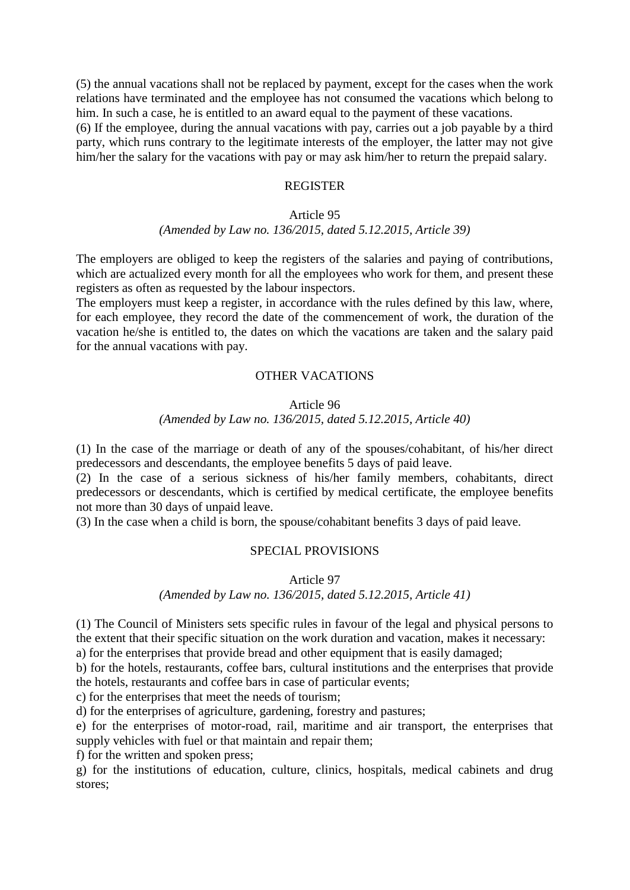(5) the annual vacations shall not be replaced by payment, except for the cases when the work relations have terminated and the employee has not consumed the vacations which belong to him. In such a case, he is entitled to an award equal to the payment of these vacations.
(6) If the employee, during the annual vacations with pay, carries out a job payable by a third party, which runs contrary to the legitimate interests of the employer, the latter may not give him/her the salary for the vacations with pay or may ask him/her to return the prepaid salary.

## REGISTER

### Article 95

*(Amended by Law no. 136/2015, dated 5.12.2015, Article 39)*

The employers are obliged to keep the registers of the salaries and paying of contributions, which are actualized every month for all the employees who work for them, and present these registers as often as requested by the labour inspectors.
The employers must keep a register, in accordance with the rules defined by this law, where, for each employee, they record the date of the commencement of work, the duration of the vacation he/she is entitled to, the dates on which the vacations are taken and the salary paid for the annual vacations with pay.

## OTHER VACATIONS

### Article 96

*(Amended by Law no. 136/2015, dated 5.12.2015, Article 40)*

(1) In the case of the marriage or death of any of the spouses/cohabitant, of his/her direct predecessors and descendants, the employee benefits 5 days of paid leave.
(2) In the case of a serious sickness of his/her family members, cohabitants, direct predecessors or descendants, which is certified by medical certificate, the employee benefits not more than 30 days of unpaid leave.
(3) In the case when a child is born, the spouse/cohabitant benefits 3 days of paid leave.

## SPECIAL PROVISIONS

### Article 97

*(Amended by Law no. 136/2015, dated 5.12.2015, Article 41)*

(1) The Council of Ministers sets specific rules in favour of the legal and physical persons to the extent that their specific situation on the work duration and vacation, makes it necessary:
a) for the enterprises that provide bread and other equipment that is easily damaged;
b) for the hotels, restaurants, coffee bars, cultural institutions and the enterprises that provide the hotels, restaurants and coffee bars in case of particular events;
c) for the enterprises that meet the needs of tourism;
d) for the enterprises of agriculture, gardening, forestry and pastures;
e) for the enterprises of motor-road, rail, maritime and air transport, the enterprises that supply vehicles with fuel or that maintain and repair them;
f) for the written and spoken press;
g) for the institutions of education, culture, clinics, hospitals, medical cabinets and drug stores;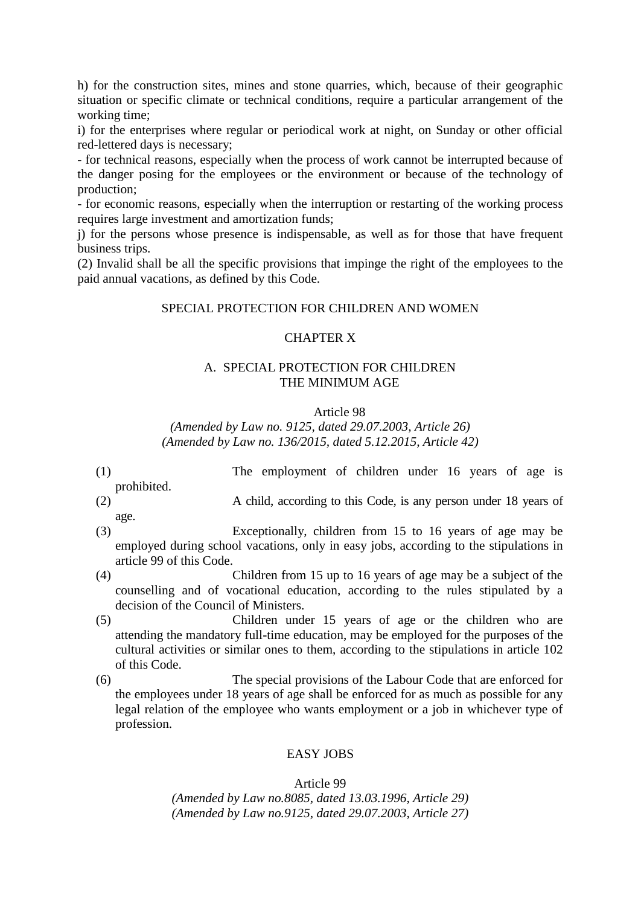h) for the construction sites, mines and stone quarries, which, because of their geographic situation or specific climate or technical conditions, require a particular arrangement of the working time;

i) for the enterprises where regular or periodical work at night, on Sunday or other official red-lettered days is necessary;

- for technical reasons, especially when the process of work cannot be interrupted because of the danger posing for the employees or the environment or because of the technology of production;
- for economic reasons, especially when the interruption or restarting of the working process requires large investment and amortization funds;

j) for the persons whose presence is indispensable, as well as for those that have frequent business trips.

(2) Invalid shall be all the specific provisions that impinge the right of the employees to the paid annual vacations, as defined by this Code.

## SPECIAL PROTECTION FOR CHILDREN AND WOMEN

## CHAPTER X

### A. SPECIAL PROTECTION FOR CHILDREN
### THE MINIMUM AGE

#### Article 98

*(Amended by Law no. 9125, dated 29.07.2003, Article 26)*
*(Amended by Law no. 136/2015, dated 5.12.2015, Article 42)*

(1) The employment of children under 16 years of age is prohibited.

(2) A child, according to this Code, is any person under 18 years of age.

(3) Exceptionally, children from 15 to 16 years of age may be employed during school vacations, only in easy jobs, according to the stipulations in article 99 of this Code.

(4) Children from 15 up to 16 years of age may be a subject of the counselling and of vocational education, according to the rules stipulated by a decision of the Council of Ministers.

(5) Children under 15 years of age or the children who are attending the mandatory full-time education, may be employed for the purposes of the cultural activities or similar ones to them, according to the stipulations in article 102 of this Code.

(6) The special provisions of the Labour Code that are enforced for the employees under 18 years of age shall be enforced for as much as possible for any legal relation of the employee who wants employment or a job in whichever type of profession.

### EASY JOBS

#### Article 99

*(Amended by Law no.8085, dated 13.03.1996, Article 29)*
*(Amended by Law no.9125, dated 29.07.2003, Article 27)*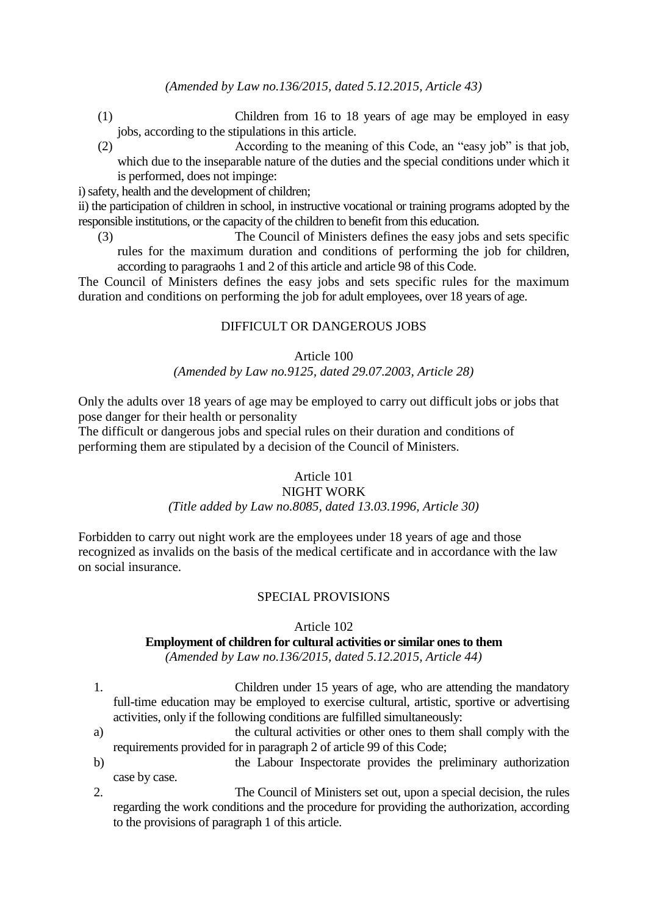*(Amended by Law no.136/2015, dated 5.12.2015, Article 43)*

(1) Children from 16 to 18 years of age may be employed in easy jobs, according to the stipulations in this article.

(2) According to the meaning of this Code, an "easy job" is that job, which due to the inseparable nature of the duties and the special conditions under which it is performed, does not impinge:

i) safety, health and the development of children;

ii) the participation of children in school, in instructive vocational or training programs adopted by the responsible institutions, or the capacity of the children to benefit from this education.

(3) The Council of Ministers defines the easy jobs and sets specific rules for the maximum duration and conditions of performing the job for children, according to paragraohs 1 and 2 of this article and article 98 of this Code.

The Council of Ministers defines the easy jobs and sets specific rules for the maximum duration and conditions on performing the job for adult employees, over 18 years of age.

## DIFFICULT OR DANGEROUS JOBS

### Article 100

*(Amended by Law no.9125, dated 29.07.2003, Article 28)*

Only the adults over 18 years of age may be employed to carry out difficult jobs or jobs that pose danger for their health or personality

The difficult or dangerous jobs and special rules on their duration and conditions of performing them are stipulated by a decision of the Council of Ministers.

### Article 101

### NIGHT WORK

*(Title added by Law no.8085, dated 13.03.1996, Article 30)*

Forbidden to carry out night work are the employees under 18 years of age and those recognized as invalids on the basis of the medical certificate and in accordance with the law on social insurance.

## SPECIAL PROVISIONS

### Article 102

**Employment of children for cultural activities or similar ones to them**

*(Amended by Law no.136/2015, dated 5.12.2015, Article 44)*

1. Children under 15 years of age, who are attending the mandatory full-time education may be employed to exercise cultural, artistic, sportive or advertising activities, only if the following conditions are fulfilled simultaneously:

a) the cultural activities or other ones to them shall comply with the requirements provided for in paragraph 2 of article 99 of this Code;

b) the Labour Inspectorate provides the preliminary authorization case by case.

2. The Council of Ministers set out, upon a special decision, the rules regarding the work conditions and the procedure for providing the authorization, according to the provisions of paragraph 1 of this article.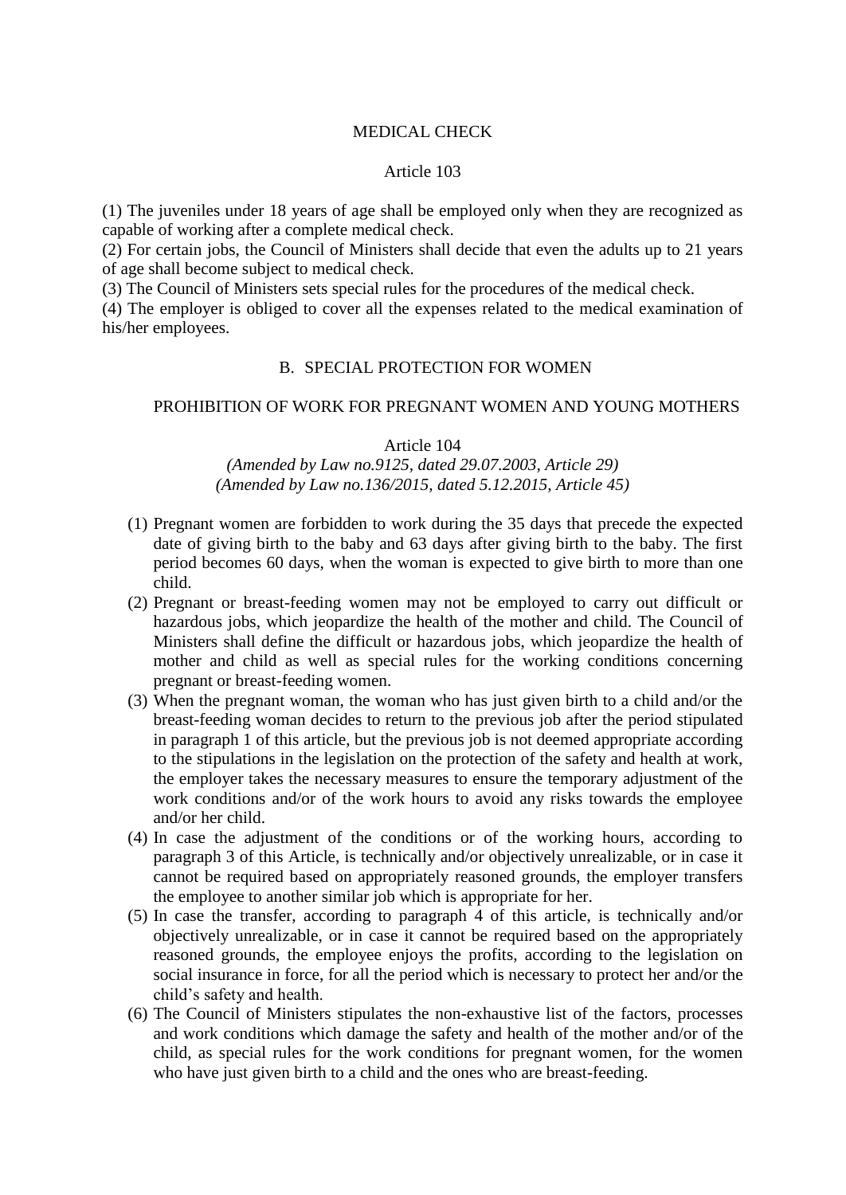MEDICAL CHECK

Article 103

(1) The juveniles under 18 years of age shall be employed only when they are recognized as capable of working after a complete medical check.
(2) For certain jobs, the Council of Ministers shall decide that even the adults up to 21 years of age shall become subject to medical check.
(3) The Council of Ministers sets special rules for the procedures of the medical check.
(4) The employer is obliged to cover all the expenses related to the medical examination of his/her employees.

## B. SPECIAL PROTECTION FOR WOMEN

### PROHIBITION OF WORK FOR PREGNANT WOMEN AND YOUNG MOTHERS

Article 104

*(Amended by Law no.9125, dated 29.07.2003, Article 29)*
*(Amended by Law no.136/2015, dated 5.12.2015, Article 45)*

(1) Pregnant women are forbidden to work during the 35 days that precede the expected date of giving birth to the baby and 63 days after giving birth to the baby. The first period becomes 60 days, when the woman is expected to give birth to more than one child.
(2) Pregnant or breast-feeding women may not be employed to carry out difficult or hazardous jobs, which jeopardize the health of the mother and child. The Council of Ministers shall define the difficult or hazardous jobs, which jeopardize the health of mother and child as well as special rules for the working conditions concerning pregnant or breast-feeding women.
(3) When the pregnant woman, the woman who has just given birth to a child and/or the breast-feeding woman decides to return to the previous job after the period stipulated in paragraph 1 of this article, but the previous job is not deemed appropriate according to the stipulations in the legislation on the protection of the safety and health at work, the employer takes the necessary measures to ensure the temporary adjustment of the work conditions and/or of the work hours to avoid any risks towards the employee and/or her child.
(4) In case the adjustment of the conditions or of the working hours, according to paragraph 3 of this Article, is technically and/or objectively unrealizable, or in case it cannot be required based on appropriately reasoned grounds, the employer transfers the employee to another similar job which is appropriate for her.
(5) In case the transfer, according to paragraph 4 of this article, is technically and/or objectively unrealizable, or in case it cannot be required based on the appropriately reasoned grounds, the employee enjoys the profits, according to the legislation on social insurance in force, for all the period which is necessary to protect her and/or the child's safety and health.
(6) The Council of Ministers stipulates the non-exhaustive list of the factors, processes and work conditions which damage the safety and health of the mother and/or of the child, as special rules for the work conditions for pregnant women, for the women who have just given birth to a child and the ones who are breast-feeding.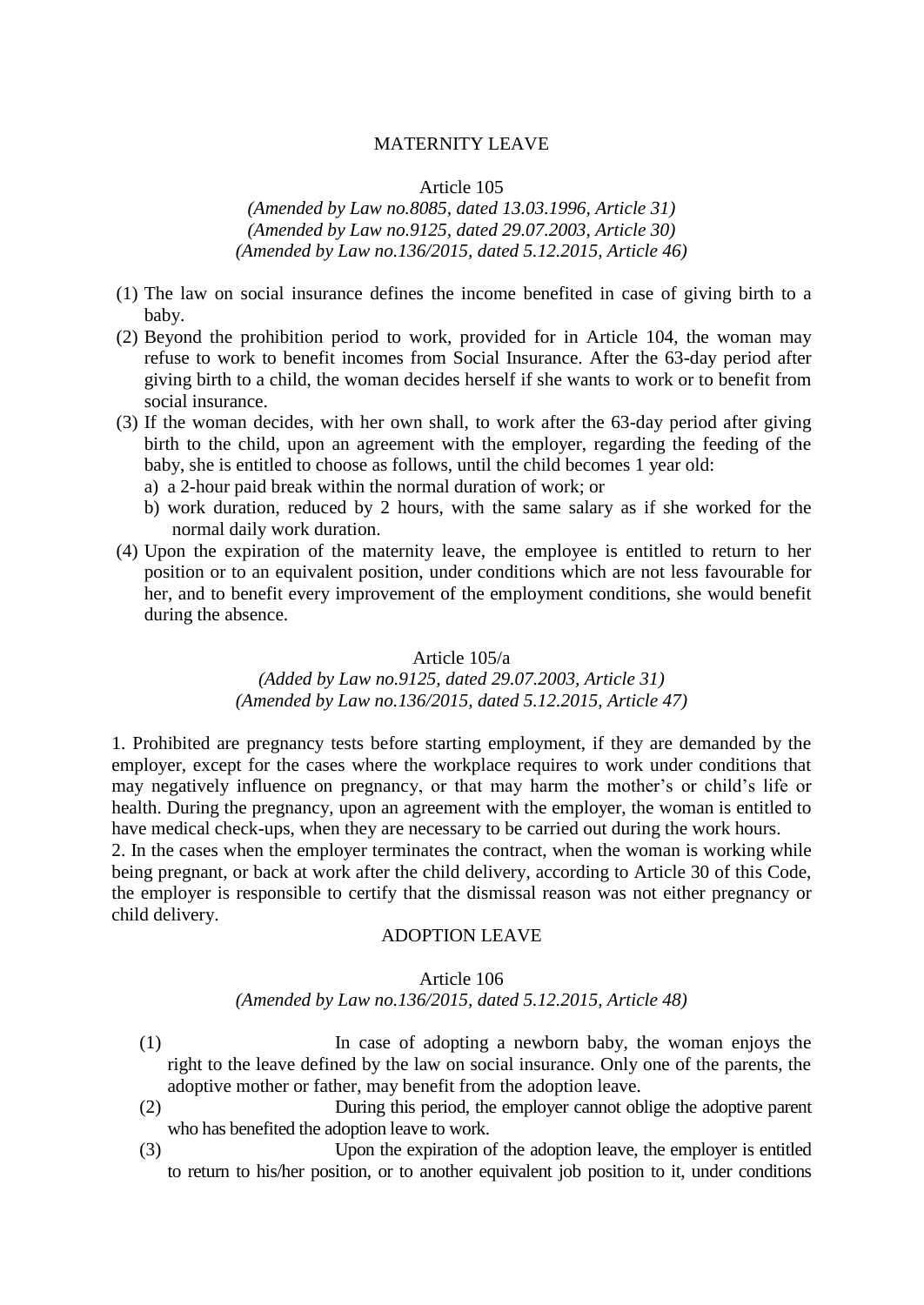## MATERNITY LEAVE

### Article 105

*(Amended by Law no.8085, dated 13.03.1996, Article 31)*
*(Amended by Law no.9125, dated 29.07.2003, Article 30)*
*(Amended by Law no.136/2015, dated 5.12.2015, Article 46)*

(1) The law on social insurance defines the income benefited in case of giving birth to a baby.

(2) Beyond the prohibition period to work, provided for in Article 104, the woman may refuse to work to benefit incomes from Social Insurance. After the 63-day period after giving birth to a child, the woman decides herself if she wants to work or to benefit from social insurance.

(3) If the woman decides, with her own shall, to work after the 63-day period after giving birth to the child, upon an agreement with the employer, regarding the feeding of the baby, she is entitled to choose as follows, until the child becomes 1 year old:
   a) a 2-hour paid break within the normal duration of work; or
   b) work duration, reduced by 2 hours, with the same salary as if she worked for the normal daily work duration.

(4) Upon the expiration of the maternity leave, the employee is entitled to return to her position or to an equivalent position, under conditions which are not less favourable for her, and to benefit every improvement of the employment conditions, she would benefit during the absence.

### Article 105/a

*(Added by Law no.9125, dated 29.07.2003, Article 31)*
*(Amended by Law no.136/2015, dated 5.12.2015, Article 47)*

1. Prohibited are pregnancy tests before starting employment, if they are demanded by the employer, except for the cases where the workplace requires to work under conditions that may negatively influence on pregnancy, or that may harm the mother's or child's life or health. During the pregnancy, upon an agreement with the employer, the woman is entitled to have medical check-ups, when they are necessary to be carried out during the work hours.
2. In the cases when the employer terminates the contract, when the woman is working while being pregnant, or back at work after the child delivery, according to Article 30 of this Code, the employer is responsible to certify that the dismissal reason was not either pregnancy or child delivery.

## ADOPTION LEAVE

### Article 106

*(Amended by Law no.136/2015, dated 5.12.2015, Article 48)*

(1) In case of adopting a newborn baby, the woman enjoys the right to the leave defined by the law on social insurance. Only one of the parents, the adoptive mother or father, may benefit from the adoption leave.

(2) During this period, the employer cannot oblige the adoptive parent who has benefited the adoption leave to work.

(3) Upon the expiration of the adoption leave, the employer is entitled to return to his/her position, or to another equivalent job position to it, under conditions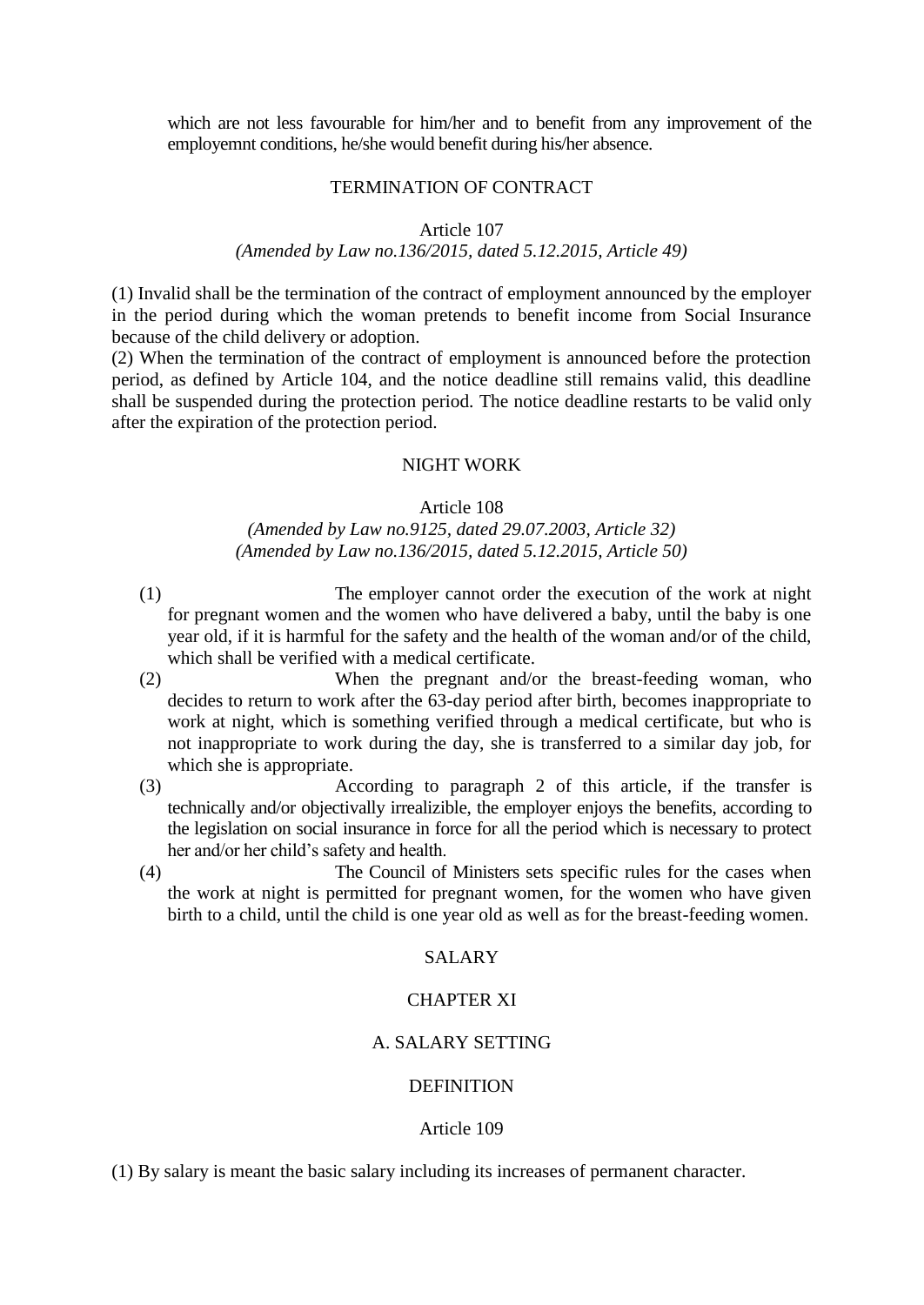which are not less favourable for him/her and to benefit from any improvement of the employemnt conditions, he/she would benefit during his/her absence.

TERMINATION OF CONTRACT

Article 107

*(Amended by Law no.136/2015, dated 5.12.2015, Article 49)*

(1) Invalid shall be the termination of the contract of employment announced by the employer in the period during which the woman pretends to benefit income from Social Insurance because of the child delivery or adoption.

(2) When the termination of the contract of employment is announced before the protection period, as defined by Article 104, and the notice deadline still remains valid, this deadline shall be suspended during the protection period. The notice deadline restarts to be valid only after the expiration of the protection period.

NIGHT WORK

Article 108

*(Amended by Law no.9125, dated 29.07.2003, Article 32)*
*(Amended by Law no.136/2015, dated 5.12.2015, Article 50)*

(1) The employer cannot order the execution of the work at night for pregnant women and the women who have delivered a baby, until the baby is one year old, if it is harmful for the safety and the health of the woman and/or of the child, which shall be verified with a medical certificate.

(2) When the pregnant and/or the breast-feeding woman, who decides to return to work after the 63-day period after birth, becomes inappropriate to work at night, which is something verified through a medical certificate, but who is not inappropriate to work during the day, she is transferred to a similar day job, for which she is appropriate.

(3) According to paragraph 2 of this article, if the transfer is technically and/or objectivally irrealizible, the employer enjoys the benefits, according to the legislation on social insurance in force for all the period which is necessary to protect her and/or her child's safety and health.

(4) The Council of Ministers sets specific rules for the cases when the work at night is permitted for pregnant women, for the women who have given birth to a child, until the child is one year old as well as for the breast-feeding women.

SALARY

CHAPTER XI

A. SALARY SETTING

DEFINITION

Article 109

(1) By salary is meant the basic salary including its increases of permanent character.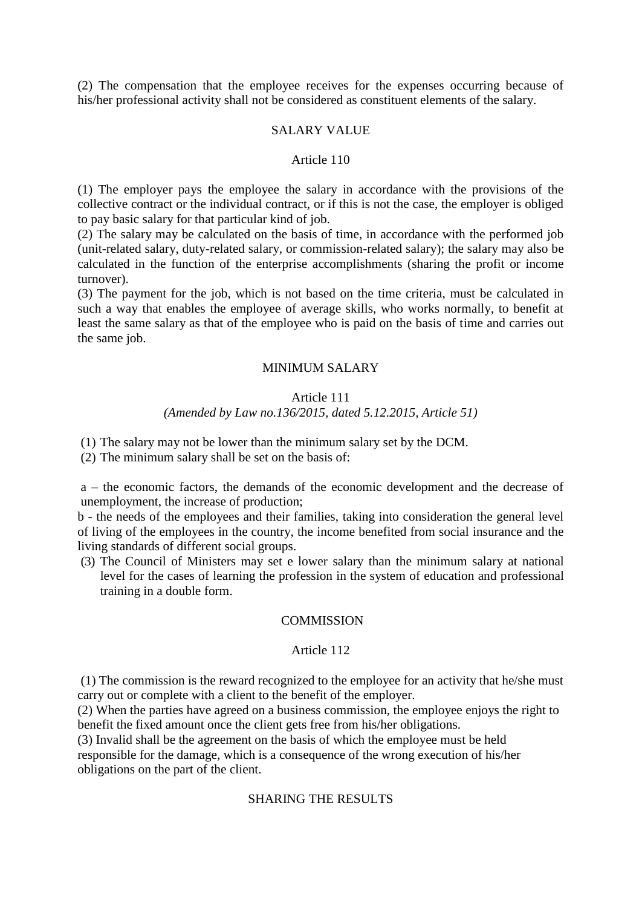(2) The compensation that the employee receives for the expenses occurring because of his/her professional activity shall not be considered as constituent elements of the salary.

SALARY VALUE

Article 110

(1) The employer pays the employee the salary in accordance with the provisions of the collective contract or the individual contract, or if this is not the case, the employer is obliged to pay basic salary for that particular kind of job.
(2) The salary may be calculated on the basis of time, in accordance with the performed job (unit-related salary, duty-related salary, or commission-related salary); the salary may also be calculated in the function of the enterprise accomplishments (sharing the profit or income turnover).
(3) The payment for the job, which is not based on the time criteria, must be calculated in such a way that enables the employee of average skills, who works normally, to benefit at least the same salary as that of the employee who is paid on the basis of time and carries out the same job.

MINIMUM SALARY

Article 111
*(Amended by Law no.136/2015, dated 5.12.2015, Article 51)*

(1) The salary may not be lower than the minimum salary set by the DCM.
(2) The minimum salary shall be set on the basis of:

a – the economic factors, the demands of the economic development and the decrease of unemployment, the increase of production;
b - the needs of the employees and their families, taking into consideration the general level of living of the employees in the country, the income benefited from social insurance and the living standards of different social groups.
(3) The Council of Ministers may set e lower salary than the minimum salary at national level for the cases of learning the profession in the system of education and professional training in a double form.

COMMISSION

Article 112

(1) The commission is the reward recognized to the employee for an activity that he/she must carry out or complete with a client to the benefit of the employer.
(2) When the parties have agreed on a business commission, the employee enjoys the right to benefit the fixed amount once the client gets free from his/her obligations.
(3) Invalid shall be the agreement on the basis of which the employee must be held responsible for the damage, which is a consequence of the wrong execution of his/her obligations on the part of the client.

SHARING THE RESULTS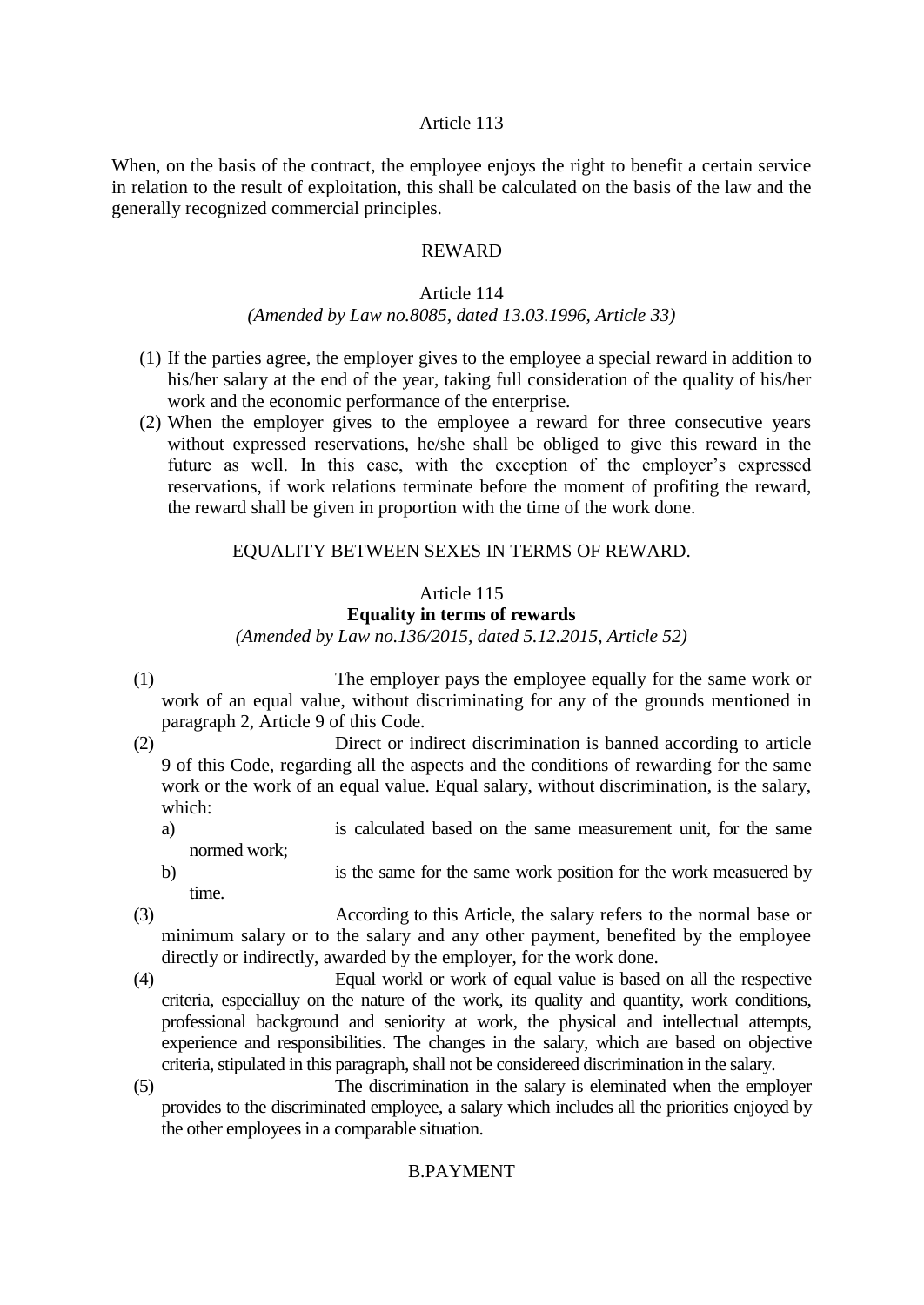### Article 113

When, on the basis of the contract, the employee enjoys the right to benefit a certain service in relation to the result of exploitation, this shall be calculated on the basis of the law and the generally recognized commercial principles.

## REWARD

### Article 114

*(Amended by Law no.8085, dated 13.03.1996, Article 33)*

(1) If the parties agree, the employer gives to the employee a special reward in addition to his/her salary at the end of the year, taking full consideration of the quality of his/her work and the economic performance of the enterprise.

(2) When the employer gives to the employee a reward for three consecutive years without expressed reservations, he/she shall be obliged to give this reward in the future as well. In this case, with the exception of the employer's expressed reservations, if work relations terminate before the moment of profiting the reward, the reward shall be given in proportion with the time of the work done.

## EQUALITY BETWEEN SEXES IN TERMS OF REWARD.

### Article 115

**Equality in terms of rewards**

*(Amended by Law no.136/2015, dated 5.12.2015, Article 52)*

(1) The employer pays the employee equally for the same work or work of an equal value, without discriminating for any of the grounds mentioned in paragraph 2, Article 9 of this Code.

(2) Direct or indirect discrimination is banned according to article 9 of this Code, regarding all the aspects and the conditions of rewarding for the same work or the work of an equal value. Equal salary, without discrimination, is the salary, which:

a) is calculated based on the same measurement unit, for the same normed work;

b) is the same for the same work position for the work measuered by time.

(3) According to this Article, the salary refers to the normal base or minimum salary or to the salary and any other payment, benefited by the employee directly or indirectly, awarded by the employer, for the work done.

(4) Equal workl or work of equal value is based on all the respective criteria, especialluy on the nature of the work, its quality and quantity, work conditions, professional background and seniority at work, the physical and intellectual attempts, experience and responsibilities. The changes in the salary, which are based on objective criteria, stipulated in this paragraph, shall not be considereed discrimination in the salary.

(5) The discrimination in the salary is eleminated when the employer provides to the discriminated employee, a salary which includes all the priorities enjoyed by the other employees in a comparable situation.

## B.PAYMENT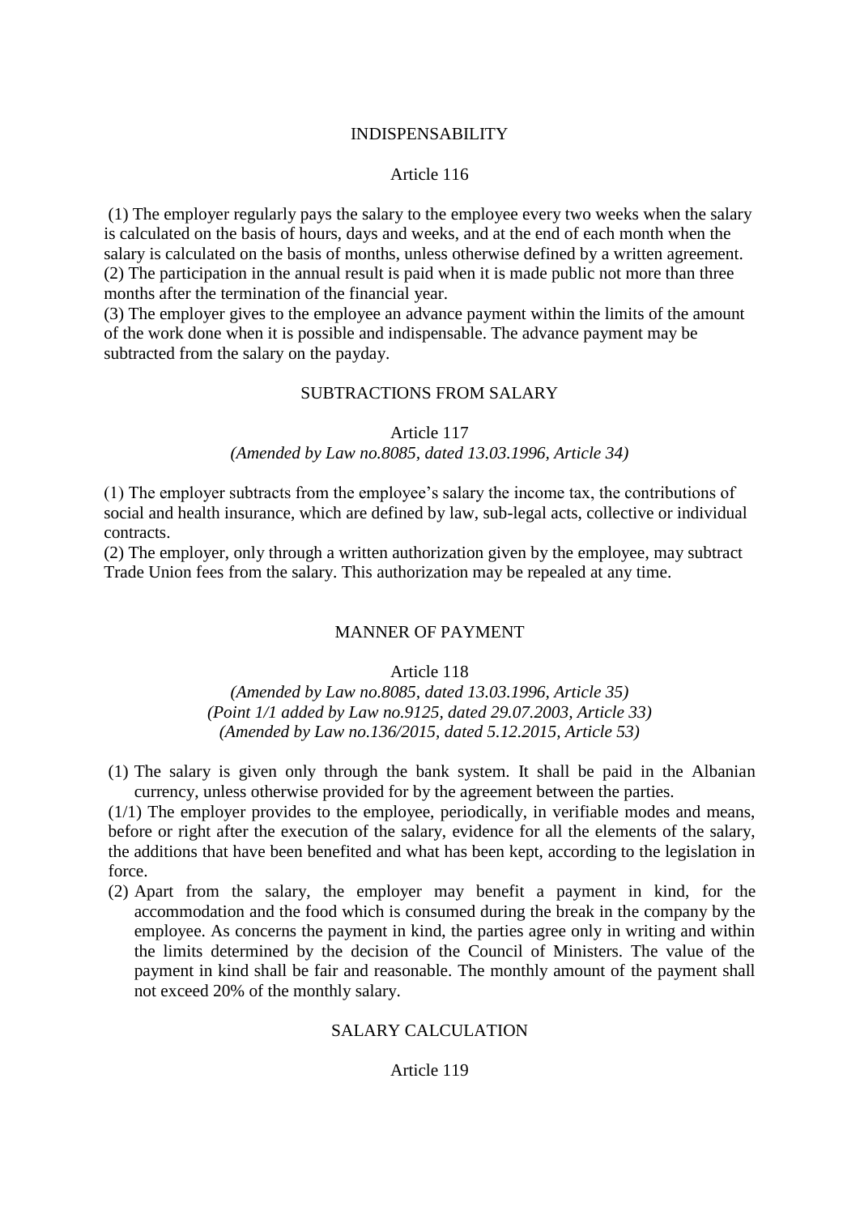## INDISPENSABILITY

### Article 116

(1) The employer regularly pays the salary to the employee every two weeks when the salary is calculated on the basis of hours, days and weeks, and at the end of each month when the salary is calculated on the basis of months, unless otherwise defined by a written agreement.
(2) The participation in the annual result is paid when it is made public not more than three months after the termination of the financial year.
(3) The employer gives to the employee an advance payment within the limits of the amount of the work done when it is possible and indispensable. The advance payment may be subtracted from the salary on the payday.

## SUBTRACTIONS FROM SALARY

### Article 117

*(Amended by Law no.8085, dated 13.03.1996, Article 34)*

(1) The employer subtracts from the employee's salary the income tax, the contributions of social and health insurance, which are defined by law, sub-legal acts, collective or individual contracts.
(2) The employer, only through a written authorization given by the employee, may subtract Trade Union fees from the salary. This authorization may be repealed at any time.

## MANNER OF PAYMENT

### Article 118

*(Amended by Law no.8085, dated 13.03.1996, Article 35)*
*(Point 1/1 added by Law no.9125, dated 29.07.2003, Article 33)*
*(Amended by Law no.136/2015, dated 5.12.2015, Article 53)*

(1) The salary is given only through the bank system. It shall be paid in the Albanian currency, unless otherwise provided for by the agreement between the parties.

(1/1) The employer provides to the employee, periodically, in verifiable modes and means, before or right after the execution of the salary, evidence for all the elements of the salary, the additions that have been benefited and what has been kept, according to the legislation in force.

(2) Apart from the salary, the employer may benefit a payment in kind, for the accommodation and the food which is consumed during the break in the company by the employee. As concerns the payment in kind, the parties agree only in writing and within the limits determined by the decision of the Council of Ministers. The value of the payment in kind shall be fair and reasonable. The monthly amount of the payment shall not exceed 20% of the monthly salary.

## SALARY CALCULATION

### Article 119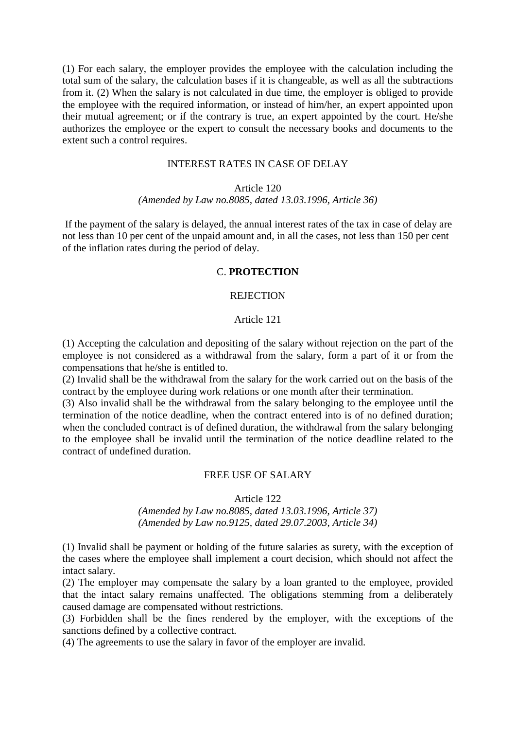(1) For each salary, the employer provides the employee with the calculation including the total sum of the salary, the calculation bases if it is changeable, as well as all the subtractions from it. (2) When the salary is not calculated in due time, the employer is obliged to provide the employee with the required information, or instead of him/her, an expert appointed upon their mutual agreement; or if the contrary is true, an expert appointed by the court. He/she authorizes the employee or the expert to consult the necessary books and documents to the extent such a control requires.

INTEREST RATES IN CASE OF DELAY

Article 120
*(Amended by Law no.8085, dated 13.03.1996, Article 36)*

If the payment of the salary is delayed, the annual interest rates of the tax in case of delay are not less than 10 per cent of the unpaid amount and, in all the cases, not less than 150 per cent of the inflation rates during the period of delay.

## C. **PROTECTION**

REJECTION

Article 121

(1) Accepting the calculation and depositing of the salary without rejection on the part of the employee is not considered as a withdrawal from the salary, form a part of it or from the compensations that he/she is entitled to.
(2) Invalid shall be the withdrawal from the salary for the work carried out on the basis of the contract by the employee during work relations or one month after their termination.
(3) Also invalid shall be the withdrawal from the salary belonging to the employee until the termination of the notice deadline, when the contract entered into is of no defined duration; when the concluded contract is of defined duration, the withdrawal from the salary belonging to the employee shall be invalid until the termination of the notice deadline related to the contract of undefined duration.

FREE USE OF SALARY

Article 122
*(Amended by Law no.8085, dated 13.03.1996, Article 37)*
*(Amended by Law no.9125, dated 29.07.2003, Article 34)*

(1) Invalid shall be payment or holding of the future salaries as surety, with the exception of the cases where the employee shall implement a court decision, which should not affect the intact salary.
(2) The employer may compensate the salary by a loan granted to the employee, provided that the intact salary remains unaffected. The obligations stemming from a deliberately caused damage are compensated without restrictions.
(3) Forbidden shall be the fines rendered by the employer, with the exceptions of the sanctions defined by a collective contract.
(4) The agreements to use the salary in favor of the employer are invalid.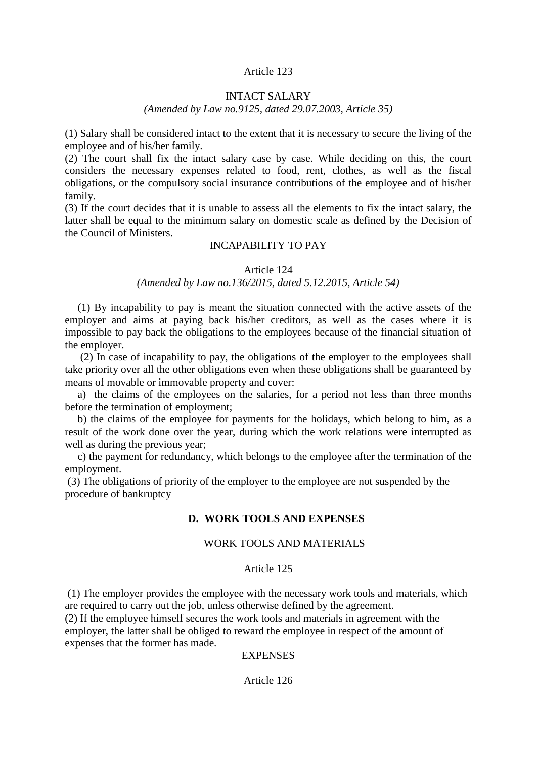Article 123

INTACT SALARY

*(Amended by Law no.9125, dated 29.07.2003, Article 35)*

(1) Salary shall be considered intact to the extent that it is necessary to secure the living of the employee and of his/her family.

(2) The court shall fix the intact salary case by case. While deciding on this, the court considers the necessary expenses related to food, rent, clothes, as well as the fiscal obligations, or the compulsory social insurance contributions of the employee and of his/her family.

(3) If the court decides that it is unable to assess all the elements to fix the intact salary, the latter shall be equal to the minimum salary on domestic scale as defined by the Decision of the Council of Ministers.

INCAPABILITY TO PAY

Article 124

*(Amended by Law no.136/2015, dated 5.12.2015, Article 54)*

(1) By incapability to pay is meant the situation connected with the active assets of the employer and aims at paying back his/her creditors, as well as the cases where it is impossible to pay back the obligations to the employees because of the financial situation of the employer.

(2) In case of incapability to pay, the obligations of the employer to the employees shall take priority over all the other obligations even when these obligations shall be guaranteed by means of movable or immovable property and cover:

a) the claims of the employees on the salaries, for a period not less than three months before the termination of employment;

b) the claims of the employee for payments for the holidays, which belong to him, as a result of the work done over the year, during which the work relations were interrupted as well as during the previous year;

c) the payment for redundancy, which belongs to the employee after the termination of the employment.

(3) The obligations of priority of the employer to the employee are not suspended by the procedure of bankruptcy

## D. WORK TOOLS AND EXPENSES

WORK TOOLS AND MATERIALS

Article 125

(1) The employer provides the employee with the necessary work tools and materials, which are required to carry out the job, unless otherwise defined by the agreement.

(2) If the employee himself secures the work tools and materials in agreement with the employer, the latter shall be obliged to reward the employee in respect of the amount of expenses that the former has made.

EXPENSES

Article 126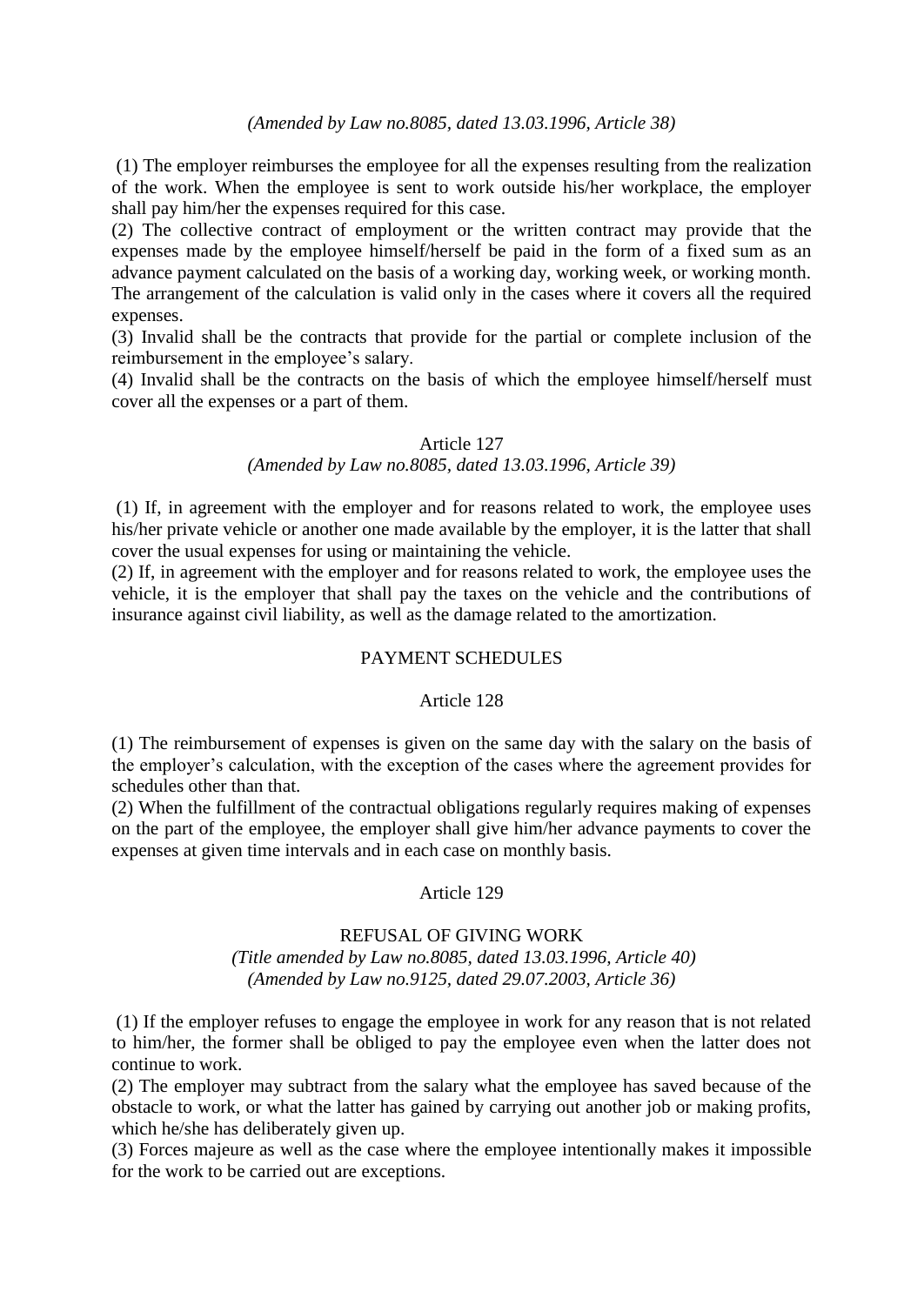*(Amended by Law no.8085, dated 13.03.1996, Article 38)*

(1) The employer reimburses the employee for all the expenses resulting from the realization of the work. When the employee is sent to work outside his/her workplace, the employer shall pay him/her the expenses required for this case.
(2) The collective contract of employment or the written contract may provide that the expenses made by the employee himself/herself be paid in the form of a fixed sum as an advance payment calculated on the basis of a working day, working week, or working month. The arrangement of the calculation is valid only in the cases where it covers all the required expenses.
(3) Invalid shall be the contracts that provide for the partial or complete inclusion of the reimbursement in the employee's salary.
(4) Invalid shall be the contracts on the basis of which the employee himself/herself must cover all the expenses or a part of them.

### Article 127

*(Amended by Law no.8085, dated 13.03.1996, Article 39)*

(1) If, in agreement with the employer and for reasons related to work, the employee uses his/her private vehicle or another one made available by the employer, it is the latter that shall cover the usual expenses for using or maintaining the vehicle.
(2) If, in agreement with the employer and for reasons related to work, the employee uses the vehicle, it is the employer that shall pay the taxes on the vehicle and the contributions of insurance against civil liability, as well as the damage related to the amortization.

## PAYMENT SCHEDULES

### Article 128

(1) The reimbursement of expenses is given on the same day with the salary on the basis of the employer's calculation, with the exception of the cases where the agreement provides for schedules other than that.
(2) When the fulfillment of the contractual obligations regularly requires making of expenses on the part of the employee, the employer shall give him/her advance payments to cover the expenses at given time intervals and in each case on monthly basis.

### Article 129

## REFUSAL OF GIVING WORK

*(Title amended by Law no.8085, dated 13.03.1996, Article 40)*
*(Amended by Law no.9125, dated 29.07.2003, Article 36)*

(1) If the employer refuses to engage the employee in work for any reason that is not related to him/her, the former shall be obliged to pay the employee even when the latter does not continue to work.
(2) The employer may subtract from the salary what the employee has saved because of the obstacle to work, or what the latter has gained by carrying out another job or making profits, which he/she has deliberately given up.
(3) Forces majeure as well as the case where the employee intentionally makes it impossible for the work to be carried out are exceptions.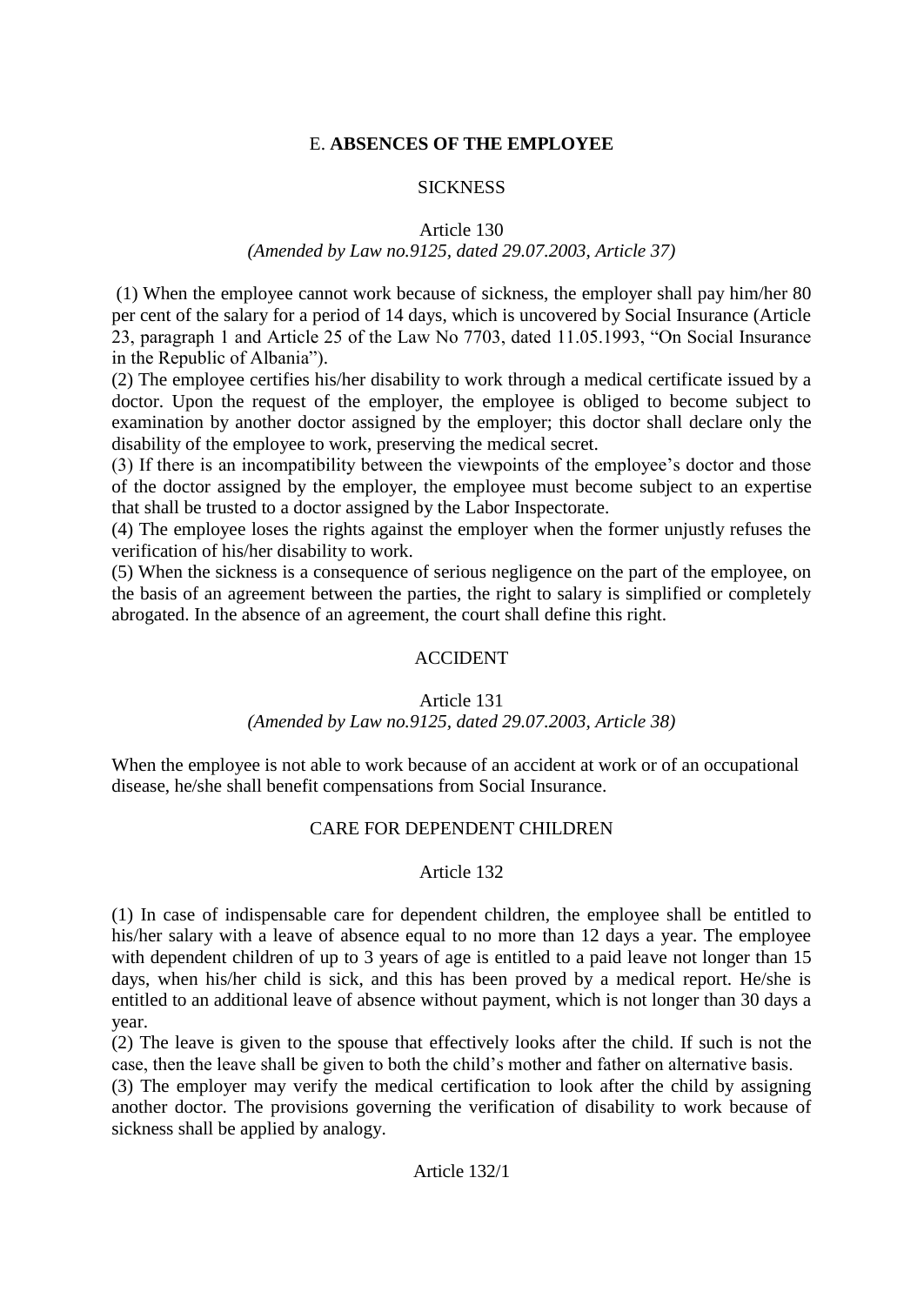## E. **ABSENCES OF THE EMPLOYEE**

### SICKNESS

#### Article 130
*(Amended by Law no.9125, dated 29.07.2003, Article 37)*

(1) When the employee cannot work because of sickness, the employer shall pay him/her 80 per cent of the salary for a period of 14 days, which is uncovered by Social Insurance (Article 23, paragraph 1 and Article 25 of the Law No 7703, dated 11.05.1993, "On Social Insurance in the Republic of Albania").

(2) The employee certifies his/her disability to work through a medical certificate issued by a doctor. Upon the request of the employer, the employee is obliged to become subject to examination by another doctor assigned by the employer; this doctor shall declare only the disability of the employee to work, preserving the medical secret.

(3) If there is an incompatibility between the viewpoints of the employee's doctor and those of the doctor assigned by the employer, the employee must become subject to an expertise that shall be trusted to a doctor assigned by the Labor Inspectorate.

(4) The employee loses the rights against the employer when the former unjustly refuses the verification of his/her disability to work.

(5) When the sickness is a consequence of serious negligence on the part of the employee, on the basis of an agreement between the parties, the right to salary is simplified or completely abrogated. In the absence of an agreement, the court shall define this right.

### ACCIDENT

#### Article 131
*(Amended by Law no.9125, dated 29.07.2003, Article 38)*

When the employee is not able to work because of an accident at work or of an occupational disease, he/she shall benefit compensations from Social Insurance.

### CARE FOR DEPENDENT CHILDREN

#### Article 132

(1) In case of indispensable care for dependent children, the employee shall be entitled to his/her salary with a leave of absence equal to no more than 12 days a year. The employee with dependent children of up to 3 years of age is entitled to a paid leave not longer than 15 days, when his/her child is sick, and this has been proved by a medical report. He/she is entitled to an additional leave of absence without payment, which is not longer than 30 days a year.

(2) The leave is given to the spouse that effectively looks after the child. If such is not the case, then the leave shall be given to both the child's mother and father on alternative basis.

(3) The employer may verify the medical certification to look after the child by assigning another doctor. The provisions governing the verification of disability to work because of sickness shall be applied by analogy.

#### Article 132/1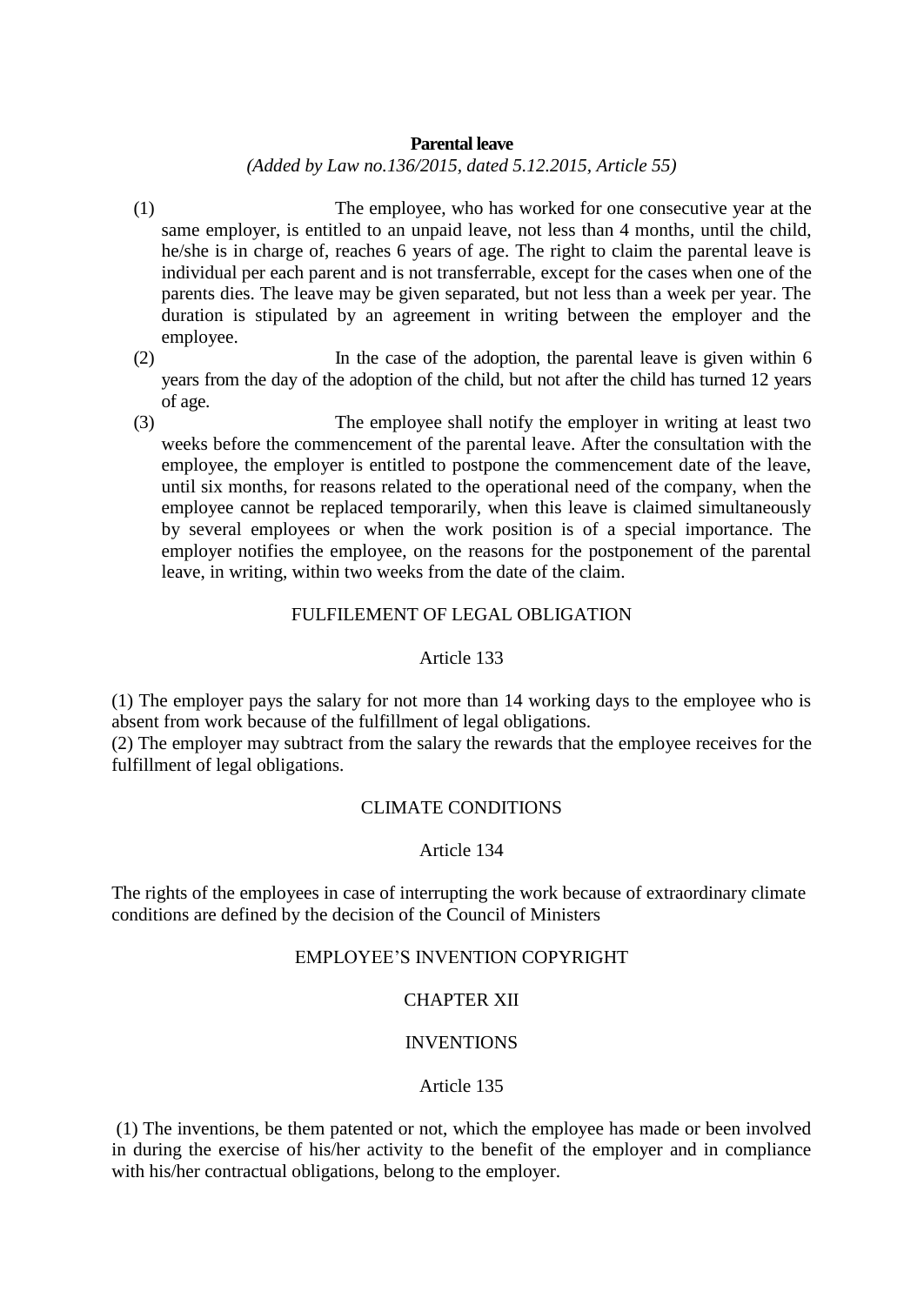**Parental leave**

*(Added by Law no.136/2015, dated 5.12.2015, Article 55)*

(1) The employee, who has worked for one consecutive year at the same employer, is entitled to an unpaid leave, not less than 4 months, until the child, he/she is in charge of, reaches 6 years of age. The right to claim the parental leave is individual per each parent and is not transferrable, except for the cases when one of the parents dies. The leave may be given separated, but not less than a week per year. The duration is stipulated by an agreement in writing between the employer and the employee.

(2) In the case of the adoption, the parental leave is given within 6 years from the day of the adoption of the child, but not after the child has turned 12 years of age.

(3) The employee shall notify the employer in writing at least two weeks before the commencement of the parental leave. After the consultation with the employee, the employer is entitled to postpone the commencement date of the leave, until six months, for reasons related to the operational need of the company, when the employee cannot be replaced temporarily, when this leave is claimed simultaneously by several employees or when the work position is of a special importance. The employer notifies the employee, on the reasons for the postponement of the parental leave, in writing, within two weeks from the date of the claim.

FULFILEMENT OF LEGAL OBLIGATION

Article 133

(1) The employer pays the salary for not more than 14 working days to the employee who is absent from work because of the fulfillment of legal obligations.
(2) The employer may subtract from the salary the rewards that the employee receives for the fulfillment of legal obligations.

CLIMATE CONDITIONS

Article 134

The rights of the employees in case of interrupting the work because of extraordinary climate conditions are defined by the decision of the Council of Ministers

EMPLOYEE'S INVENTION COPYRIGHT

CHAPTER XII

INVENTIONS

Article 135

(1) The inventions, be them patented or not, which the employee has made or been involved in during the exercise of his/her activity to the benefit of the employer and in compliance with his/her contractual obligations, belong to the employer.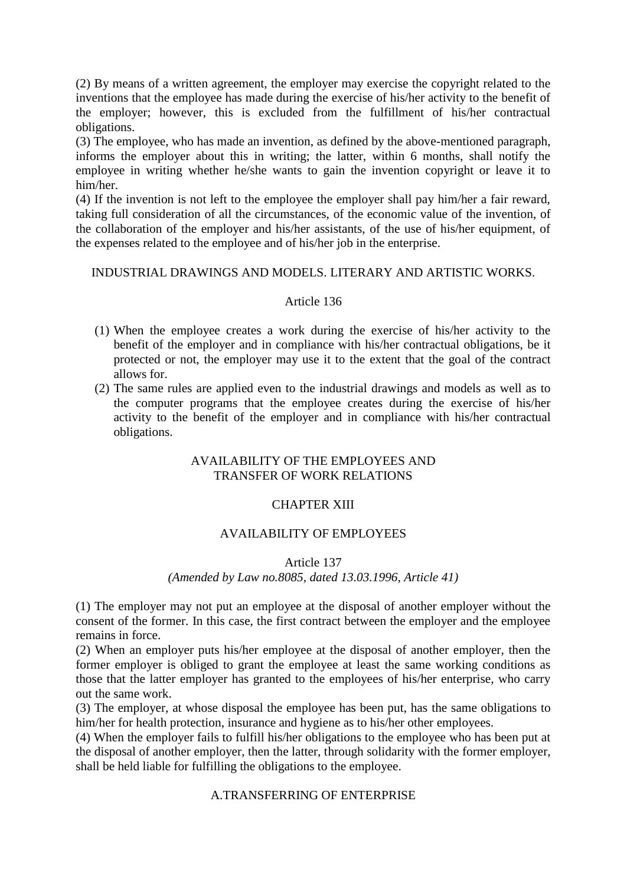(2) By means of a written agreement, the employer may exercise the copyright related to the inventions that the employee has made during the exercise of his/her activity to the benefit of the employer; however, this is excluded from the fulfillment of his/her contractual obligations.
(3) The employee, who has made an invention, as defined by the above-mentioned paragraph, informs the employer about this in writing; the latter, within 6 months, shall notify the employee in writing whether he/she wants to gain the invention copyright or leave it to him/her.
(4) If the invention is not left to the employee the employer shall pay him/her a fair reward, taking full consideration of all the circumstances, of the economic value of the invention, of the collaboration of the employer and his/her assistants, of the use of his/her equipment, of the expenses related to the employee and of his/her job in the enterprise.

### INDUSTRIAL DRAWINGS AND MODELS. LITERARY AND ARTISTIC WORKS.

#### Article 136

(1) When the employee creates a work during the exercise of his/her activity to the benefit of the employer and in compliance with his/her contractual obligations, be it protected or not, the employer may use it to the extent that the goal of the contract allows for.
(2) The same rules are applied even to the industrial drawings and models as well as to the computer programs that the employee creates during the exercise of his/her activity to the benefit of the employer and in compliance with his/her contractual obligations.

## AVAILABILITY OF THE EMPLOYEES AND TRANSFER OF WORK RELATIONS

## CHAPTER XIII

### AVAILABILITY OF EMPLOYEES

#### Article 137

*(Amended by Law no.8085, dated 13.03.1996, Article 41)*

(1) The employer may not put an employee at the disposal of another employer without the consent of the former. In this case, the first contract between the employer and the employee remains in force.
(2) When an employer puts his/her employee at the disposal of another employer, then the former employer is obliged to grant the employee at least the same working conditions as those that the latter employer has granted to the employees of his/her enterprise, who carry out the same work.
(3) The employer, at whose disposal the employee has been put, has the same obligations to him/her for health protection, insurance and hygiene as to his/her other employees.
(4) When the employer fails to fulfill his/her obligations to the employee who has been put at the disposal of another employer, then the latter, through solidarity with the former employer, shall be held liable for fulfilling the obligations to the employee.

### A.TRANSFERRING OF ENTERPRISE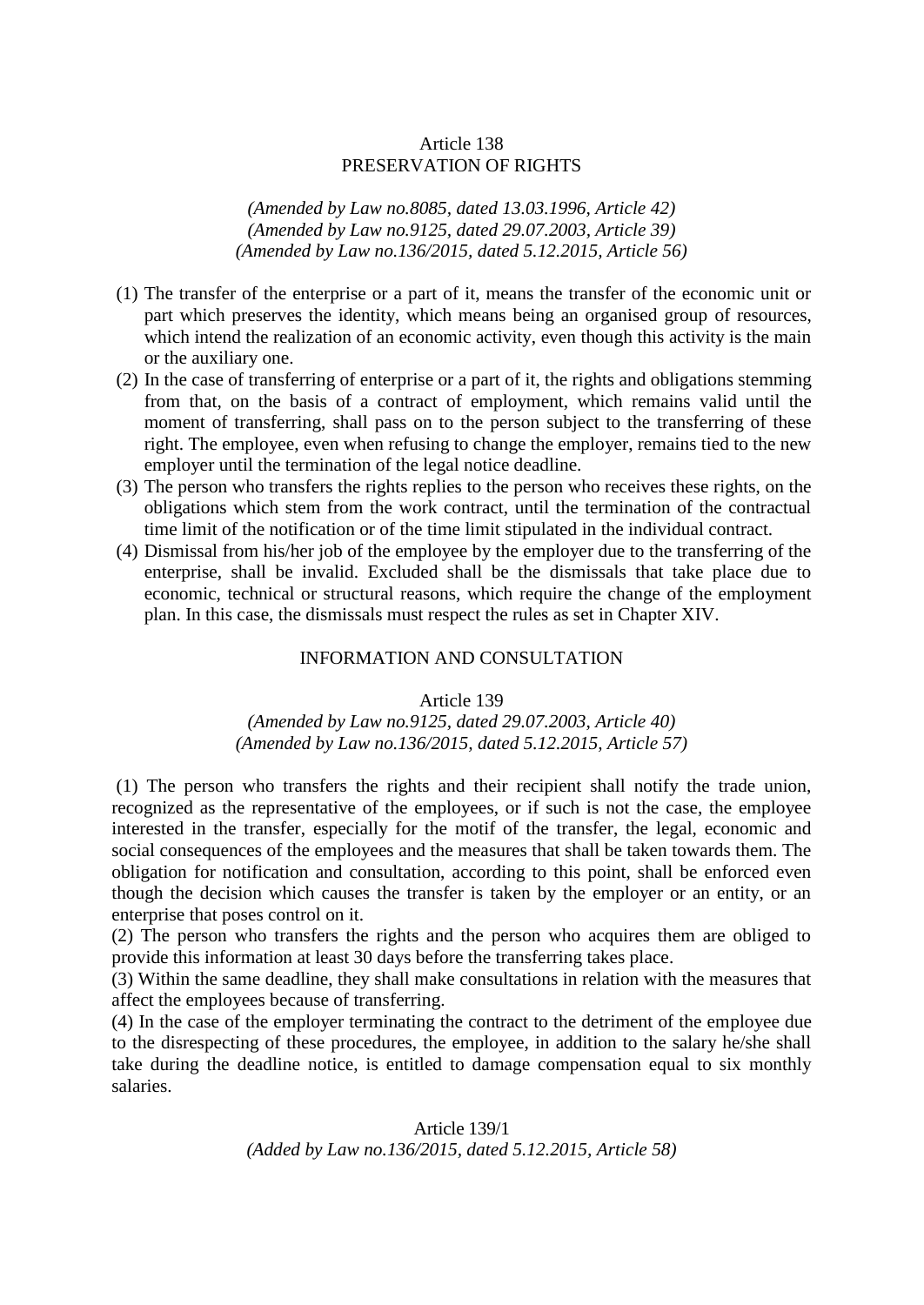### Article 138
### PRESERVATION OF RIGHTS

*(Amended by Law no.8085, dated 13.03.1996, Article 42)*
*(Amended by Law no.9125, dated 29.07.2003, Article 39)*
*(Amended by Law no.136/2015, dated 5.12.2015, Article 56)*

(1) The transfer of the enterprise or a part of it, means the transfer of the economic unit or part which preserves the identity, which means being an organised group of resources, which intend the realization of an economic activity, even though this activity is the main or the auxiliary one.
(2) In the case of transferring of enterprise or a part of it, the rights and obligations stemming from that, on the basis of a contract of employment, which remains valid until the moment of transferring, shall pass on to the person subject to the transferring of these right. The employee, even when refusing to change the employer, remains tied to the new employer until the termination of the legal notice deadline.
(3) The person who transfers the rights replies to the person who receives these rights, on the obligations which stem from the work contract, until the termination of the contractual time limit of the notification or of the time limit stipulated in the individual contract.
(4) Dismissal from his/her job of the employee by the employer due to the transferring of the enterprise, shall be invalid. Excluded shall be the dismissals that take place due to economic, technical or structural reasons, which require the change of the employment plan. In this case, the dismissals must respect the rules as set in Chapter XIV.

## INFORMATION AND CONSULTATION

### Article 139

*(Amended by Law no.9125, dated 29.07.2003, Article 40)*
*(Amended by Law no.136/2015, dated 5.12.2015, Article 57)*

(1) The person who transfers the rights and their recipient shall notify the trade union, recognized as the representative of the employees, or if such is not the case, the employee interested in the transfer, especially for the motif of the transfer, the legal, economic and social consequences of the employees and the measures that shall be taken towards them. The obligation for notification and consultation, according to this point, shall be enforced even though the decision which causes the transfer is taken by the employer or an entity, or an enterprise that poses control on it.
(2) The person who transfers the rights and the person who acquires them are obliged to provide this information at least 30 days before the transferring takes place.
(3) Within the same deadline, they shall make consultations in relation with the measures that affect the employees because of transferring.
(4) In the case of the employer terminating the contract to the detriment of the employee due to the disrespecting of these procedures, the employee, in addition to the salary he/she shall take during the deadline notice, is entitled to damage compensation equal to six monthly salaries.

### Article 139/1

*(Added by Law no.136/2015, dated 5.12.2015, Article 58)*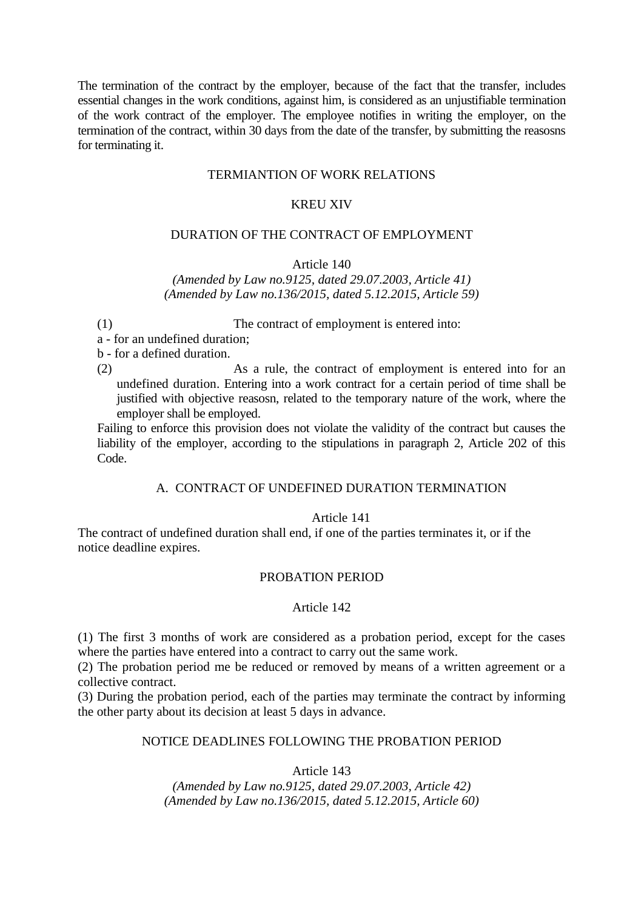The termination of the contract by the employer, because of the fact that the transfer, includes essential changes in the work conditions, against him, is considered as an unjustifiable termination of the work contract of the employer. The employee notifies in writing the employer, on the termination of the contract, within 30 days from the date of the transfer, by submitting the reasosns for terminating it.

## TERMIANTION OF WORK RELATIONS

## KREU XIV

## DURATION OF THE CONTRACT OF EMPLOYMENT

### Article 140

*(Amended by Law no.9125, dated 29.07.2003, Article 41)*
*(Amended by Law no.136/2015, dated 5.12.2015, Article 59)*

(1) The contract of employment is entered into:

a - for an undefined duration;

b - for a defined duration.

(2) As a rule, the contract of employment is entered into for an undefined duration. Entering into a work contract for a certain period of time shall be justified with objective reasosn, related to the temporary nature of the work, where the employer shall be employed.

Failing to enforce this provision does not violate the validity of the contract but causes the liability of the employer, according to the stipulations in paragraph 2, Article 202 of this Code.

## A. CONTRACT OF UNDEFINED DURATION TERMINATION

### Article 141

The contract of undefined duration shall end, if one of the parties terminates it, or if the notice deadline expires.

## PROBATION PERIOD

### Article 142

(1) The first 3 months of work are considered as a probation period, except for the cases where the parties have entered into a contract to carry out the same work.

(2) The probation period me be reduced or removed by means of a written agreement or a collective contract.

(3) During the probation period, each of the parties may terminate the contract by informing the other party about its decision at least 5 days in advance.

## NOTICE DEADLINES FOLLOWING THE PROBATION PERIOD

### Article 143

*(Amended by Law no.9125, dated 29.07.2003, Article 42)*
*(Amended by Law no.136/2015, dated 5.12.2015, Article 60)*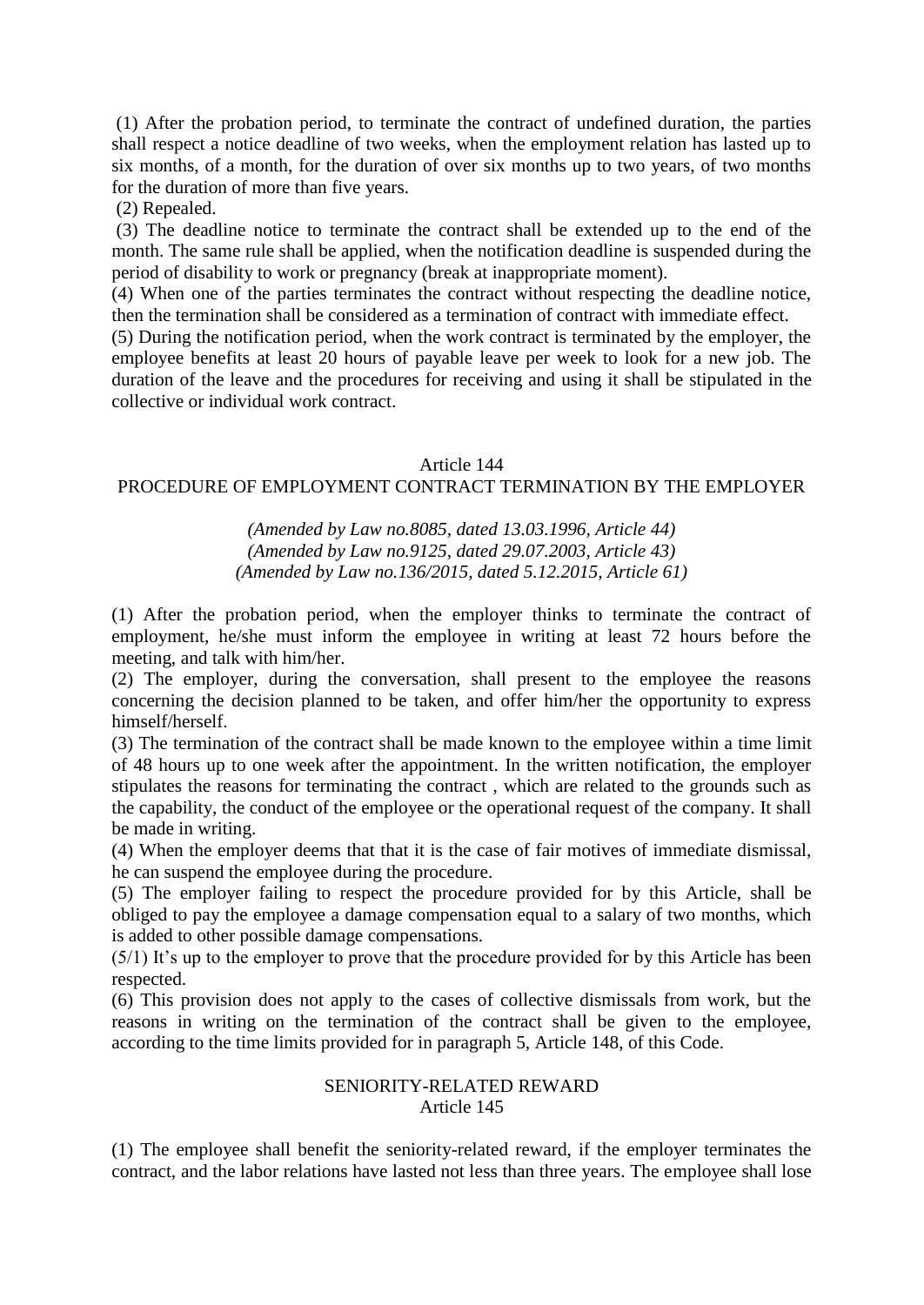(1) After the probation period, to terminate the contract of undefined duration, the parties shall respect a notice deadline of two weeks, when the employment relation has lasted up to six months, of a month, for the duration of over six months up to two years, of two months for the duration of more than five years.

(2) Repealed.

(3) The deadline notice to terminate the contract shall be extended up to the end of the month. The same rule shall be applied, when the notification deadline is suspended during the period of disability to work or pregnancy (break at inappropriate moment).

(4) When one of the parties terminates the contract without respecting the deadline notice, then the termination shall be considered as a termination of contract with immediate effect.

(5) During the notification period, when the work contract is terminated by the employer, the employee benefits at least 20 hours of payable leave per week to look for a new job. The duration of the leave and the procedures for receiving and using it shall be stipulated in the collective or individual work contract.

## Article 144
## PROCEDURE OF EMPLOYMENT CONTRACT TERMINATION BY THE EMPLOYER

*(Amended by Law no.8085, dated 13.03.1996, Article 44)*
*(Amended by Law no.9125, dated 29.07.2003, Article 43)*
*(Amended by Law no.136/2015, dated 5.12.2015, Article 61)*

(1) After the probation period, when the employer thinks to terminate the contract of employment, he/she must inform the employee in writing at least 72 hours before the meeting, and talk with him/her.

(2) The employer, during the conversation, shall present to the employee the reasons concerning the decision planned to be taken, and offer him/her the opportunity to express himself/herself.

(3) The termination of the contract shall be made known to the employee within a time limit of 48 hours up to one week after the appointment. In the written notification, the employer stipulates the reasons for terminating the contract , which are related to the grounds such as the capability, the conduct of the employee or the operational request of the company. It shall be made in writing.

(4) When the employer deems that that it is the case of fair motives of immediate dismissal, he can suspend the employee during the procedure.

(5) The employer failing to respect the procedure provided for by this Article, shall be obliged to pay the employee a damage compensation equal to a salary of two months, which is added to other possible damage compensations.

(5/1) It's up to the employer to prove that the procedure provided for by this Article has been respected.

(6) This provision does not apply to the cases of collective dismissals from work, but the reasons in writing on the termination of the contract shall be given to the employee, according to the time limits provided for in paragraph 5, Article 148, of this Code.

## SENIORITY-RELATED REWARD
## Article 145

(1) The employee shall benefit the seniority-related reward, if the employer terminates the contract, and the labor relations have lasted not less than three years. The employee shall lose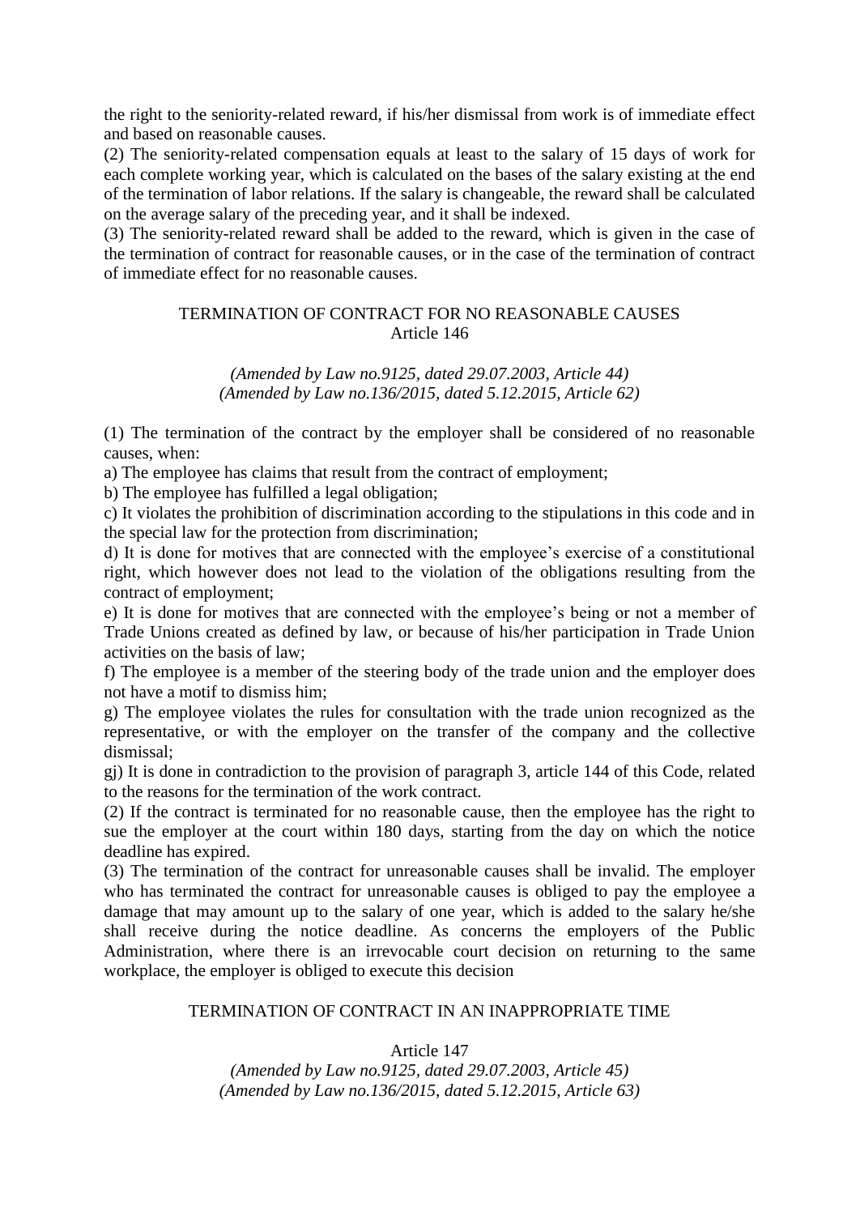the right to the seniority-related reward, if his/her dismissal from work is of immediate effect and based on reasonable causes.

(2) The seniority-related compensation equals at least to the salary of 15 days of work for each complete working year, which is calculated on the bases of the salary existing at the end of the termination of labor relations. If the salary is changeable, the reward shall be calculated on the average salary of the preceding year, and it shall be indexed.

(3) The seniority-related reward shall be added to the reward, which is given in the case of the termination of contract for reasonable causes, or in the case of the termination of contract of immediate effect for no reasonable causes.

## TERMINATION OF CONTRACT FOR NO REASONABLE CAUSES
### Article 146

*(Amended by Law no.9125, dated 29.07.2003, Article 44)*
*(Amended by Law no.136/2015, dated 5.12.2015, Article 62)*

(1) The termination of the contract by the employer shall be considered of no reasonable causes, when:

a) The employee has claims that result from the contract of employment;

b) The employee has fulfilled a legal obligation;

c) It violates the prohibition of discrimination according to the stipulations in this code and in the special law for the protection from discrimination;

d) It is done for motives that are connected with the employee's exercise of a constitutional right, which however does not lead to the violation of the obligations resulting from the contract of employment;

e) It is done for motives that are connected with the employee's being or not a member of Trade Unions created as defined by law, or because of his/her participation in Trade Union activities on the basis of law;

f) The employee is a member of the steering body of the trade union and the employer does not have a motif to dismiss him;

g) The employee violates the rules for consultation with the trade union recognized as the representative, or with the employer on the transfer of the company and the collective dismissal;

gj) It is done in contradiction to the provision of paragraph 3, article 144 of this Code, related to the reasons for the termination of the work contract.

(2) If the contract is terminated for no reasonable cause, then the employee has the right to sue the employer at the court within 180 days, starting from the day on which the notice deadline has expired.

(3) The termination of the contract for unreasonable causes shall be invalid. The employer who has terminated the contract for unreasonable causes is obliged to pay the employee a damage that may amount up to the salary of one year, which is added to the salary he/she shall receive during the notice deadline. As concerns the employers of the Public Administration, where there is an irrevocable court decision on returning to the same workplace, the employer is obliged to execute this decision

## TERMINATION OF CONTRACT IN AN INAPPROPRIATE TIME
### Article 147

*(Amended by Law no.9125, dated 29.07.2003, Article 45)*
*(Amended by Law no.136/2015, dated 5.12.2015, Article 63)*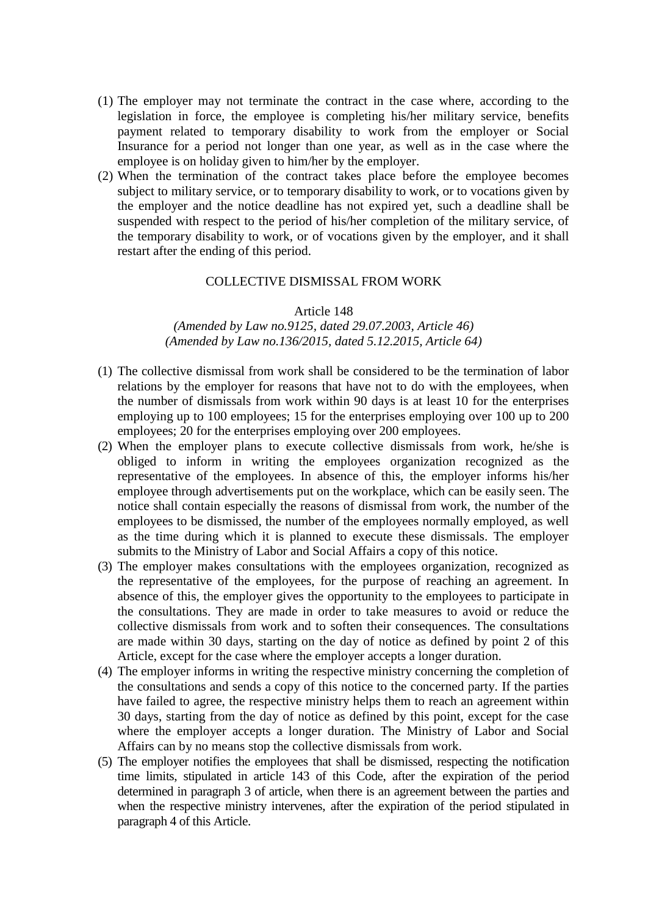(1) The employer may not terminate the contract in the case where, according to the legislation in force, the employee is completing his/her military service, benefits payment related to temporary disability to work from the employer or Social Insurance for a period not longer than one year, as well as in the case where the employee is on holiday given to him/her by the employer.
(2) When the termination of the contract takes place before the employee becomes subject to military service, or to temporary disability to work, or to vocations given by the employer and the notice deadline has not expired yet, such a deadline shall be suspended with respect to the period of his/her completion of the military service, of the temporary disability to work, or of vocations given by the employer, and it shall restart after the ending of this period.

## COLLECTIVE DISMISSAL FROM WORK

### Article 148

*(Amended by Law no.9125, dated 29.07.2003, Article 46)*
*(Amended by Law no.136/2015, dated 5.12.2015, Article 64)*

(1) The collective dismissal from work shall be considered to be the termination of labor relations by the employer for reasons that have not to do with the employees, when the number of dismissals from work within 90 days is at least 10 for the enterprises employing up to 100 employees; 15 for the enterprises employing over 100 up to 200 employees; 20 for the enterprises employing over 200 employees.
(2) When the employer plans to execute collective dismissals from work, he/she is obliged to inform in writing the employees organization recognized as the representative of the employees. In absence of this, the employer informs his/her employee through advertisements put on the workplace, which can be easily seen. The notice shall contain especially the reasons of dismissal from work, the number of the employees to be dismissed, the number of the employees normally employed, as well as the time during which it is planned to execute these dismissals. The employer submits to the Ministry of Labor and Social Affairs a copy of this notice.
(3) The employer makes consultations with the employees organization, recognized as the representative of the employees, for the purpose of reaching an agreement. In absence of this, the employer gives the opportunity to the employees to participate in the consultations. They are made in order to take measures to avoid or reduce the collective dismissals from work and to soften their consequences. The consultations are made within 30 days, starting on the day of notice as defined by point 2 of this Article, except for the case where the employer accepts a longer duration.
(4) The employer informs in writing the respective ministry concerning the completion of the consultations and sends a copy of this notice to the concerned party. If the parties have failed to agree, the respective ministry helps them to reach an agreement within 30 days, starting from the day of notice as defined by this point, except for the case where the employer accepts a longer duration. The Ministry of Labor and Social Affairs can by no means stop the collective dismissals from work.
(5) The employer notifies the employees that shall be dismissed, respecting the notification time limits, stipulated in article 143 of this Code, after the expiration of the period determined in paragraph 3 of article, when there is an agreement between the parties and when the respective ministry intervenes, after the expiration of the period stipulated in paragraph 4 of this Article.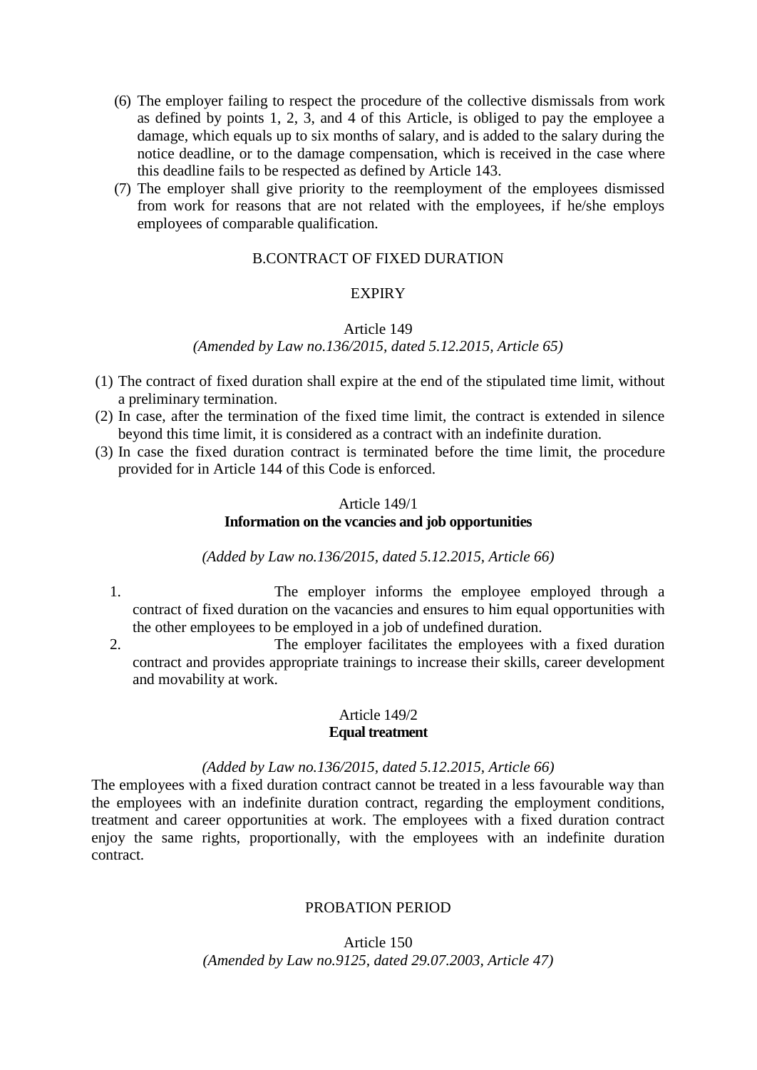(6) The employer failing to respect the procedure of the collective dismissals from work as defined by points 1, 2, 3, and 4 of this Article, is obliged to pay the employee a damage, which equals up to six months of salary, and is added to the salary during the notice deadline, or to the damage compensation, which is received in the case where this deadline fails to be respected as defined by Article 143.

(7) The employer shall give priority to the reemployment of the employees dismissed from work for reasons that are not related with the employees, if he/she employs employees of comparable qualification.

B.CONTRACT OF FIXED DURATION

EXPIRY

Article 149

*(Amended by Law no.136/2015, dated 5.12.2015, Article 65)*

(1) The contract of fixed duration shall expire at the end of the stipulated time limit, without a preliminary termination.

(2) In case, after the termination of the fixed time limit, the contract is extended in silence beyond this time limit, it is considered as a contract with an indefinite duration.

(3) In case the fixed duration contract is terminated before the time limit, the procedure provided for in Article 144 of this Code is enforced.

Article 149/1

**Information on the vcancies and job opportunities**

*(Added by Law no.136/2015, dated 5.12.2015, Article 66)*

1. The employer informs the employee employed through a contract of fixed duration on the vacancies and ensures to him equal opportunities with the other employees to be employed in a job of undefined duration.
2. The employer facilitates the employees with a fixed duration contract and provides appropriate trainings to increase their skills, career development and movability at work.

Article 149/2

**Equal treatment**

*(Added by Law no.136/2015, dated 5.12.2015, Article 66)*

The employees with a fixed duration contract cannot be treated in a less favourable way than the employees with an indefinite duration contract, regarding the employment conditions, treatment and career opportunities at work. The employees with a fixed duration contract enjoy the same rights, proportionally, with the employees with an indefinite duration contract.

PROBATION PERIOD

Article 150

*(Amended by Law no.9125, dated 29.07.2003, Article 47)*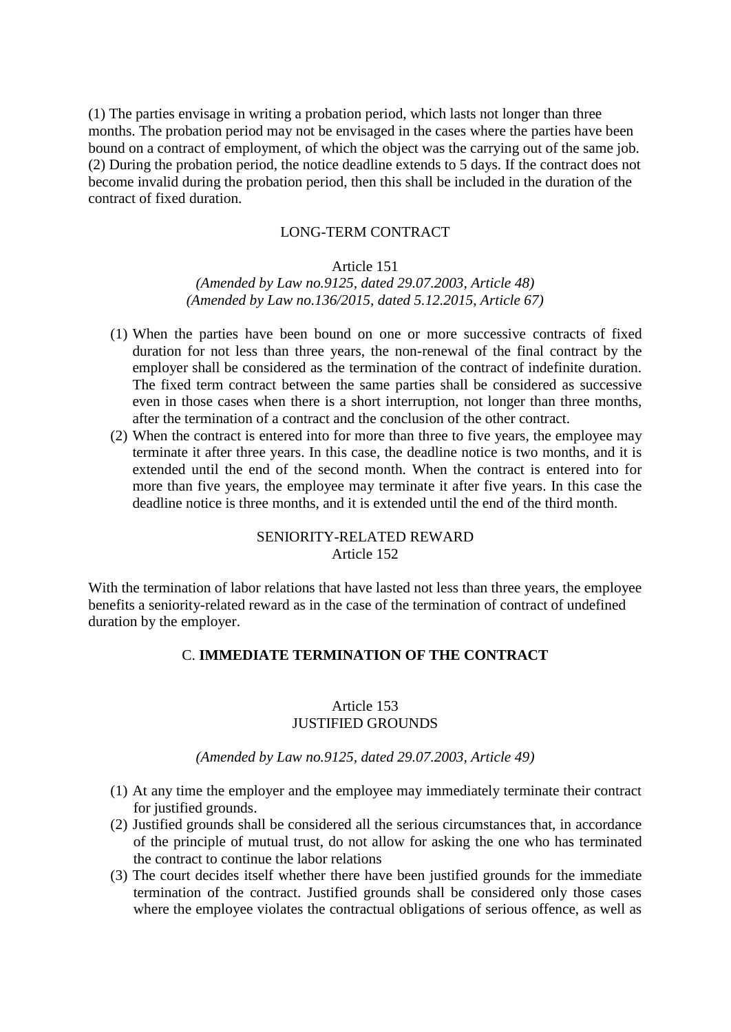(1) The parties envisage in writing a probation period, which lasts not longer than three months. The probation period may not be envisaged in the cases where the parties have been bound on a contract of employment, of which the object was the carrying out of the same job.
(2) During the probation period, the notice deadline extends to 5 days. If the contract does not become invalid during the probation period, then this shall be included in the duration of the contract of fixed duration.

### LONG-TERM CONTRACT

### Article 151

*(Amended by Law no.9125, dated 29.07.2003, Article 48)*
*(Amended by Law no.136/2015, dated 5.12.2015, Article 67)*

(1) When the parties have been bound on one or more successive contracts of fixed duration for not less than three years, the non-renewal of the final contract by the employer shall be considered as the termination of the contract of indefinite duration. The fixed term contract between the same parties shall be considered as successive even in those cases when there is a short interruption, not longer than three months, after the termination of a contract and the conclusion of the other contract.

(2) When the contract is entered into for more than three to five years, the employee may terminate it after three years. In this case, the deadline notice is two months, and it is extended until the end of the second month. When the contract is entered into for more than five years, the employee may terminate it after five years. In this case the deadline notice is three months, and it is extended until the end of the third month.

### SENIORITY-RELATED REWARD
### Article 152

With the termination of labor relations that have lasted not less than three years, the employee benefits a seniority-related reward as in the case of the termination of contract of undefined duration by the employer.

## C. **IMMEDIATE TERMINATION OF THE CONTRACT**

### Article 153
### JUSTIFIED GROUNDS

*(Amended by Law no.9125, dated 29.07.2003, Article 49)*

(1) At any time the employer and the employee may immediately terminate their contract for justified grounds.

(2) Justified grounds shall be considered all the serious circumstances that, in accordance of the principle of mutual trust, do not allow for asking the one who has terminated the contract to continue the labor relations

(3) The court decides itself whether there have been justified grounds for the immediate termination of the contract. Justified grounds shall be considered only those cases where the employee violates the contractual obligations of serious offence, as well as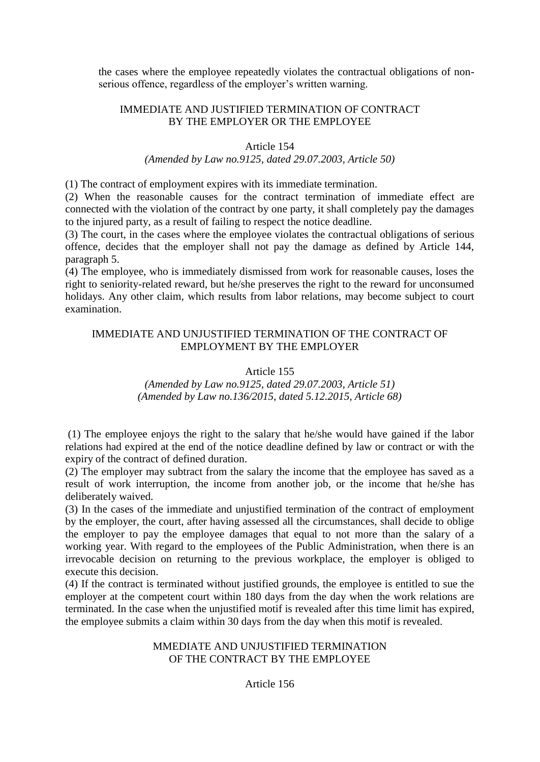the cases where the employee repeatedly violates the contractual obligations of non-serious offence, regardless of the employer's written warning.

## IMMEDIATE AND JUSTIFIED TERMINATION OF CONTRACT BY THE EMPLOYER OR THE EMPLOYEE

### Article 154

*(Amended by Law no.9125, dated 29.07.2003, Article 50)*

(1) The contract of employment expires with its immediate termination.

(2) When the reasonable causes for the contract termination of immediate effect are connected with the violation of the contract by one party, it shall completely pay the damages to the injured party, as a result of failing to respect the notice deadline.

(3) The court, in the cases where the employee violates the contractual obligations of serious offence, decides that the employer shall not pay the damage as defined by Article 144, paragraph 5.

(4) The employee, who is immediately dismissed from work for reasonable causes, loses the right to seniority-related reward, but he/she preserves the right to the reward for unconsumed holidays. Any other claim, which results from labor relations, may become subject to court examination.

## IMMEDIATE AND UNJUSTIFIED TERMINATION OF THE CONTRACT OF EMPLOYMENT BY THE EMPLOYER

### Article 155

*(Amended by Law no.9125, dated 29.07.2003, Article 51)*
*(Amended by Law no.136/2015, dated 5.12.2015, Article 68)*

(1) The employee enjoys the right to the salary that he/she would have gained if the labor relations had expired at the end of the notice deadline defined by law or contract or with the expiry of the contract of defined duration.

(2) The employer may subtract from the salary the income that the employee has saved as a result of work interruption, the income from another job, or the income that he/she has deliberately waived.

(3) In the cases of the immediate and unjustified termination of the contract of employment by the employer, the court, after having assessed all the circumstances, shall decide to oblige the employer to pay the employee damages that equal to not more than the salary of a working year. With regard to the employees of the Public Administration, when there is an irrevocable decision on returning to the previous workplace, the employer is obliged to execute this decision.

(4) If the contract is terminated without justified grounds, the employee is entitled to sue the employer at the competent court within 180 days from the day when the work relations are terminated. In the case when the unjustified motif is revealed after this time limit has expired, the employee submits a claim within 30 days from the day when this motif is revealed.

## MMEDIATE AND UNJUSTIFIED TERMINATION OF THE CONTRACT BY THE EMPLOYEE

### Article 156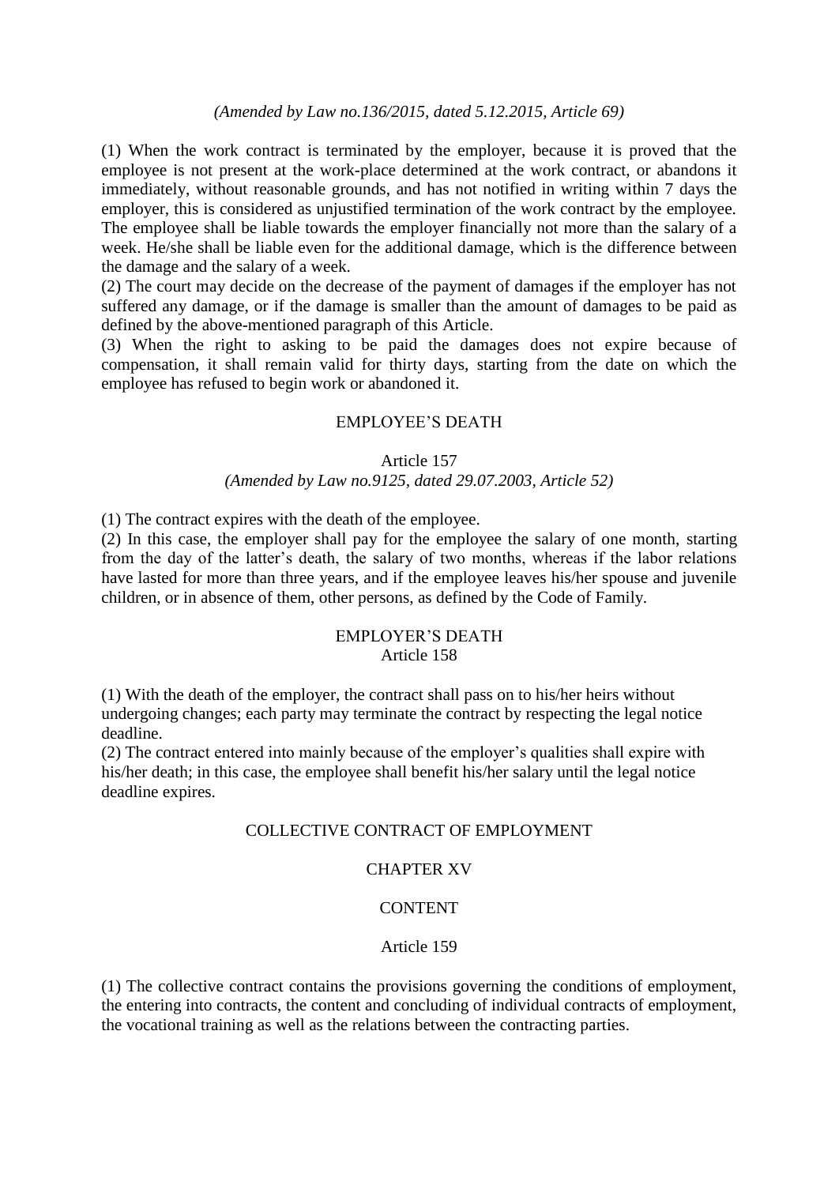*(Amended by Law no.136/2015, dated 5.12.2015, Article 69)*

(1) When the work contract is terminated by the employer, because it is proved that the employee is not present at the work-place determined at the work contract, or abandons it immediately, without reasonable grounds, and has not notified in writing within 7 days the employer, this is considered as unjustified termination of the work contract by the employee. The employee shall be liable towards the employer financially not more than the salary of a week. He/she shall be liable even for the additional damage, which is the difference between the damage and the salary of a week.

(2) The court may decide on the decrease of the payment of damages if the employer has not suffered any damage, or if the damage is smaller than the amount of damages to be paid as defined by the above-mentioned paragraph of this Article.

(3) When the right to asking to be paid the damages does not expire because of compensation, it shall remain valid for thirty days, starting from the date on which the employee has refused to begin work or abandoned it.

## EMPLOYEE'S DEATH

### Article 157

*(Amended by Law no.9125, dated 29.07.2003, Article 52)*

(1) The contract expires with the death of the employee.

(2) In this case, the employer shall pay for the employee the salary of one month, starting from the day of the latter's death, the salary of two months, whereas if the labor relations have lasted for more than three years, and if the employee leaves his/her spouse and juvenile children, or in absence of them, other persons, as defined by the Code of Family.

## EMPLOYER'S DEATH

### Article 158

(1) With the death of the employer, the contract shall pass on to his/her heirs without undergoing changes; each party may terminate the contract by respecting the legal notice deadline.

(2) The contract entered into mainly because of the employer's qualities shall expire with his/her death; in this case, the employee shall benefit his/her salary until the legal notice deadline expires.

# COLLECTIVE CONTRACT OF EMPLOYMENT

## CHAPTER XV

## CONTENT

### Article 159

(1) The collective contract contains the provisions governing the conditions of employment, the entering into contracts, the content and concluding of individual contracts of employment, the vocational training as well as the relations between the contracting parties.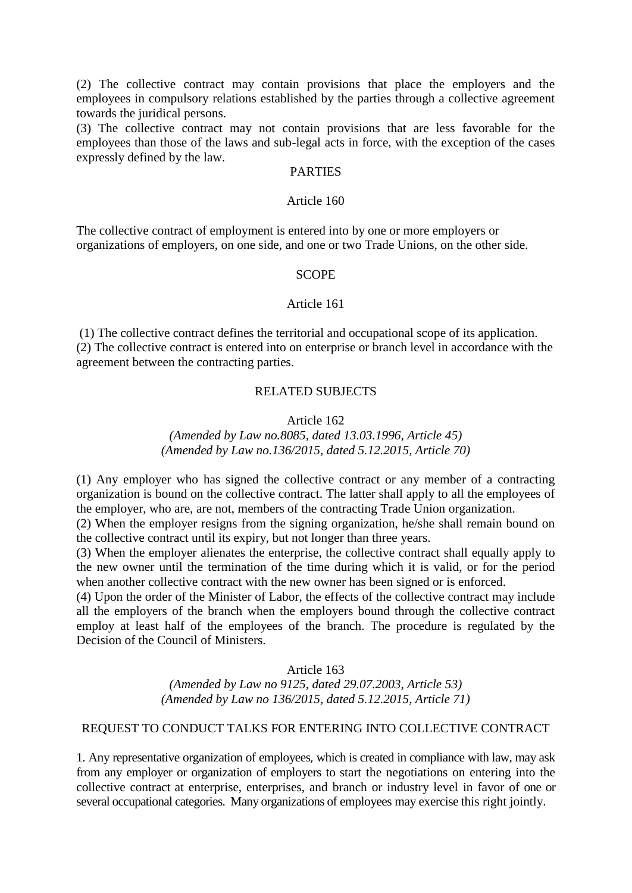(2) The collective contract may contain provisions that place the employers and the employees in compulsory relations established by the parties through a collective agreement towards the juridical persons.
(3) The collective contract may not contain provisions that are less favorable for the employees than those of the laws and sub-legal acts in force, with the exception of the cases expressly defined by the law.

PARTIES

Article 160

The collective contract of employment is entered into by one or more employers or organizations of employers, on one side, and one or two Trade Unions, on the other side.

SCOPE

Article 161

(1) The collective contract defines the territorial and occupational scope of its application.
(2) The collective contract is entered into on enterprise or branch level in accordance with the agreement between the contracting parties.

RELATED SUBJECTS

Article 162
*(Amended by Law no.8085, dated 13.03.1996, Article 45)*
*(Amended by Law no.136/2015, dated 5.12.2015, Article 70)*

(1) Any employer who has signed the collective contract or any member of a contracting organization is bound on the collective contract. The latter shall apply to all the employees of the employer, who are, are not, members of the contracting Trade Union organization.
(2) When the employer resigns from the signing organization, he/she shall remain bound on the collective contract until its expiry, but not longer than three years.
(3) When the employer alienates the enterprise, the collective contract shall equally apply to the new owner until the termination of the time during which it is valid, or for the period when another collective contract with the new owner has been signed or is enforced.
(4) Upon the order of the Minister of Labor, the effects of the collective contract may include all the employers of the branch when the employers bound through the collective contract employ at least half of the employees of the branch. The procedure is regulated by the Decision of the Council of Ministers.

Article 163
*(Amended by Law no 9125, dated 29.07.2003, Article 53)*
*(Amended by Law no 136/2015, dated 5.12.2015, Article 71)*

REQUEST TO CONDUCT TALKS FOR ENTERING INTO COLLECTIVE CONTRACT

1. Any representative organization of employees, which is created in compliance with law, may ask from any employer or organization of employers to start the negotiations on entering into the collective contract at enterprise, enterprises, and branch or industry level in favor of one or several occupational categories. Many organizations of employees may exercise this right jointly.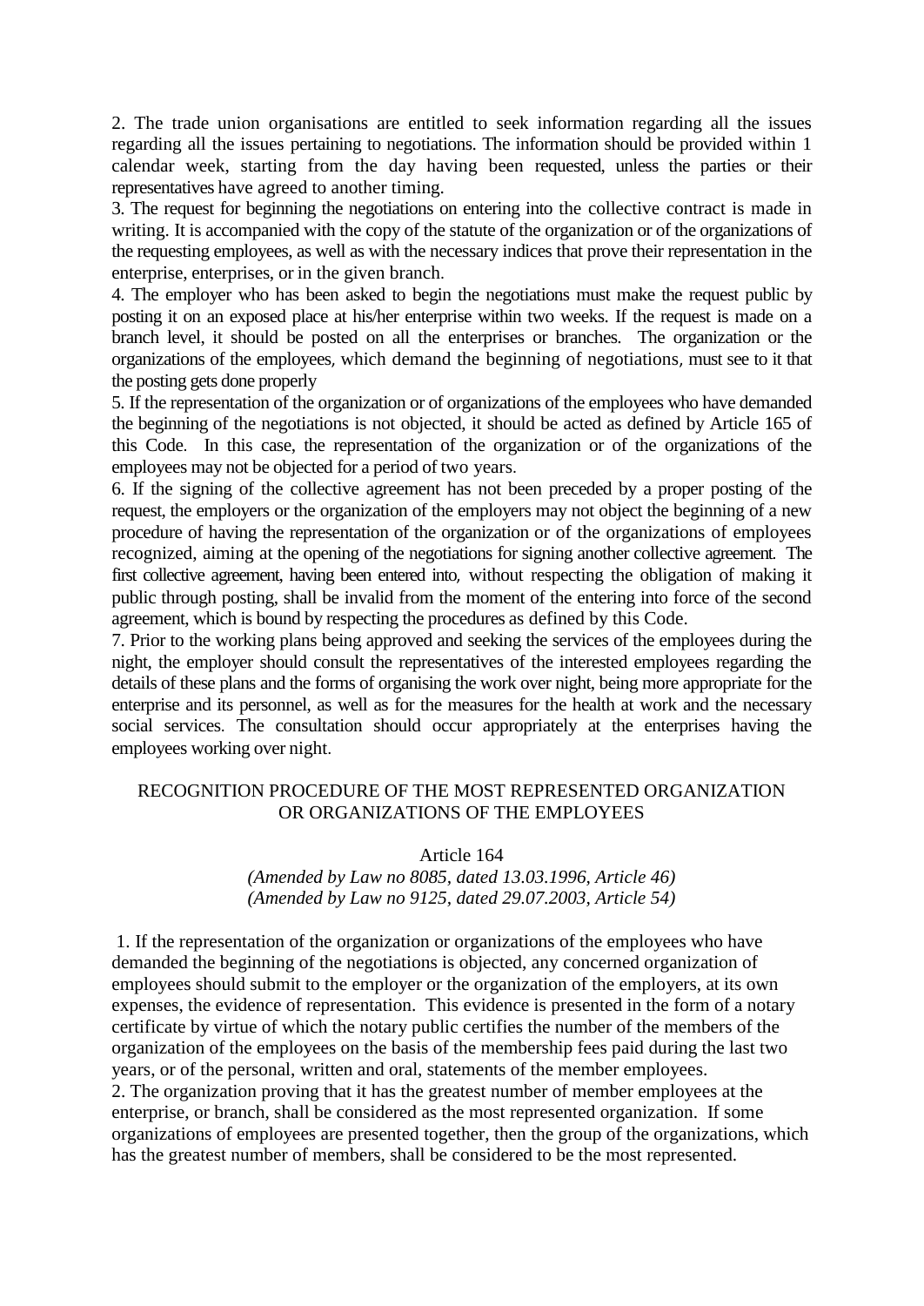2. The trade union organisations are entitled to seek information regarding all the issues regarding all the issues pertaining to negotiations. The information should be provided within 1 calendar week, starting from the day having been requested, unless the parties or their representatives have agreed to another timing.

3. The request for beginning the negotiations on entering into the collective contract is made in writing. It is accompanied with the copy of the statute of the organization or of the organizations of the requesting employees, as well as with the necessary indices that prove their representation in the enterprise, enterprises, or in the given branch.

4. The employer who has been asked to begin the negotiations must make the request public by posting it on an exposed place at his/her enterprise within two weeks. If the request is made on a branch level, it should be posted on all the enterprises or branches. The organization or the organizations of the employees, which demand the beginning of negotiations, must see to it that the posting gets done properly

5. If the representation of the organization or of organizations of the employees who have demanded the beginning of the negotiations is not objected, it should be acted as defined by Article 165 of this Code. In this case, the representation of the organization or of the organizations of the employees may not be objected for a period of two years.

6. If the signing of the collective agreement has not been preceded by a proper posting of the request, the employers or the organization of the employers may not object the beginning of a new procedure of having the representation of the organization or of the organizations of employees recognized, aiming at the opening of the negotiations for signing another collective agreement. The first collective agreement, having been entered into, without respecting the obligation of making it public through posting, shall be invalid from the moment of the entering into force of the second agreement, which is bound by respecting the procedures as defined by this Code.

7. Prior to the working plans being approved and seeking the services of the employees during the night, the employer should consult the representatives of the interested employees regarding the details of these plans and the forms of organising the work over night, being more appropriate for the enterprise and its personnel, as well as for the measures for the health at work and the necessary social services. The consultation should occur appropriately at the enterprises having the employees working over night.

## RECOGNITION PROCEDURE OF THE MOST REPRESENTED ORGANIZATION OR ORGANIZATIONS OF THE EMPLOYEES

### Article 164

*(Amended by Law no 8085, dated 13.03.1996, Article 46)*
*(Amended by Law no 9125, dated 29.07.2003, Article 54)*

1. If the representation of the organization or organizations of the employees who have demanded the beginning of the negotiations is objected, any concerned organization of employees should submit to the employer or the organization of the employers, at its own expenses, the evidence of representation. This evidence is presented in the form of a notary certificate by virtue of which the notary public certifies the number of the members of the organization of the employees on the basis of the membership fees paid during the last two years, or of the personal, written and oral, statements of the member employees.

2. The organization proving that it has the greatest number of member employees at the enterprise, or branch, shall be considered as the most represented organization. If some organizations of employees are presented together, then the group of the organizations, which has the greatest number of members, shall be considered to be the most represented.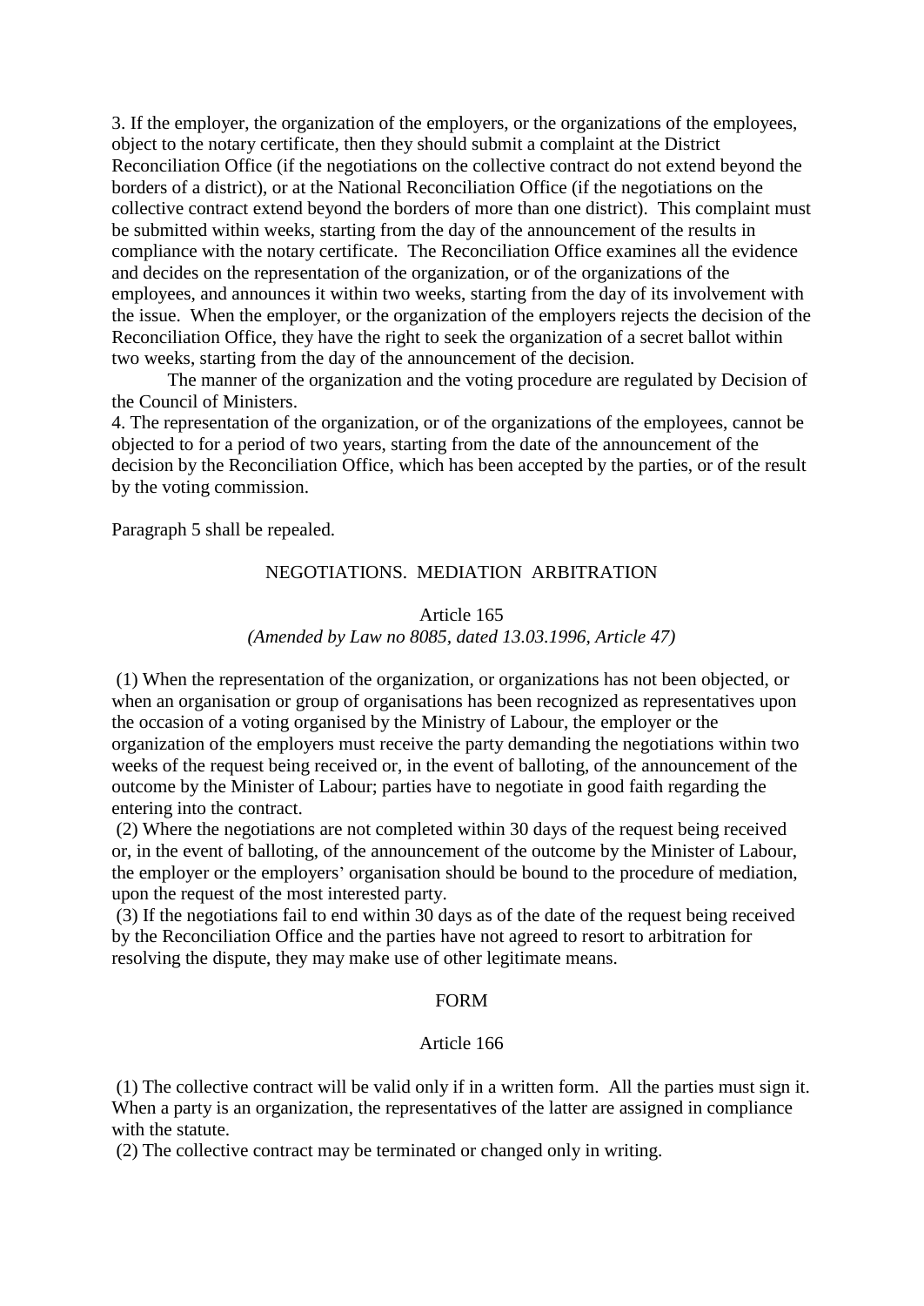3. If the employer, the organization of the employers, or the organizations of the employees, object to the notary certificate, then they should submit a complaint at the District Reconciliation Office (if the negotiations on the collective contract do not extend beyond the borders of a district), or at the National Reconciliation Office (if the negotiations on the collective contract extend beyond the borders of more than one district). This complaint must be submitted within weeks, starting from the day of the announcement of the results in compliance with the notary certificate. The Reconciliation Office examines all the evidence and decides on the representation of the organization, or of the organizations of the employees, and announces it within two weeks, starting from the day of its involvement with the issue. When the employer, or the organization of the employers rejects the decision of the Reconciliation Office, they have the right to seek the organization of a secret ballot within two weeks, starting from the day of the announcement of the decision.

The manner of the organization and the voting procedure are regulated by Decision of the Council of Ministers.

4. The representation of the organization, or of the organizations of the employees, cannot be objected to for a period of two years, starting from the date of the announcement of the decision by the Reconciliation Office, which has been accepted by the parties, or of the result by the voting commission.

Paragraph 5 shall be repealed.

## NEGOTIATIONS. MEDIATION ARBITRATION

### Article 165

*(Amended by Law no 8085, dated 13.03.1996, Article 47)*

(1) When the representation of the organization, or organizations has not been objected, or when an organisation or group of organisations has been recognized as representatives upon the occasion of a voting organised by the Ministry of Labour, the employer or the organization of the employers must receive the party demanding the negotiations within two weeks of the request being received or, in the event of balloting, of the announcement of the outcome by the Minister of Labour; parties have to negotiate in good faith regarding the entering into the contract.

(2) Where the negotiations are not completed within 30 days of the request being received or, in the event of balloting, of the announcement of the outcome by the Minister of Labour, the employer or the employers' organisation should be bound to the procedure of mediation, upon the request of the most interested party.

(3) If the negotiations fail to end within 30 days as of the date of the request being received by the Reconciliation Office and the parties have not agreed to resort to arbitration for resolving the dispute, they may make use of other legitimate means.

## FORM

### Article 166

(1) The collective contract will be valid only if in a written form. All the parties must sign it. When a party is an organization, the representatives of the latter are assigned in compliance with the statute.

(2) The collective contract may be terminated or changed only in writing.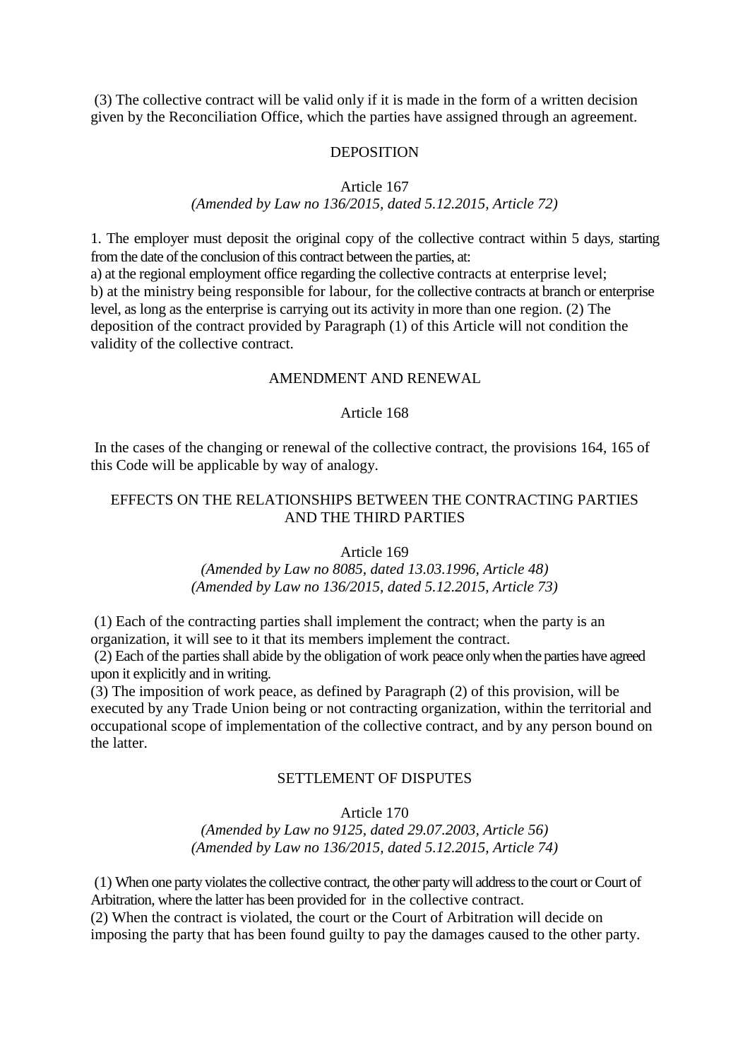(3) The collective contract will be valid only if it is made in the form of a written decision given by the Reconciliation Office, which the parties have assigned through an agreement.

### DEPOSITION

### Article 167

*(Amended by Law no 136/2015, dated 5.12.2015, Article 72)*

1. The employer must deposit the original copy of the collective contract within 5 days, starting from the date of the conclusion of this contract between the parties, at:

a) at the regional employment office regarding the collective contracts at enterprise level;

b) at the ministry being responsible for labour, for the collective contracts at branch or enterprise level, as long as the enterprise is carrying out its activity in more than one region. (2) The deposition of the contract provided by Paragraph (1) of this Article will not condition the validity of the collective contract.

### AMENDMENT AND RENEWAL

### Article 168

In the cases of the changing or renewal of the collective contract, the provisions 164, 165 of this Code will be applicable by way of analogy.

### EFFECTS ON THE RELATIONSHIPS BETWEEN THE CONTRACTING PARTIES AND THE THIRD PARTIES

### Article 169

*(Amended by Law no 8085, dated 13.03.1996, Article 48)*
*(Amended by Law no 136/2015, dated 5.12.2015, Article 73)*

(1) Each of the contracting parties shall implement the contract; when the party is an organization, it will see to it that its members implement the contract.

(2) Each of the parties shall abide by the obligation of work peace only when the parties have agreed upon it explicitly and in writing.

(3) The imposition of work peace, as defined by Paragraph (2) of this provision, will be executed by any Trade Union being or not contracting organization, within the territorial and occupational scope of implementation of the collective contract, and by any person bound on the latter.

### SETTLEMENT OF DISPUTES

### Article 170

*(Amended by Law no 9125, dated 29.07.2003, Article 56)*
*(Amended by Law no 136/2015, dated 5.12.2015, Article 74)*

(1) When one party violates the collective contract, the other party will address to the court or Court of Arbitration, where the latter has been provided for in the collective contract.

(2) When the contract is violated, the court or the Court of Arbitration will decide on imposing the party that has been found guilty to pay the damages caused to the other party.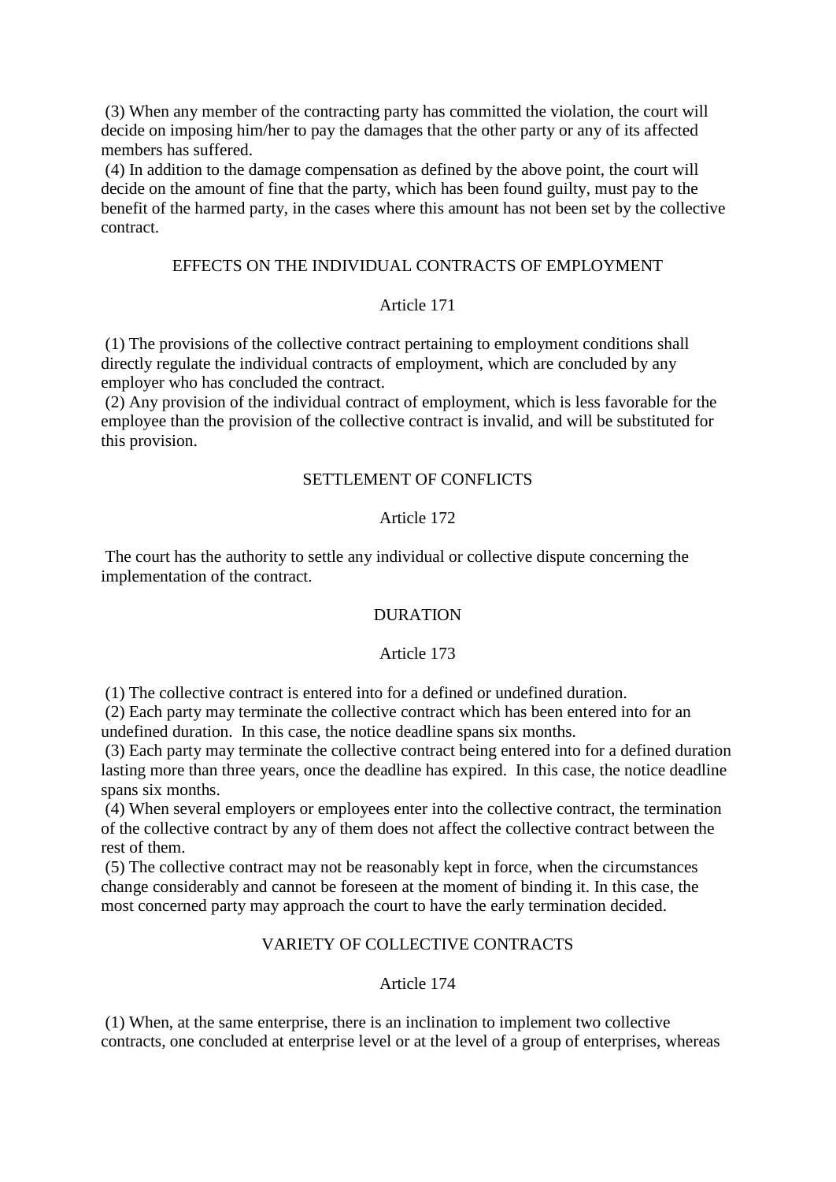(3) When any member of the contracting party has committed the violation, the court will decide on imposing him/her to pay the damages that the other party or any of its affected members has suffered.
(4) In addition to the damage compensation as defined by the above point, the court will decide on the amount of fine that the party, which has been found guilty, must pay to the benefit of the harmed party, in the cases where this amount has not been set by the collective contract.

## EFFECTS ON THE INDIVIDUAL CONTRACTS OF EMPLOYMENT

### Article 171

(1) The provisions of the collective contract pertaining to employment conditions shall directly regulate the individual contracts of employment, which are concluded by any employer who has concluded the contract.
(2) Any provision of the individual contract of employment, which is less favorable for the employee than the provision of the collective contract is invalid, and will be substituted for this provision.

## SETTLEMENT OF CONFLICTS

### Article 172

The court has the authority to settle any individual or collective dispute concerning the implementation of the contract.

## DURATION

### Article 173

(1) The collective contract is entered into for a defined or undefined duration.
(2) Each party may terminate the collective contract which has been entered into for an undefined duration. In this case, the notice deadline spans six months.
(3) Each party may terminate the collective contract being entered into for a defined duration lasting more than three years, once the deadline has expired. In this case, the notice deadline spans six months.
(4) When several employers or employees enter into the collective contract, the termination of the collective contract by any of them does not affect the collective contract between the rest of them.
(5) The collective contract may not be reasonably kept in force, when the circumstances change considerably and cannot be foreseen at the moment of binding it. In this case, the most concerned party may approach the court to have the early termination decided.

## VARIETY OF COLLECTIVE CONTRACTS

### Article 174

(1) When, at the same enterprise, there is an inclination to implement two collective contracts, one concluded at enterprise level or at the level of a group of enterprises, whereas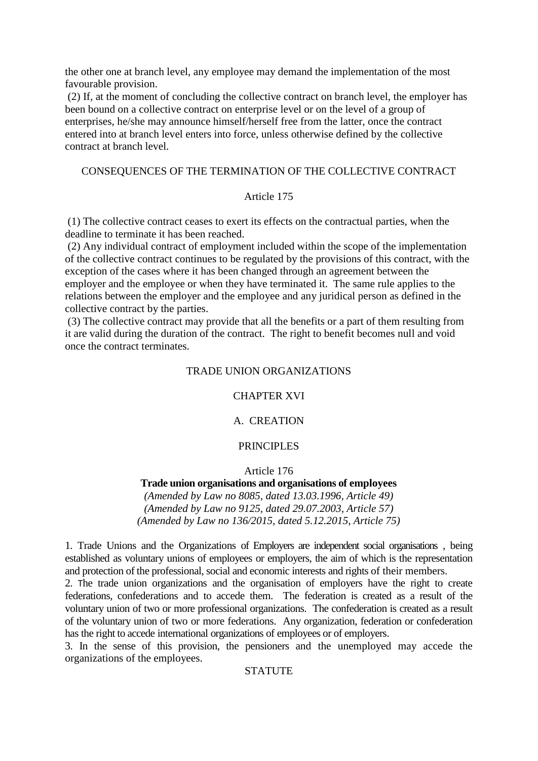the other one at branch level, any employee may demand the implementation of the most favourable provision.

(2) If, at the moment of concluding the collective contract on branch level, the employer has been bound on a collective contract on enterprise level or on the level of a group of enterprises, he/she may announce himself/herself free from the latter, once the contract entered into at branch level enters into force, unless otherwise defined by the collective contract at branch level.

CONSEQUENCES OF THE TERMINATION OF THE COLLECTIVE CONTRACT

Article 175

(1) The collective contract ceases to exert its effects on the contractual parties, when the deadline to terminate it has been reached.

(2) Any individual contract of employment included within the scope of the implementation of the collective contract continues to be regulated by the provisions of this contract, with the exception of the cases where it has been changed through an agreement between the employer and the employee or when they have terminated it. The same rule applies to the relations between the employer and the employee and any juridical person as defined in the collective contract by the parties.

(3) The collective contract may provide that all the benefits or a part of them resulting from it are valid during the duration of the contract. The right to benefit becomes null and void once the contract terminates.

TRADE UNION ORGANIZATIONS

CHAPTER XVI

A. CREATION

PRINCIPLES

Article 176

**Trade union organisations and organisations of employees**

*(Amended by Law no 8085, dated 13.03.1996, Article 49)*
*(Amended by Law no 9125, dated 29.07.2003, Article 57)*
*(Amended by Law no 136/2015, dated 5.12.2015, Article 75)*

1. Trade Unions and the Organizations of Employers are independent social organisations , being established as voluntary unions of employees or employers, the aim of which is the representation and protection of the professional, social and economic interests and rights of their members.
2. The trade union organizations and the organisation of employers have the right to create federations, confederations and to accede them. The federation is created as a result of the voluntary union of two or more professional organizations. The confederation is created as a result of the voluntary union of two or more federations. Any organization, federation or confederation has the right to accede international organizations of employees or of employers.
3. In the sense of this provision, the pensioners and the unemployed may accede the organizations of the employees.

STATUTE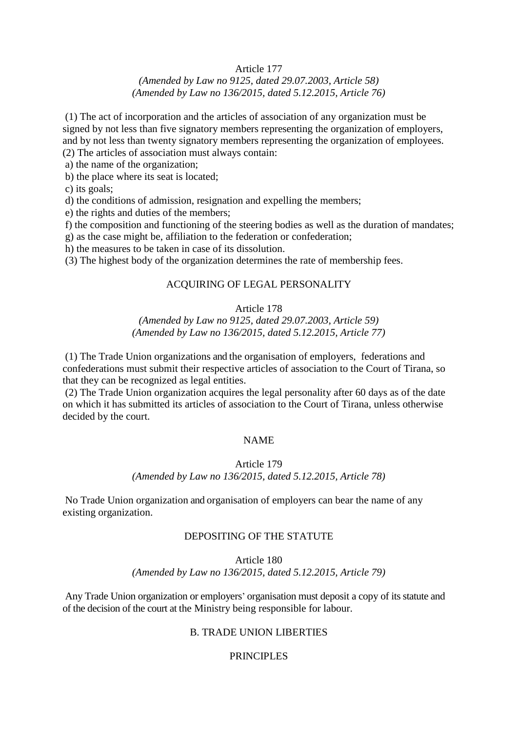Article 177

*(Amended by Law no 9125, dated 29.07.2003, Article 58)*
*(Amended by Law no 136/2015, dated 5.12.2015, Article 76)*

(1) The act of incorporation and the articles of association of any organization must be signed by not less than five signatory members representing the organization of employers, and by not less than twenty signatory members representing the organization of employees.
(2) The articles of association must always contain:
a) the name of the organization;
b) the place where its seat is located;
c) its goals;
d) the conditions of admission, resignation and expelling the members;
e) the rights and duties of the members;
f) the composition and functioning of the steering bodies as well as the duration of mandates;
g) as the case might be, affiliation to the federation or confederation;
h) the measures to be taken in case of its dissolution.
(3) The highest body of the organization determines the rate of membership fees.

ACQUIRING OF LEGAL PERSONALITY

Article 178

*(Amended by Law no 9125, dated 29.07.2003, Article 59)*
*(Amended by Law no 136/2015, dated 5.12.2015, Article 77)*

(1) The Trade Union organizations and the organisation of employers, federations and confederations must submit their respective articles of association to the Court of Tirana, so that they can be recognized as legal entities.
(2) The Trade Union organization acquires the legal personality after 60 days as of the date on which it has submitted its articles of association to the Court of Tirana, unless otherwise decided by the court.

NAME

Article 179

*(Amended by Law no 136/2015, dated 5.12.2015, Article 78)*

No Trade Union organization and organisation of employers can bear the name of any existing organization.

DEPOSITING OF THE STATUTE

Article 180

*(Amended by Law no 136/2015, dated 5.12.2015, Article 79)*

Any Trade Union organization or employers' organisation must deposit a copy of its statute and of the decision of the court at the Ministry being responsible for labour.

B. TRADE UNION LIBERTIES

PRINCIPLES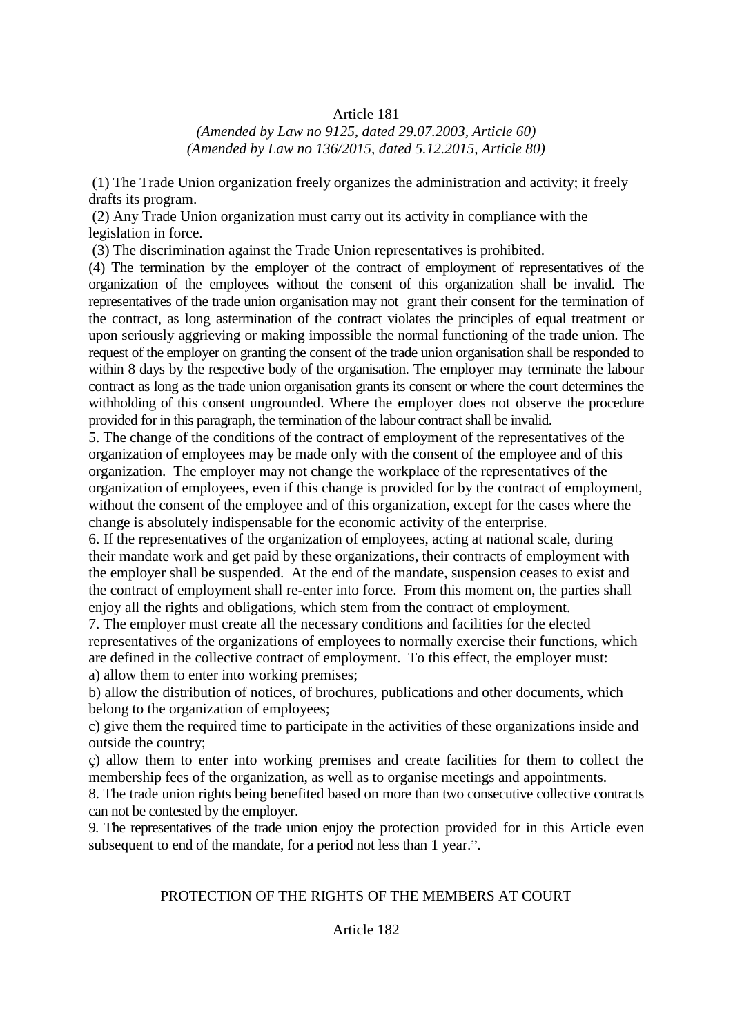Article 181

*(Amended by Law no 9125, dated 29.07.2003, Article 60)*
*(Amended by Law no 136/2015, dated 5.12.2015, Article 80)*

(1) The Trade Union organization freely organizes the administration and activity; it freely drafts its program.

(2) Any Trade Union organization must carry out its activity in compliance with the legislation in force.

(3) The discrimination against the Trade Union representatives is prohibited.

(4) The termination by the employer of the contract of employment of representatives of the organization of the employees without the consent of this organization shall be invalid. The representatives of the trade union organisation may not grant their consent for the termination of the contract, as long astermination of the contract violates the principles of equal treatment or upon seriously aggrieving or making impossible the normal functioning of the trade union. The request of the employer on granting the consent of the trade union organisation shall be responded to within 8 days by the respective body of the organisation. The employer may terminate the labour contract as long as the trade union organisation grants its consent or where the court determines the withholding of this consent ungrounded. Where the employer does not observe the procedure provided for in this paragraph, the termination of the labour contract shall be invalid.

5. The change of the conditions of the contract of employment of the representatives of the organization of employees may be made only with the consent of the employee and of this organization. The employer may not change the workplace of the representatives of the organization of employees, even if this change is provided for by the contract of employment, without the consent of the employee and of this organization, except for the cases where the change is absolutely indispensable for the economic activity of the enterprise.

6. If the representatives of the organization of employees, acting at national scale, during their mandate work and get paid by these organizations, their contracts of employment with the employer shall be suspended. At the end of the mandate, suspension ceases to exist and the contract of employment shall re-enter into force. From this moment on, the parties shall enjoy all the rights and obligations, which stem from the contract of employment.

7. The employer must create all the necessary conditions and facilities for the elected representatives of the organizations of employees to normally exercise their functions, which are defined in the collective contract of employment. To this effect, the employer must:

a) allow them to enter into working premises;

b) allow the distribution of notices, of brochures, publications and other documents, which belong to the organization of employees;

c) give them the required time to participate in the activities of these organizations inside and outside the country;

ç) allow them to enter into working premises and create facilities for them to collect the membership fees of the organization, as well as to organise meetings and appointments.

8. The trade union rights being benefited based on more than two consecutive collective contracts can not be contested by the employer.

9. The representatives of the trade union enjoy the protection provided for in this Article even subsequent to end of the mandate, for a period not less than 1 year.".

PROTECTION OF THE RIGHTS OF THE MEMBERS AT COURT

Article 182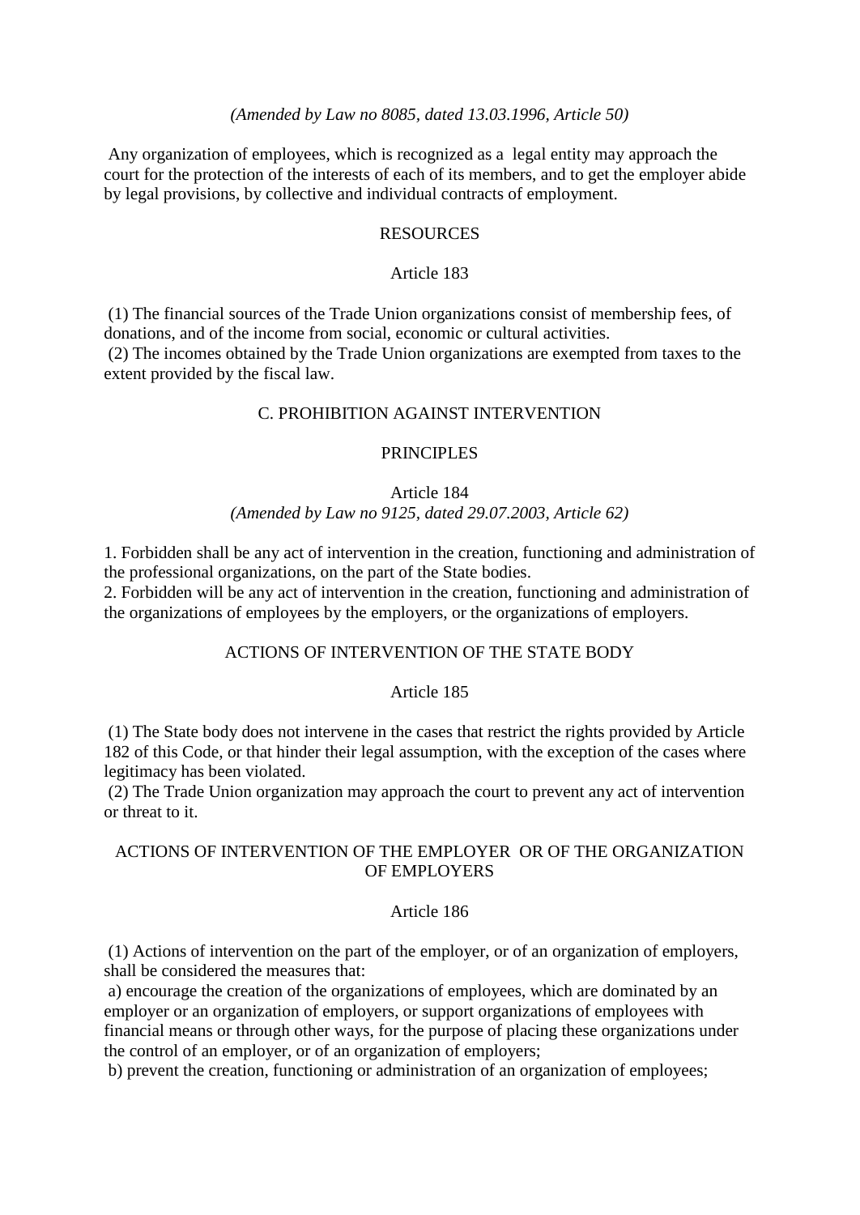*(Amended by Law no 8085, dated 13.03.1996, Article 50)*

Any organization of employees, which is recognized as a legal entity may approach the court for the protection of the interests of each of its members, and to get the employer abide by legal provisions, by collective and individual contracts of employment.

### RESOURCES

### Article 183

(1) The financial sources of the Trade Union organizations consist of membership fees, of donations, and of the income from social, economic or cultural activities.
(2) The incomes obtained by the Trade Union organizations are exempted from taxes to the extent provided by the fiscal law.

## C. PROHIBITION AGAINST INTERVENTION

### PRINCIPLES

### Article 184

*(Amended by Law no 9125, dated 29.07.2003, Article 62)*

1. Forbidden shall be any act of intervention in the creation, functioning and administration of the professional organizations, on the part of the State bodies.
2. Forbidden will be any act of intervention in the creation, functioning and administration of the organizations of employees by the employers, or the organizations of employers.

### ACTIONS OF INTERVENTION OF THE STATE BODY

### Article 185

(1) The State body does not intervene in the cases that restrict the rights provided by Article 182 of this Code, or that hinder their legal assumption, with the exception of the cases where legitimacy has been violated.
(2) The Trade Union organization may approach the court to prevent any act of intervention or threat to it.

### ACTIONS OF INTERVENTION OF THE EMPLOYER OR OF THE ORGANIZATION OF EMPLOYERS

### Article 186

(1) Actions of intervention on the part of the employer, or of an organization of employers, shall be considered the measures that:
a) encourage the creation of the organizations of employees, which are dominated by an employer or an organization of employers, or support organizations of employees with financial means or through other ways, for the purpose of placing these organizations under the control of an employer, or of an organization of employers;
b) prevent the creation, functioning or administration of an organization of employees;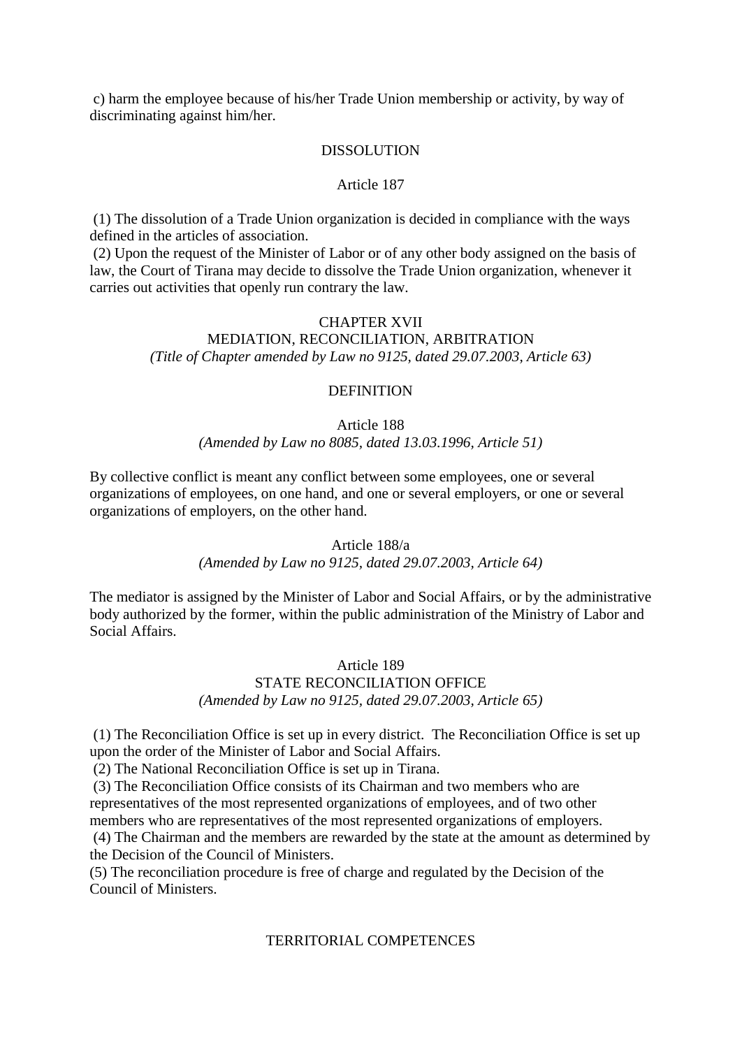c) harm the employee because of his/her Trade Union membership or activity, by way of discriminating against him/her.

DISSOLUTION

Article 187

(1) The dissolution of a Trade Union organization is decided in compliance with the ways defined in the articles of association.
(2) Upon the request of the Minister of Labor or of any other body assigned on the basis of law, the Court of Tirana may decide to dissolve the Trade Union organization, whenever it carries out activities that openly run contrary the law.

## CHAPTER XVII
## MEDIATION, RECONCILIATION, ARBITRATION

*(Title of Chapter amended by Law no 9125, dated 29.07.2003, Article 63)*

DEFINITION

Article 188

*(Amended by Law no 8085, dated 13.03.1996, Article 51)*

By collective conflict is meant any conflict between some employees, one or several organizations of employees, on one hand, and one or several employers, or one or several organizations of employers, on the other hand.

Article 188/a

*(Amended by Law no 9125, dated 29.07.2003, Article 64)*

The mediator is assigned by the Minister of Labor and Social Affairs, or by the administrative body authorized by the former, within the public administration of the Ministry of Labor and Social Affairs.

Article 189

STATE RECONCILIATION OFFICE

*(Amended by Law no 9125, dated 29.07.2003, Article 65)*

(1) The Reconciliation Office is set up in every district. The Reconciliation Office is set up upon the order of the Minister of Labor and Social Affairs.
(2) The National Reconciliation Office is set up in Tirana.
(3) The Reconciliation Office consists of its Chairman and two members who are representatives of the most represented organizations of employees, and of two other members who are representatives of the most represented organizations of employers.
(4) The Chairman and the members are rewarded by the state at the amount as determined by the Decision of the Council of Ministers.
(5) The reconciliation procedure is free of charge and regulated by the Decision of the Council of Ministers.

TERRITORIAL COMPETENCES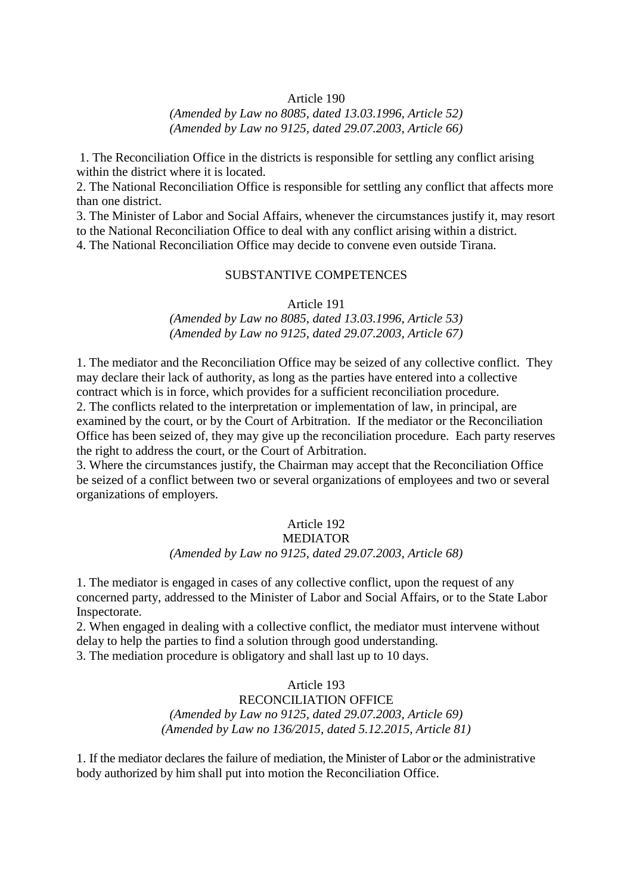### Article 190

*(Amended by Law no 8085, dated 13.03.1996, Article 52)*
*(Amended by Law no 9125, dated 29.07.2003, Article 66)*

1. The Reconciliation Office in the districts is responsible for settling any conflict arising within the district where it is located.
2. The National Reconciliation Office is responsible for settling any conflict that affects more than one district.
3. The Minister of Labor and Social Affairs, whenever the circumstances justify it, may resort to the National Reconciliation Office to deal with any conflict arising within a district.
4. The National Reconciliation Office may decide to convene even outside Tirana.

## SUBSTANTIVE COMPETENCES

### Article 191

*(Amended by Law no 8085, dated 13.03.1996, Article 53)*
*(Amended by Law no 9125, dated 29.07.2003, Article 67)*

1. The mediator and the Reconciliation Office may be seized of any collective conflict. They may declare their lack of authority, as long as the parties have entered into a collective contract which is in force, which provides for a sufficient reconciliation procedure.
2. The conflicts related to the interpretation or implementation of law, in principal, are examined by the court, or by the Court of Arbitration. If the mediator or the Reconciliation Office has been seized of, they may give up the reconciliation procedure. Each party reserves the right to address the court, or the Court of Arbitration.
3. Where the circumstances justify, the Chairman may accept that the Reconciliation Office be seized of a conflict between two or several organizations of employees and two or several organizations of employers.

### Article 192
### MEDIATOR

*(Amended by Law no 9125, dated 29.07.2003, Article 68)*

1. The mediator is engaged in cases of any collective conflict, upon the request of any concerned party, addressed to the Minister of Labor and Social Affairs, or to the State Labor Inspectorate.
2. When engaged in dealing with a collective conflict, the mediator must intervene without delay to help the parties to find a solution through good understanding.
3. The mediation procedure is obligatory and shall last up to 10 days.

### Article 193
### RECONCILIATION OFFICE

*(Amended by Law no 9125, dated 29.07.2003, Article 69)*
*(Amended by Law no 136/2015, dated 5.12.2015, Article 81)*

1. If the mediator declares the failure of mediation, the Minister of Labor or the administrative body authorized by him shall put into motion the Reconciliation Office.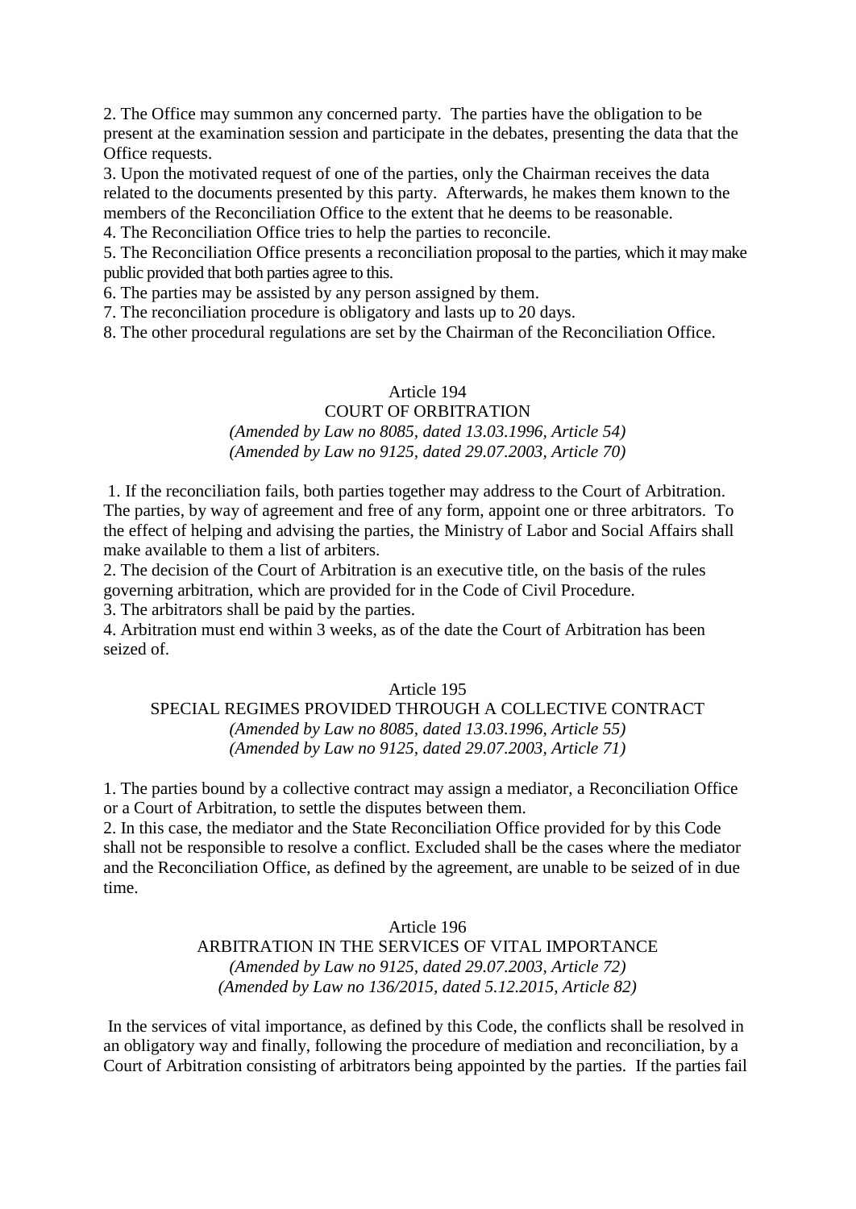2. The Office may summon any concerned party. The parties have the obligation to be present at the examination session and participate in the debates, presenting the data that the Office requests.

3. Upon the motivated request of one of the parties, only the Chairman receives the data related to the documents presented by this party. Afterwards, he makes them known to the members of the Reconciliation Office to the extent that he deems to be reasonable.

4. The Reconciliation Office tries to help the parties to reconcile.

5. The Reconciliation Office presents a reconciliation proposal to the parties, which it may make public provided that both parties agree to this.

6. The parties may be assisted by any person assigned by them.

7. The reconciliation procedure is obligatory and lasts up to 20 days.

8. The other procedural regulations are set by the Chairman of the Reconciliation Office.

## Article 194
## COURT OF ORBITRATION

*(Amended by Law no 8085, dated 13.03.1996, Article 54)*
*(Amended by Law no 9125, dated 29.07.2003, Article 70)*

1. If the reconciliation fails, both parties together may address to the Court of Arbitration. The parties, by way of agreement and free of any form, appoint one or three arbitrators. To the effect of helping and advising the parties, the Ministry of Labor and Social Affairs shall make available to them a list of arbiters.

2. The decision of the Court of Arbitration is an executive title, on the basis of the rules governing arbitration, which are provided for in the Code of Civil Procedure.

3. The arbitrators shall be paid by the parties.

4. Arbitration must end within 3 weeks, as of the date the Court of Arbitration has been seized of.

## Article 195
## SPECIAL REGIMES PROVIDED THROUGH A COLLECTIVE CONTRACT

*(Amended by Law no 8085, dated 13.03.1996, Article 55)*
*(Amended by Law no 9125, dated 29.07.2003, Article 71)*

1. The parties bound by a collective contract may assign a mediator, a Reconciliation Office or a Court of Arbitration, to settle the disputes between them.

2. In this case, the mediator and the State Reconciliation Office provided for by this Code shall not be responsible to resolve a conflict. Excluded shall be the cases where the mediator and the Reconciliation Office, as defined by the agreement, are unable to be seized of in due time.

## Article 196
## ARBITRATION IN THE SERVICES OF VITAL IMPORTANCE

*(Amended by Law no 9125, dated 29.07.2003, Article 72)*
*(Amended by Law no 136/2015, dated 5.12.2015, Article 82)*

In the services of vital importance, as defined by this Code, the conflicts shall be resolved in an obligatory way and finally, following the procedure of mediation and reconciliation, by a Court of Arbitration consisting of arbitrators being appointed by the parties. If the parties fail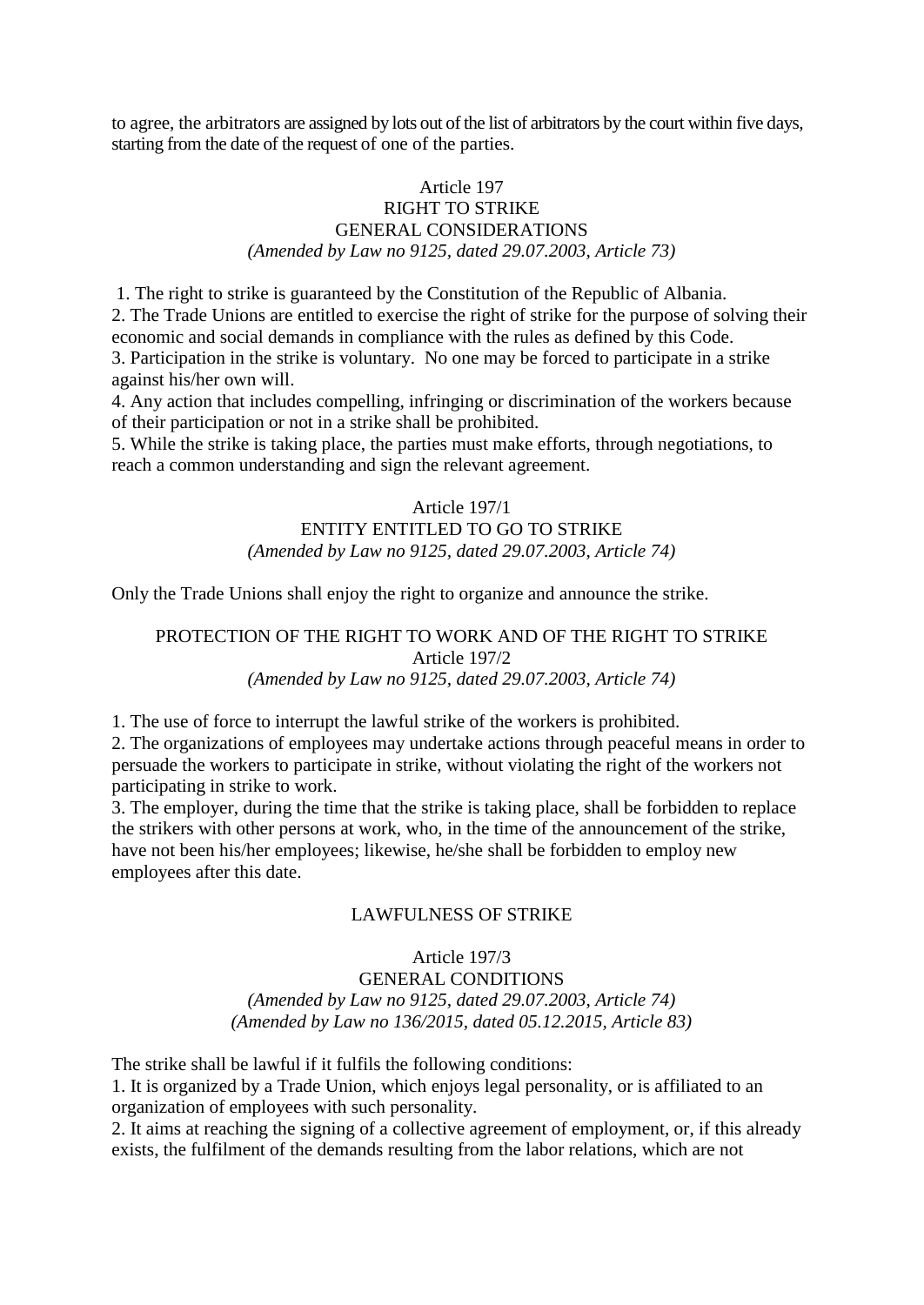to agree, the arbitrators are assigned by lots out of the list of arbitrators by the court within five days, starting from the date of the request of one of the parties.

### Article 197
### RIGHT TO STRIKE
### GENERAL CONSIDERATIONS
*(Amended by Law no 9125, dated 29.07.2003, Article 73)*

1. The right to strike is guaranteed by the Constitution of the Republic of Albania.
2. The Trade Unions are entitled to exercise the right of strike for the purpose of solving their economic and social demands in compliance with the rules as defined by this Code.
3. Participation in the strike is voluntary. No one may be forced to participate in a strike against his/her own will.
4. Any action that includes compelling, infringing or discrimination of the workers because of their participation or not in a strike shall be prohibited.
5. While the strike is taking place, the parties must make efforts, through negotiations, to reach a common understanding and sign the relevant agreement.

### Article 197/1
### ENTITY ENTITLED TO GO TO STRIKE
*(Amended by Law no 9125, dated 29.07.2003, Article 74)*

Only the Trade Unions shall enjoy the right to organize and announce the strike.

### PROTECTION OF THE RIGHT TO WORK AND OF THE RIGHT TO STRIKE
### Article 197/2
*(Amended by Law no 9125, dated 29.07.2003, Article 74)*

1. The use of force to interrupt the lawful strike of the workers is prohibited.
2. The organizations of employees may undertake actions through peaceful means in order to persuade the workers to participate in strike, without violating the right of the workers not participating in strike to work.
3. The employer, during the time that the strike is taking place, shall be forbidden to replace the strikers with other persons at work, who, in the time of the announcement of the strike, have not been his/her employees; likewise, he/she shall be forbidden to employ new employees after this date.

### LAWFULNESS OF STRIKE

### Article 197/3
### GENERAL CONDITIONS
*(Amended by Law no 9125, dated 29.07.2003, Article 74)*
*(Amended by Law no 136/2015, dated 05.12.2015, Article 83)*

The strike shall be lawful if it fulfils the following conditions:
1. It is organized by a Trade Union, which enjoys legal personality, or is affiliated to an organization of employees with such personality.
2. It aims at reaching the signing of a collective agreement of employment, or, if this already exists, the fulfilment of the demands resulting from the labor relations, which are not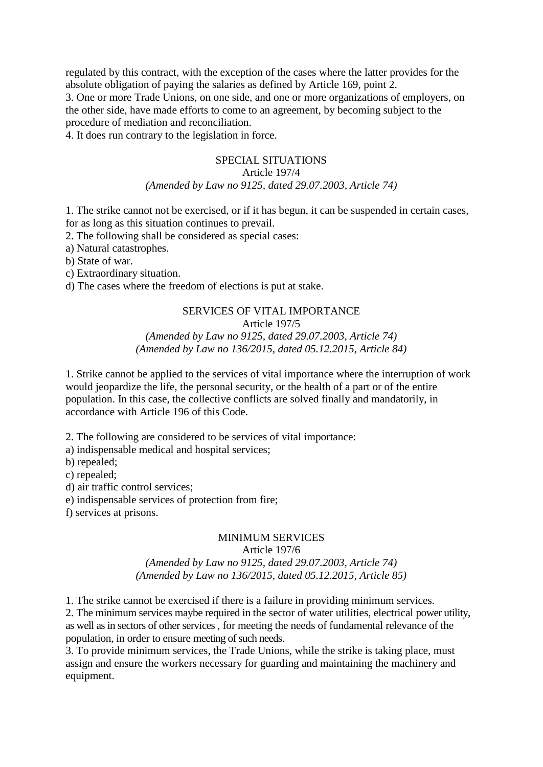regulated by this contract, with the exception of the cases where the latter provides for the absolute obligation of paying the salaries as defined by Article 169, point 2.
3. One or more Trade Unions, on one side, and one or more organizations of employers, on the other side, have made efforts to come to an agreement, by becoming subject to the procedure of mediation and reconciliation.
4. It does run contrary to the legislation in force.

## SPECIAL SITUATIONS
### Article 197/4
*(Amended by Law no 9125, dated 29.07.2003, Article 74)*

1. The strike cannot not be exercised, or if it has begun, it can be suspended in certain cases, for as long as this situation continues to prevail.
2. The following shall be considered as special cases:
a) Natural catastrophes.
b) State of war.
c) Extraordinary situation.
d) The cases where the freedom of elections is put at stake.

## SERVICES OF VITAL IMPORTANCE
### Article 197/5
*(Amended by Law no 9125, dated 29.07.2003, Article 74)*
*(Amended by Law no 136/2015, dated 05.12.2015, Article 84)*

1. Strike cannot be applied to the services of vital importance where the interruption of work would jeopardize the life, the personal security, or the health of a part or of the entire population. In this case, the collective conflicts are solved finally and mandatorily, in accordance with Article 196 of this Code.

2. The following are considered to be services of vital importance:
a) indispensable medical and hospital services;
b) repealed;
c) repealed;
d) air traffic control services;
e) indispensable services of protection from fire;
f) services at prisons.

## MINIMUM SERVICES
### Article 197/6
*(Amended by Law no 9125, dated 29.07.2003, Article 74)*
*(Amended by Law no 136/2015, dated 05.12.2015, Article 85)*

1. The strike cannot be exercised if there is a failure in providing minimum services.
2. The minimum services maybe required in the sector of water utilities, electrical power utility, as well as in sectors of other services , for meeting the needs of fundamental relevance of the population, in order to ensure meeting of such needs.
3. To provide minimum services, the Trade Unions, while the strike is taking place, must assign and ensure the workers necessary for guarding and maintaining the machinery and equipment.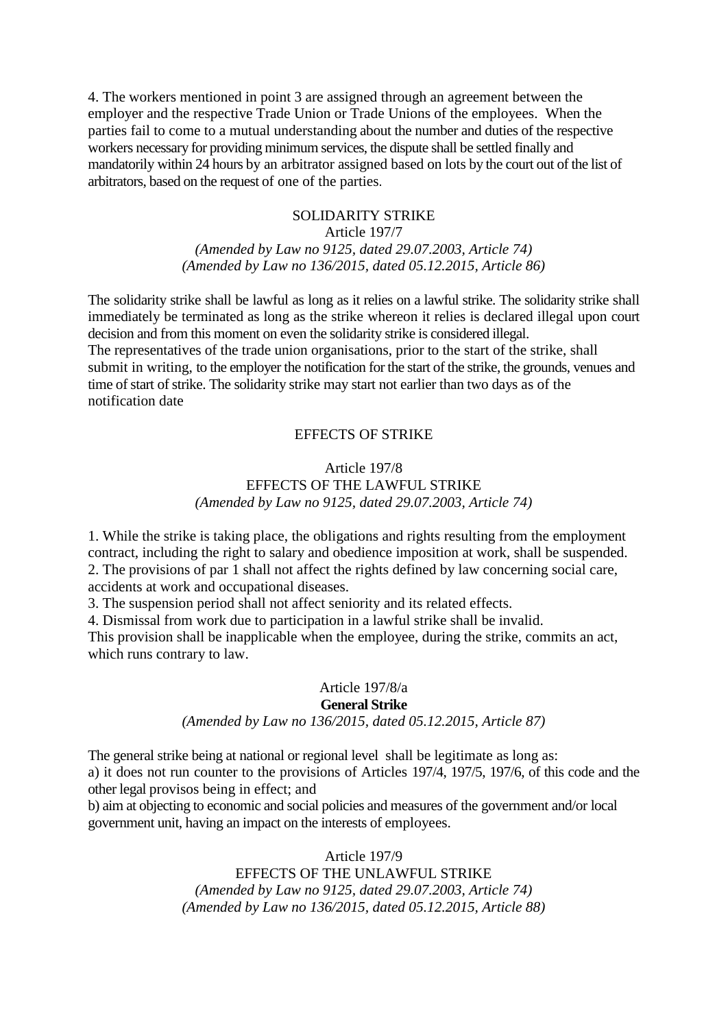4. The workers mentioned in point 3 are assigned through an agreement between the employer and the respective Trade Union or Trade Unions of the employees. When the parties fail to come to a mutual understanding about the number and duties of the respective workers necessary for providing minimum services, the dispute shall be settled finally and mandatorily within 24 hours by an arbitrator assigned based on lots by the court out of the list of arbitrators, based on the request of one of the parties.

### SOLIDARITY STRIKE

### Article 197/7

*(Amended by Law no 9125, dated 29.07.2003, Article 74)*
*(Amended by Law no 136/2015, dated 05.12.2015, Article 86)*

The solidarity strike shall be lawful as long as it relies on a lawful strike. The solidarity strike shall immediately be terminated as long as the strike whereon it relies is declared illegal upon court decision and from this moment on even the solidarity strike is considered illegal.
The representatives of the trade union organisations, prior to the start of the strike, shall submit in writing, to the employer the notification for the start of the strike, the grounds, venues and time of start of strike. The solidarity strike may start not earlier than two days as of the notification date

## EFFECTS OF STRIKE

### Article 197/8
### EFFECTS OF THE LAWFUL STRIKE

*(Amended by Law no 9125, dated 29.07.2003, Article 74)*

1. While the strike is taking place, the obligations and rights resulting from the employment contract, including the right to salary and obedience imposition at work, shall be suspended.
2. The provisions of par 1 shall not affect the rights defined by law concerning social care, accidents at work and occupational diseases.
3. The suspension period shall not affect seniority and its related effects.
4. Dismissal from work due to participation in a lawful strike shall be invalid.
This provision shall be inapplicable when the employee, during the strike, commits an act, which runs contrary to law.

### Article 197/8/a
### **General Strike**

*(Amended by Law no 136/2015, dated 05.12.2015, Article 87)*

The general strike being at national or regional level shall be legitimate as long as:
a) it does not run counter to the provisions of Articles 197/4, 197/5, 197/6, of this code and the other legal provisos being in effect; and
b) aim at objecting to economic and social policies and measures of the government and/or local government unit, having an impact on the interests of employees.

### Article 197/9
### EFFECTS OF THE UNLAWFUL STRIKE

*(Amended by Law no 9125, dated 29.07.2003, Article 74)*
*(Amended by Law no 136/2015, dated 05.12.2015, Article 88)*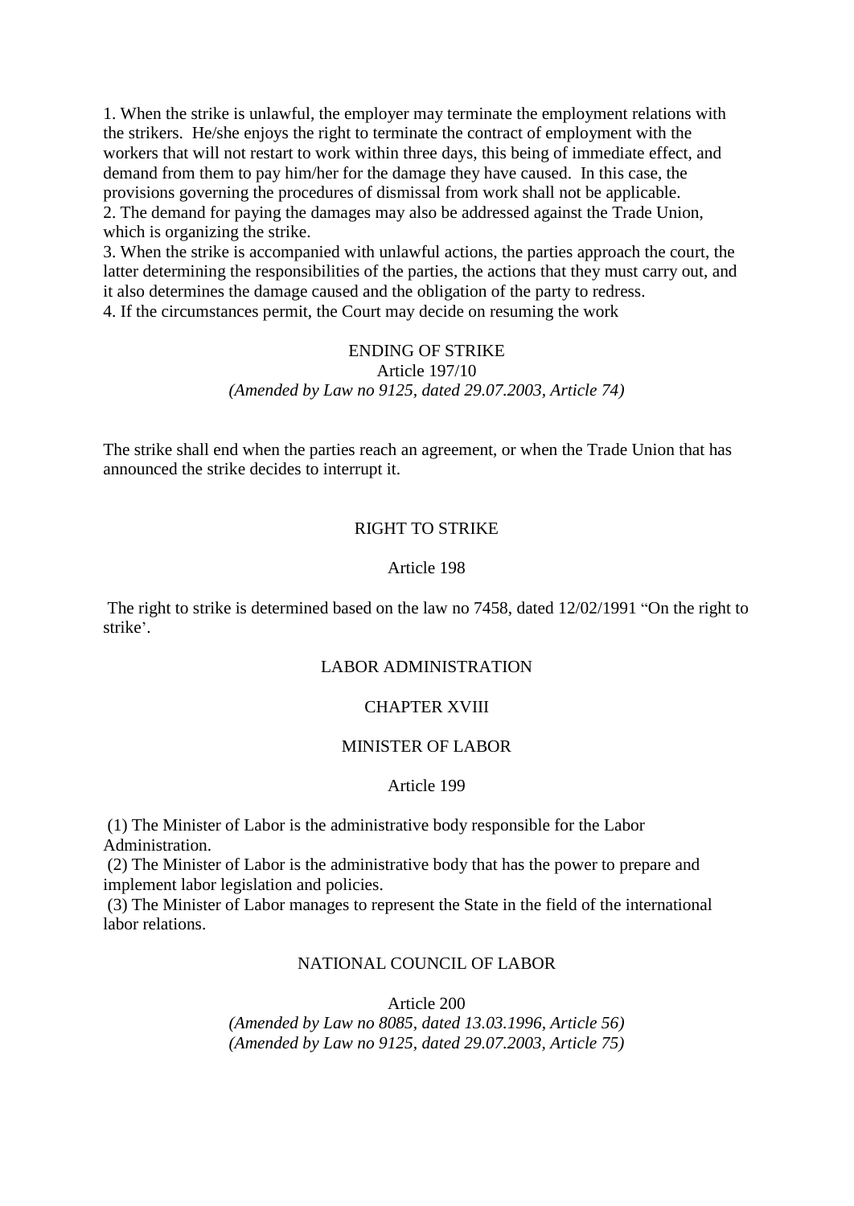1. When the strike is unlawful, the employer may terminate the employment relations with the strikers. He/she enjoys the right to terminate the contract of employment with the workers that will not restart to work within three days, this being of immediate effect, and demand from them to pay him/her for the damage they have caused. In this case, the provisions governing the procedures of dismissal from work shall not be applicable.
2. The demand for paying the damages may also be addressed against the Trade Union, which is organizing the strike.
3. When the strike is accompanied with unlawful actions, the parties approach the court, the latter determining the responsibilities of the parties, the actions that they must carry out, and it also determines the damage caused and the obligation of the party to redress.
4. If the circumstances permit, the Court may decide on resuming the work

ENDING OF STRIKE

Article 197/10

*(Amended by Law no 9125, dated 29.07.2003, Article 74)*

The strike shall end when the parties reach an agreement, or when the Trade Union that has announced the strike decides to interrupt it.

RIGHT TO STRIKE

Article 198

The right to strike is determined based on the law no 7458, dated 12/02/1991 "On the right to strike'.

LABOR ADMINISTRATION

CHAPTER XVIII

MINISTER OF LABOR

Article 199

(1) The Minister of Labor is the administrative body responsible for the Labor Administration.
(2) The Minister of Labor is the administrative body that has the power to prepare and implement labor legislation and policies.
(3) The Minister of Labor manages to represent the State in the field of the international labor relations.

NATIONAL COUNCIL OF LABOR

Article 200

*(Amended by Law no 8085, dated 13.03.1996, Article 56)*
*(Amended by Law no 9125, dated 29.07.2003, Article 75)*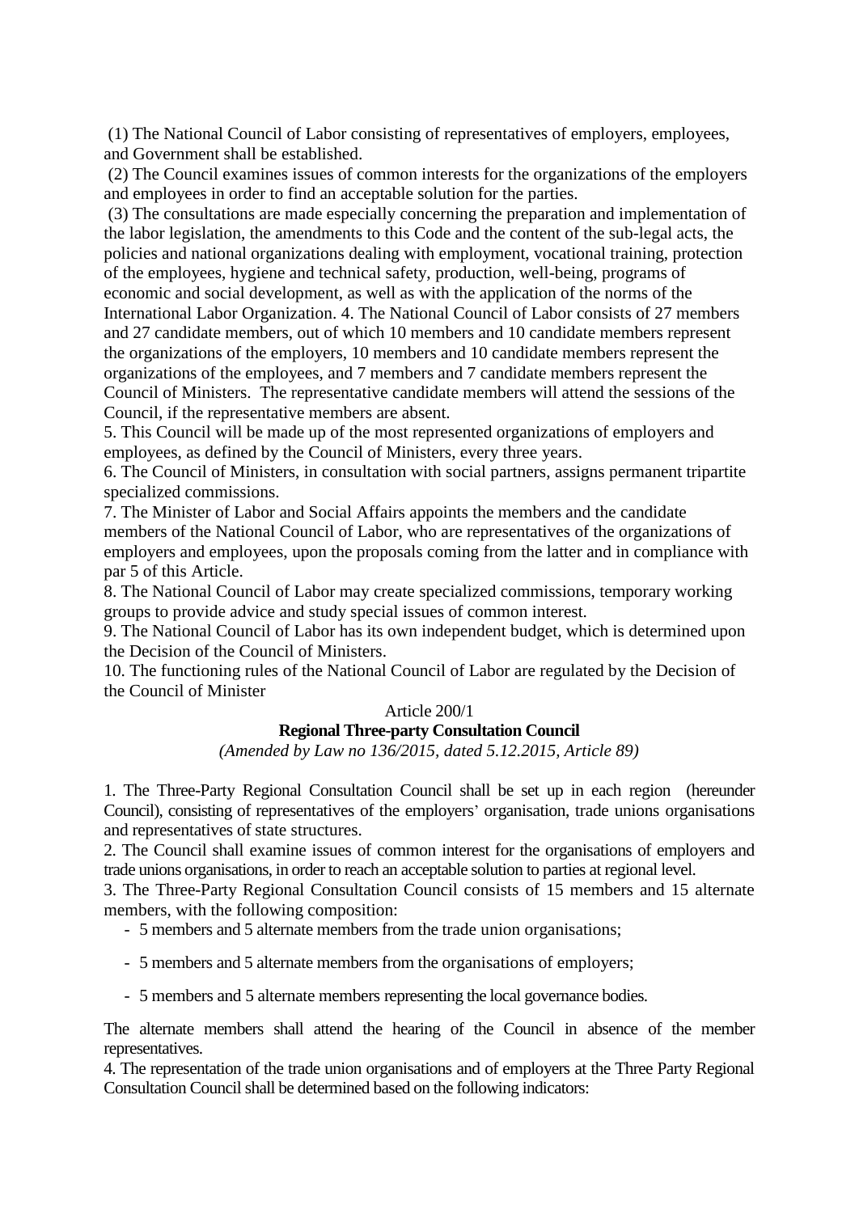(1) The National Council of Labor consisting of representatives of employers, employees, and Government shall be established.

(2) The Council examines issues of common interests for the organizations of the employers and employees in order to find an acceptable solution for the parties.

(3) The consultations are made especially concerning the preparation and implementation of the labor legislation, the amendments to this Code and the content of the sub-legal acts, the policies and national organizations dealing with employment, vocational training, protection of the employees, hygiene and technical safety, production, well-being, programs of economic and social development, as well as with the application of the norms of the International Labor Organization. 4. The National Council of Labor consists of 27 members and 27 candidate members, out of which 10 members and 10 candidate members represent the organizations of the employers, 10 members and 10 candidate members represent the organizations of the employees, and 7 members and 7 candidate members represent the Council of Ministers. The representative candidate members will attend the sessions of the Council, if the representative members are absent.

5. This Council will be made up of the most represented organizations of employers and employees, as defined by the Council of Ministers, every three years.

6. The Council of Ministers, in consultation with social partners, assigns permanent tripartite specialized commissions.

7. The Minister of Labor and Social Affairs appoints the members and the candidate members of the National Council of Labor, who are representatives of the organizations of employers and employees, upon the proposals coming from the latter and in compliance with par 5 of this Article.

8. The National Council of Labor may create specialized commissions, temporary working groups to provide advice and study special issues of common interest.

9. The National Council of Labor has its own independent budget, which is determined upon the Decision of the Council of Ministers.

10. The functioning rules of the National Council of Labor are regulated by the Decision of the Council of Minister

Article 200/1

**Regional Three-party Consultation Council**

*(Amended by Law no 136/2015, dated 5.12.2015, Article 89)*

1. The Three-Party Regional Consultation Council shall be set up in each region (hereunder Council), consisting of representatives of the employers' organisation, trade unions organisations and representatives of state structures.

2. The Council shall examine issues of common interest for the organisations of employers and trade unions organisations, in order to reach an acceptable solution to parties at regional level.

3. The Three-Party Regional Consultation Council consists of 15 members and 15 alternate members, with the following composition:

- 5 members and 5 alternate members from the trade union organisations;
- 5 members and 5 alternate members from the organisations of employers;
- 5 members and 5 alternate members representing the local governance bodies.

The alternate members shall attend the hearing of the Council in absence of the member representatives.

4. The representation of the trade union organisations and of employers at the Three Party Regional Consultation Council shall be determined based on the following indicators: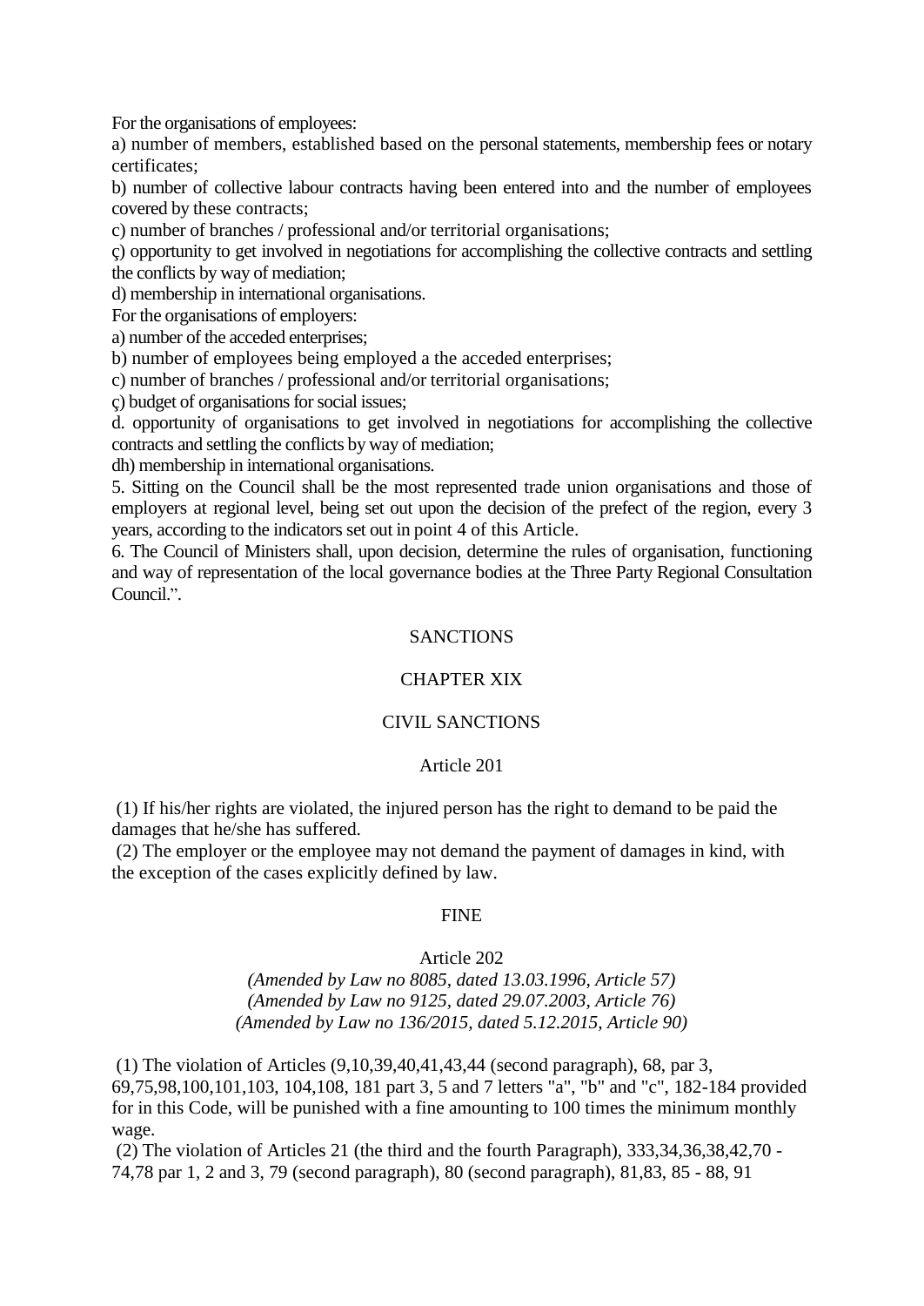For the organisations of employees:

a) number of members, established based on the personal statements, membership fees or notary certificates;

b) number of collective labour contracts having been entered into and the number of employees covered by these contracts;

c) number of branches / professional and/or territorial organisations;

ç) opportunity to get involved in negotiations for accomplishing the collective contracts and settling the conflicts by way of mediation;

d) membership in international organisations.

For the organisations of employers:

a) number of the acceded enterprises;

b) number of employees being employed a the acceded enterprises;

c) number of branches / professional and/or territorial organisations;

ç) budget of organisations for social issues;

d. opportunity of organisations to get involved in negotiations for accomplishing the collective contracts and settling the conflicts by way of mediation;

dh) membership in international organisations.

5. Sitting on the Council shall be the most represented trade union organisations and those of employers at regional level, being set out upon the decision of the prefect of the region, every 3 years, according to the indicators set out in point 4 of this Article.

6. The Council of Ministers shall, upon decision, determine the rules of organisation, functioning and way of representation of the local governance bodies at the Three Party Regional Consultation Council.".

## SANCTIONS

## CHAPTER XIX

## CIVIL SANCTIONS

### Article 201

(1) If his/her rights are violated, the injured person has the right to demand to be paid the damages that he/she has suffered.

(2) The employer or the employee may not demand the payment of damages in kind, with the exception of the cases explicitly defined by law.

## FINE

### Article 202

*(Amended by Law no 8085, dated 13.03.1996, Article 57)*
*(Amended by Law no 9125, dated 29.07.2003, Article 76)*
*(Amended by Law no 136/2015, dated 5.12.2015, Article 90)*

(1) The violation of Articles (9,10,39,40,41,43,44 (second paragraph), 68, par 3, 69,75,98,100,101,103, 104,108, 181 part 3, 5 and 7 letters "a", "b" and "c", 182-184 provided for in this Code, will be punished with a fine amounting to 100 times the minimum monthly wage.

(2) The violation of Articles 21 (the third and the fourth Paragraph), 333,34,36,38,42,70 - 74,78 par 1, 2 and 3, 79 (second paragraph), 80 (second paragraph), 81,83, 85 - 88, 91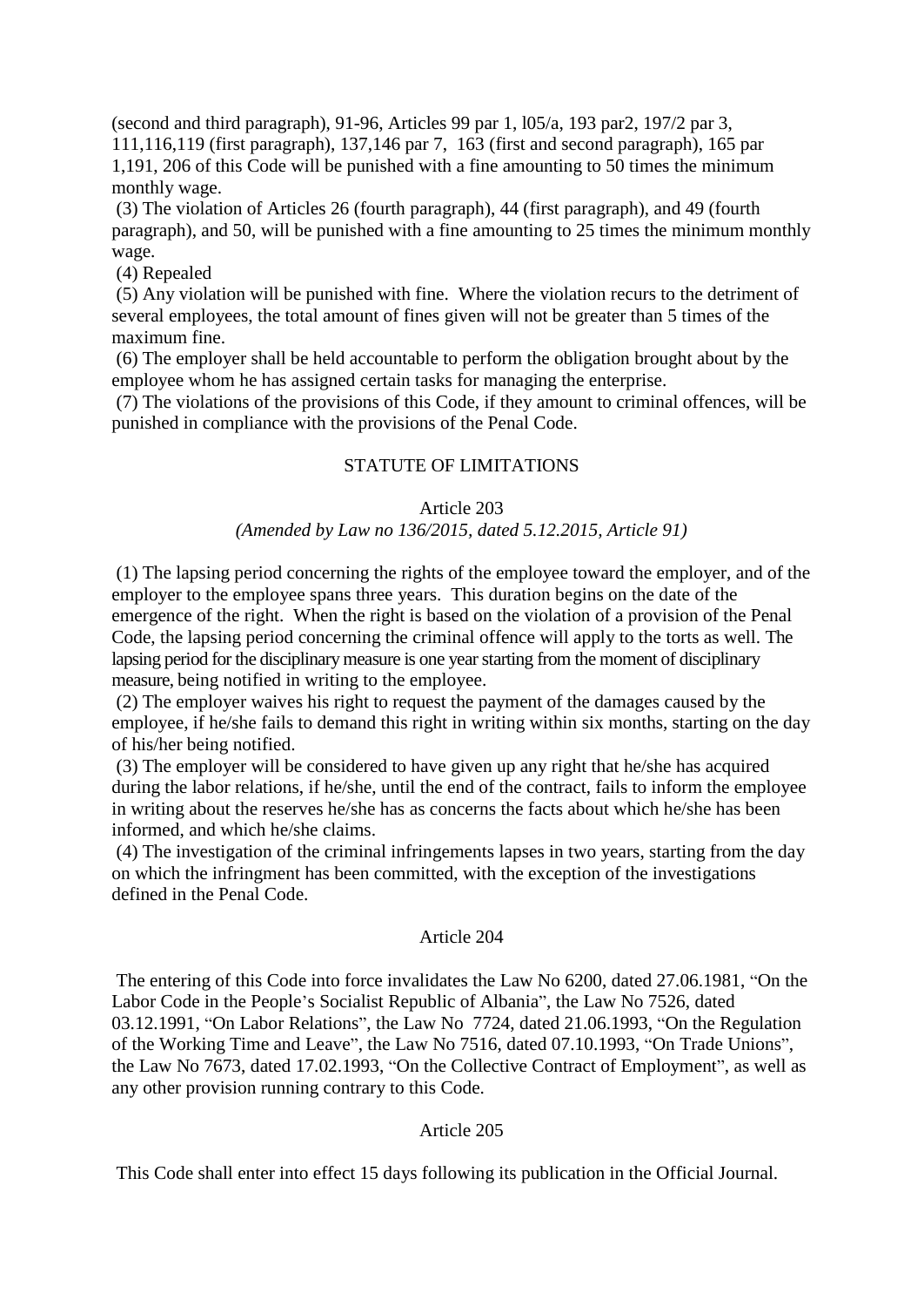(second and third paragraph), 91-96, Articles 99 par 1, l05/a, 193 par2, 197/2 par 3, 111,116,119 (first paragraph), 137,146 par 7, 163 (first and second paragraph), 165 par 1,191, 206 of this Code will be punished with a fine amounting to 50 times the minimum monthly wage.

(3) The violation of Articles 26 (fourth paragraph), 44 (first paragraph), and 49 (fourth paragraph), and 50, will be punished with a fine amounting to 25 times the minimum monthly wage.

(4) Repealed

(5) Any violation will be punished with fine. Where the violation recurs to the detriment of several employees, the total amount of fines given will not be greater than 5 times of the maximum fine.

(6) The employer shall be held accountable to perform the obligation brought about by the employee whom he has assigned certain tasks for managing the enterprise.

(7) The violations of the provisions of this Code, if they amount to criminal offences, will be punished in compliance with the provisions of the Penal Code.

## STATUTE OF LIMITATIONS

### Article 203

*(Amended by Law no 136/2015, dated 5.12.2015, Article 91)*

(1) The lapsing period concerning the rights of the employee toward the employer, and of the employer to the employee spans three years. This duration begins on the date of the emergence of the right. When the right is based on the violation of a provision of the Penal Code, the lapsing period concerning the criminal offence will apply to the torts as well. The lapsing period for the disciplinary measure is one year starting from the moment of disciplinary measure, being notified in writing to the employee.

(2) The employer waives his right to request the payment of the damages caused by the employee, if he/she fails to demand this right in writing within six months, starting on the day of his/her being notified.

(3) The employer will be considered to have given up any right that he/she has acquired during the labor relations, if he/she, until the end of the contract, fails to inform the employee in writing about the reserves he/she has as concerns the facts about which he/she has been informed, and which he/she claims.

(4) The investigation of the criminal infringements lapses in two years, starting from the day on which the infringment has been committed, with the exception of the investigations defined in the Penal Code.

### Article 204

The entering of this Code into force invalidates the Law No 6200, dated 27.06.1981, "On the Labor Code in the People's Socialist Republic of Albania", the Law No 7526, dated 03.12.1991, "On Labor Relations", the Law No 7724, dated 21.06.1993, "On the Regulation of the Working Time and Leave", the Law No 7516, dated 07.10.1993, "On Trade Unions", the Law No 7673, dated 17.02.1993, "On the Collective Contract of Employment", as well as any other provision running contrary to this Code.

### Article 205

This Code shall enter into effect 15 days following its publication in the Official Journal.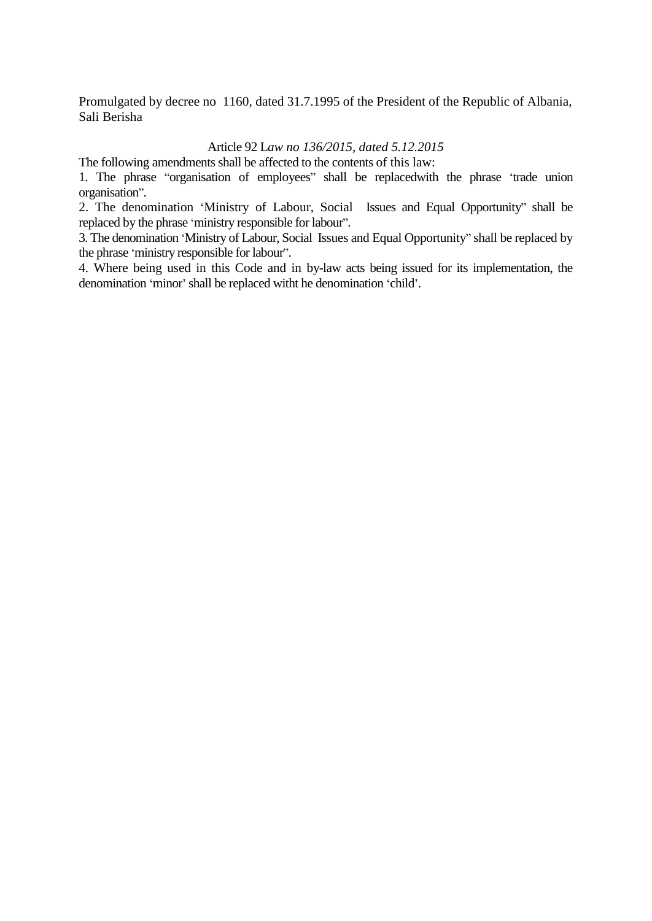Promulgated by decree no 1160, dated 31.7.1995 of the President of the Republic of Albania, Sali Berisha

Article 92 L*aw no 136/2015, dated 5.12.2015*

The following amendments shall be affected to the contents of this law:

1. The phrase "organisation of employees" shall be replacedwith the phrase 'trade union organisation".
2. The denomination 'Ministry of Labour, Social Issues and Equal Opportunity" shall be replaced by the phrase 'ministry responsible for labour".
3. The denomination 'Ministry of Labour, Social Issues and Equal Opportunity" shall be replaced by the phrase 'ministry responsible for labour".
4. Where being used in this Code and in by-law acts being issued for its implementation, the denomination 'minor' shall be replaced witht he denomination 'child'.